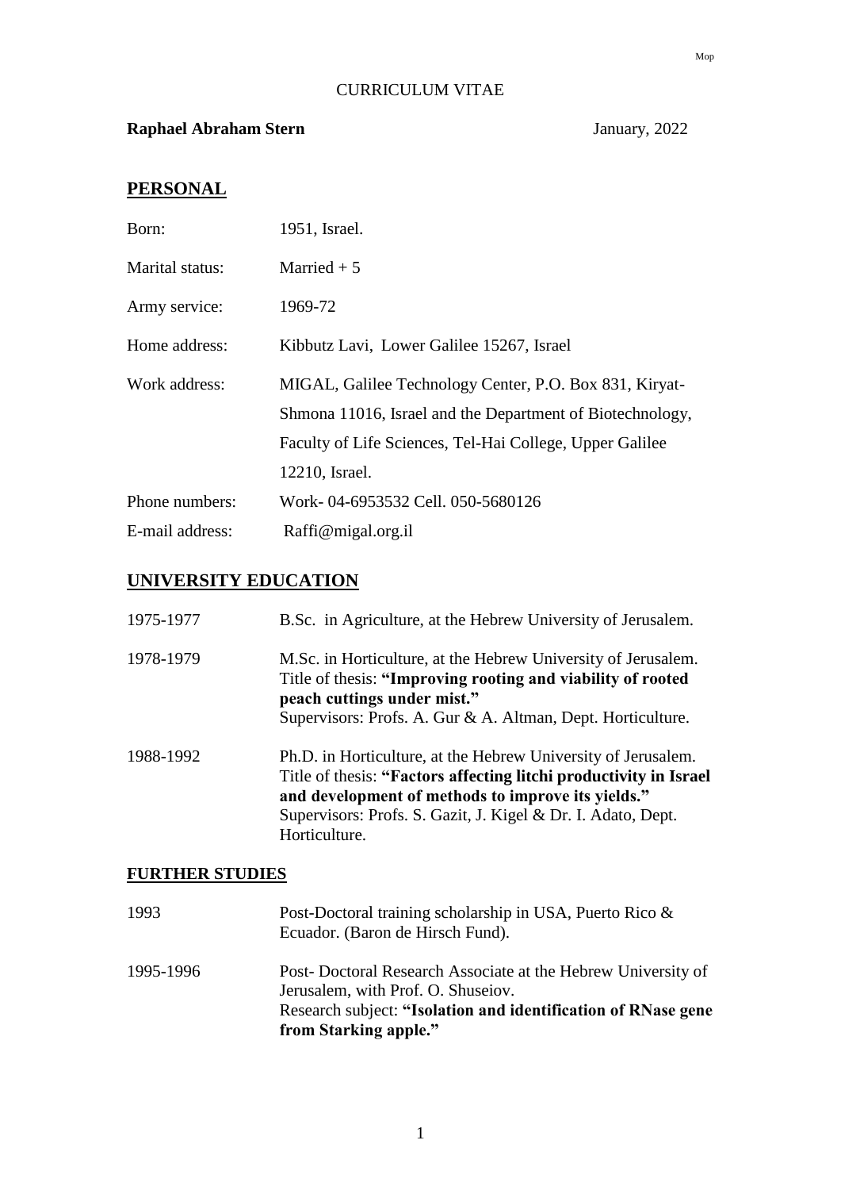# CURRICULUM VITAE

**Raphael Abraham Stern** January, 2022

## PERSONAL

| | |
|---|---|
| Born: | 1951, Israel. |
| Marital status: | Married + 5 |
| Army service: | 1969-72 |
| Home address: | Kibbutz Lavi, Lower Galilee 15267, Israel |
| Work address: | MIGAL, Galilee Technology Center, P.O. Box 831, Kiryat-Shmona 11016, Israel and the Department of Biotechnology, Faculty of Life Sciences, Tel-Hai College, Upper Galilee 12210, Israel. |
| Phone numbers: | Work- 04-6953532 Cell. 050-5680126 |
| E-mail address: | Raffi@migal.org.il |

## UNIVERSITY EDUCATION

1975-1977 B.Sc. in Agriculture, at the Hebrew University of Jerusalem.

1978-1979 M.Sc. in Horticulture, at the Hebrew University of Jerusalem. Title of thesis: **"Improving rooting and viability of rooted peach cuttings under mist."** Supervisors: Profs. A. Gur & A. Altman, Dept. Horticulture.

1988-1992 Ph.D. in Horticulture, at the Hebrew University of Jerusalem. Title of thesis: **"Factors affecting litchi productivity in Israel and development of methods to improve its yields."** Supervisors: Profs. S. Gazit, J. Kigel & Dr. I. Adato, Dept. Horticulture.

## FURTHER STUDIES

1993 Post-Doctoral training scholarship in USA, Puerto Rico & Ecuador. (Baron de Hirsch Fund).

1995-1996 Post- Doctoral Research Associate at the Hebrew University of Jerusalem, with Prof. O. Shuseiov. Research subject: **"Isolation and identification of RNase gene from Starking apple."**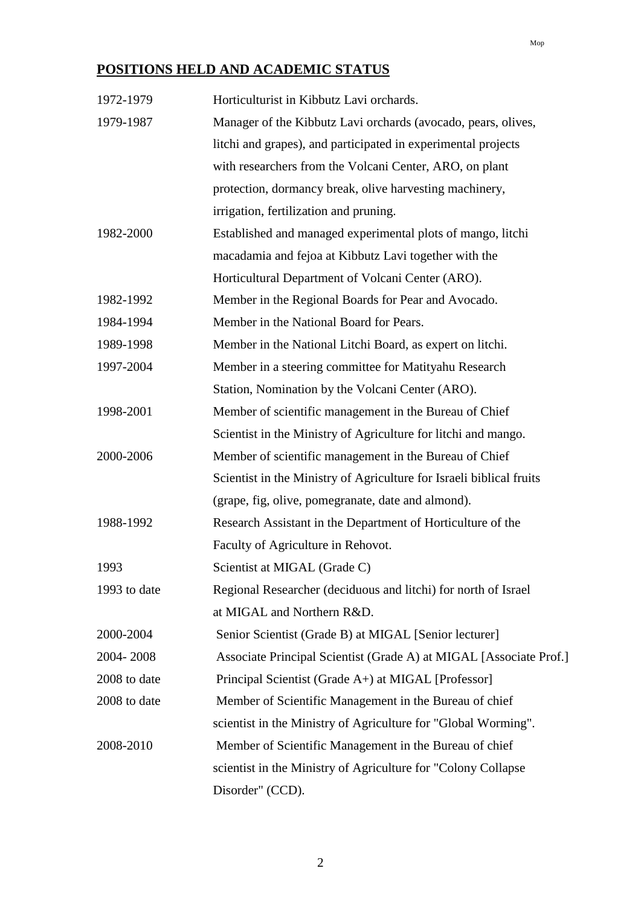## POSITIONS HELD AND ACADEMIC STATUS

| | |
|---|---|
| 1972-1979 | Horticulturist in Kibbutz Lavi orchards. |
| 1979-1987 | Manager of the Kibbutz Lavi orchards (avocado, pears, olives, litchi and grapes), and participated in experimental projects with researchers from the Volcani Center, ARO, on plant protection, dormancy break, olive harvesting machinery, irrigation, fertilization and pruning. |
| 1982-2000 | Established and managed experimental plots of mango, litchi macadamia and fejoa at Kibbutz Lavi together with the Horticultural Department of Volcani Center (ARO). |
| 1982-1992 | Member in the Regional Boards for Pear and Avocado. |
| 1984-1994 | Member in the National Board for Pears. |
| 1989-1998 | Member in the National Litchi Board, as expert on litchi. |
| 1997-2004 | Member in a steering committee for Matityahu Research Station, Nomination by the Volcani Center (ARO). |
| 1998-2001 | Member of scientific management in the Bureau of Chief Scientist in the Ministry of Agriculture for litchi and mango. |
| 2000-2006 | Member of scientific management in the Bureau of Chief Scientist in the Ministry of Agriculture for Israeli biblical fruits (grape, fig, olive, pomegranate, date and almond). |
| 1988-1992 | Research Assistant in the Department of Horticulture of the Faculty of Agriculture in Rehovot. |
| 1993 | Scientist at MIGAL (Grade C) |
| 1993 to date | Regional Researcher (deciduous and litchi) for north of Israel at MIGAL and Northern R&D. |
| 2000-2004 | Senior Scientist (Grade B) at MIGAL [Senior lecturer] |
| 2004- 2008 | Associate Principal Scientist (Grade A) at MIGAL [Associate Prof.] |
| 2008 to date | Principal Scientist (Grade A+) at MIGAL [Professor] |
| 2008 to date | Member of Scientific Management in the Bureau of chief scientist in the Ministry of Agriculture for "Global Worming". |
| 2008-2010 | Member of Scientific Management in the Bureau of chief scientist in the Ministry of Agriculture for "Colony Collapse Disorder" (CCD). |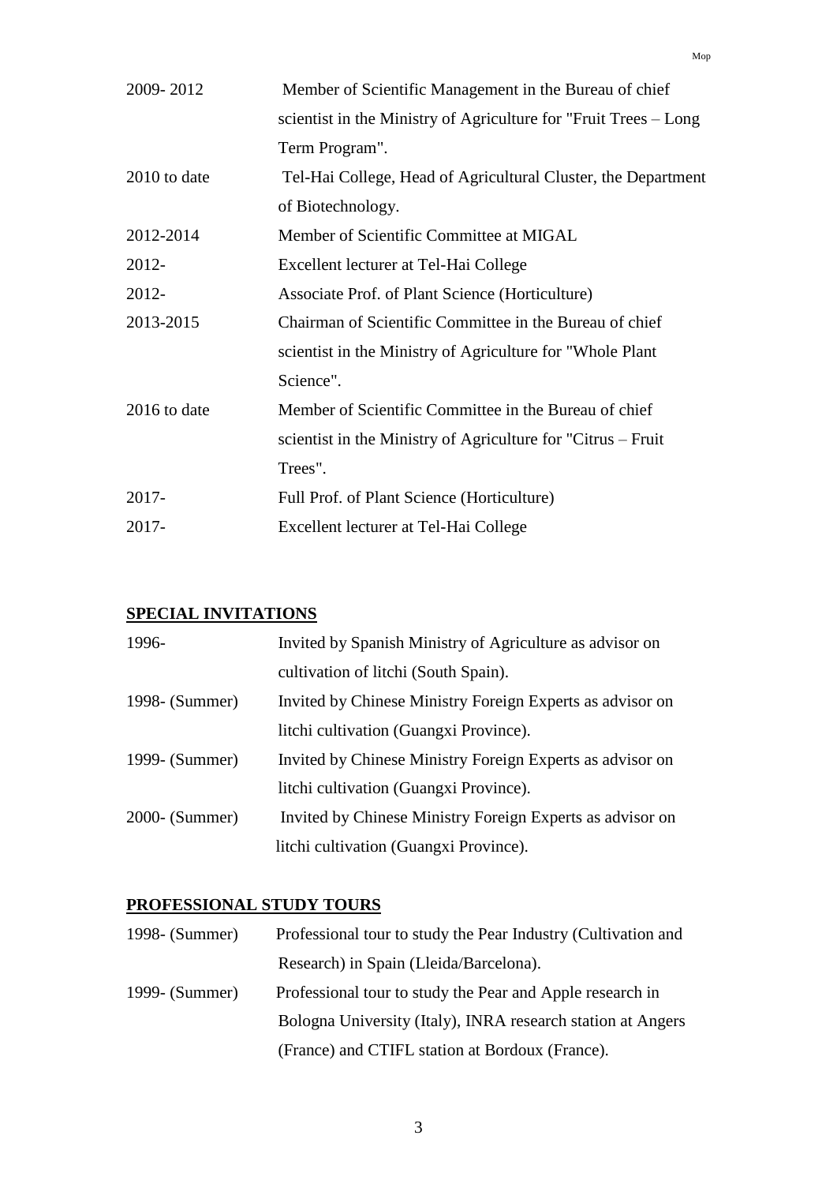| | |
|---|---|
| 2009- 2012 | Member of Scientific Management in the Bureau of chief scientist in the Ministry of Agriculture for "Fruit Trees – Long Term Program". |
| 2010 to date | Tel-Hai College, Head of Agricultural Cluster, the Department of Biotechnology. |
| 2012-2014 | Member of Scientific Committee at MIGAL |
| 2012- | Excellent lecturer at Tel-Hai College |
| 2012- | Associate Prof. of Plant Science (Horticulture) |
| 2013-2015 | Chairman of Scientific Committee in the Bureau of chief scientist in the Ministry of Agriculture for "Whole Plant Science". |
| 2016 to date | Member of Scientific Committee in the Bureau of chief scientist in the Ministry of Agriculture for "Citrus – Fruit Trees". |
| 2017- | Full Prof. of Plant Science (Horticulture) |
| 2017- | Excellent lecturer at Tel-Hai College |

## SPECIAL INVITATIONS

| | |
|---|---|
| 1996- | Invited by Spanish Ministry of Agriculture as advisor on cultivation of litchi (South Spain). |
| 1998- (Summer) | Invited by Chinese Ministry Foreign Experts as advisor on litchi cultivation (Guangxi Province). |
| 1999- (Summer) | Invited by Chinese Ministry Foreign Experts as advisor on litchi cultivation (Guangxi Province). |
| 2000- (Summer) | Invited by Chinese Ministry Foreign Experts as advisor on litchi cultivation (Guangxi Province). |

## PROFESSIONAL STUDY TOURS

| | |
|---|---|
| 1998- (Summer) | Professional tour to study the Pear Industry (Cultivation and Research) in Spain (Lleida/Barcelona). |
| 1999- (Summer) | Professional tour to study the Pear and Apple research in Bologna University (Italy), INRA research station at Angers (France) and CTIFL station at Bordoux (France). |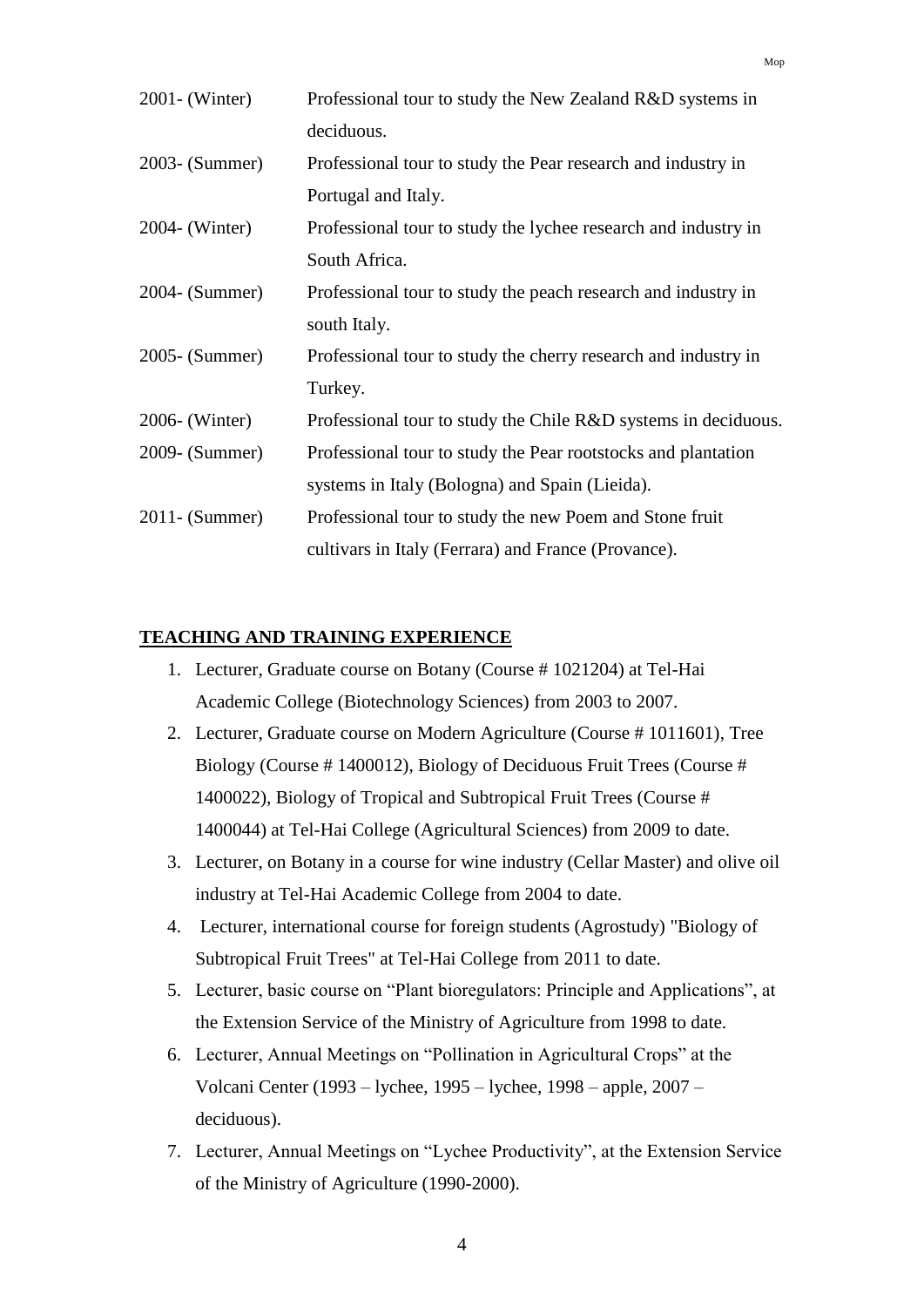| | |
|---|---|
| 2001- (Winter) | Professional tour to study the New Zealand R&D systems in deciduous. |
| 2003- (Summer) | Professional tour to study the Pear research and industry in Portugal and Italy. |
| 2004- (Winter) | Professional tour to study the lychee research and industry in South Africa. |
| 2004- (Summer) | Professional tour to study the peach research and industry in south Italy. |
| 2005- (Summer) | Professional tour to study the cherry research and industry in Turkey. |
| 2006- (Winter) | Professional tour to study the Chile R&D systems in deciduous. |
| 2009- (Summer) | Professional tour to study the Pear rootstocks and plantation systems in Italy (Bologna) and Spain (Lieida). |
| 2011- (Summer) | Professional tour to study the new Poem and Stone fruit cultivars in Italy (Ferrara) and France (Provance). |

## TEACHING AND TRAINING EXPERIENCE

1. Lecturer, Graduate course on Botany (Course # 1021204) at Tel-Hai Academic College (Biotechnology Sciences) from 2003 to 2007.
2. Lecturer, Graduate course on Modern Agriculture (Course # 1011601), Tree Biology (Course # 1400012), Biology of Deciduous Fruit Trees (Course # 1400022), Biology of Tropical and Subtropical Fruit Trees (Course # 1400044) at Tel-Hai College (Agricultural Sciences) from 2009 to date.
3. Lecturer, on Botany in a course for wine industry (Cellar Master) and olive oil industry at Tel-Hai Academic College from 2004 to date.
4. Lecturer, international course for foreign students (Agrostudy) "Biology of Subtropical Fruit Trees" at Tel-Hai College from 2011 to date.
5. Lecturer, basic course on "Plant bioregulators: Principle and Applications", at the Extension Service of the Ministry of Agriculture from 1998 to date.
6. Lecturer, Annual Meetings on "Pollination in Agricultural Crops" at the Volcani Center (1993 – lychee, 1995 – lychee, 1998 – apple, 2007 – deciduous).
7. Lecturer, Annual Meetings on "Lychee Productivity", at the Extension Service of the Ministry of Agriculture (1990-2000).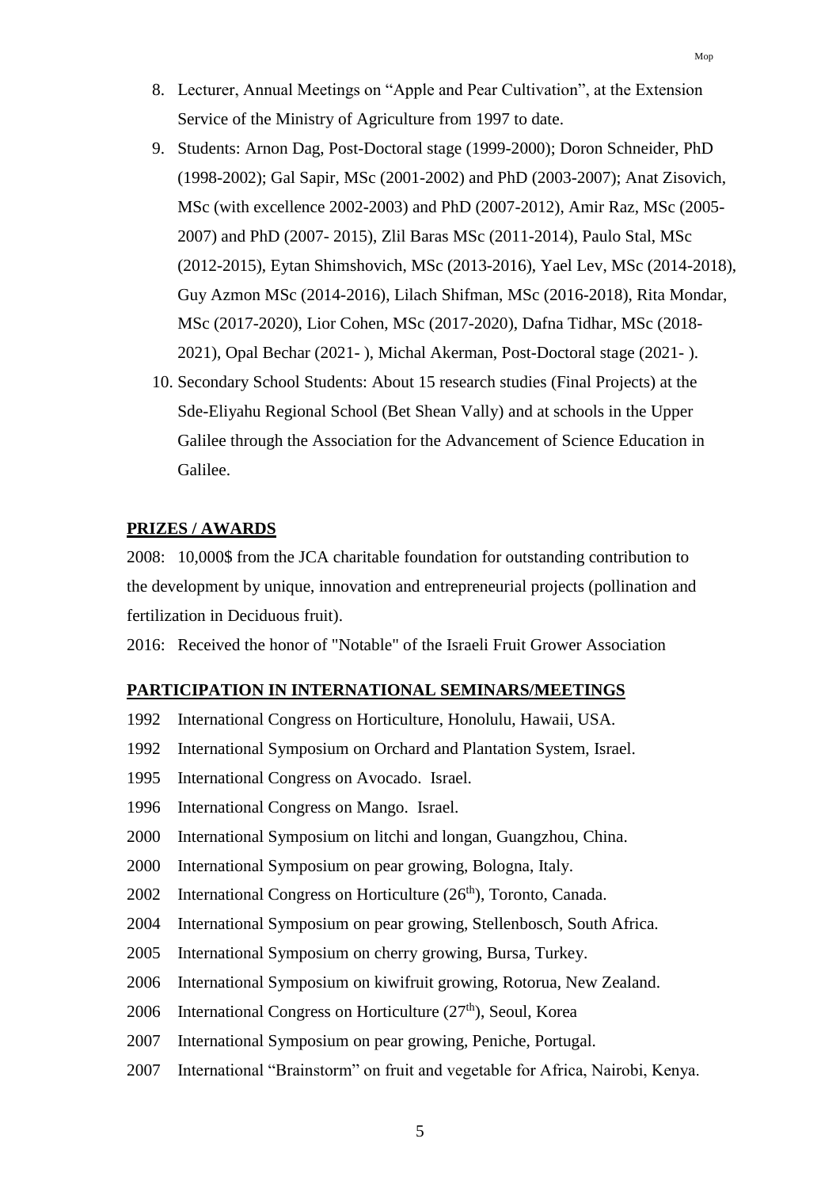8. Lecturer, Annual Meetings on "Apple and Pear Cultivation", at the Extension Service of the Ministry of Agriculture from 1997 to date.
9. Students: Arnon Dag, Post-Doctoral stage (1999-2000); Doron Schneider, PhD (1998-2002); Gal Sapir, MSc (2001-2002) and PhD (2003-2007); Anat Zisovich, MSc (with excellence 2002-2003) and PhD (2007-2012), Amir Raz, MSc (2005-2007) and PhD (2007- 2015), Zlil Baras MSc (2011-2014), Paulo Stal, MSc (2012-2015), Eytan Shimshovich, MSc (2013-2016), Yael Lev, MSc (2014-2018), Guy Azmon MSc (2014-2016), Lilach Shifman, MSc (2016-2018), Rita Mondar, MSc (2017-2020), Lior Cohen, MSc (2017-2020), Dafna Tidhar, MSc (2018-2021), Opal Bechar (2021- ), Michal Akerman, Post-Doctoral stage (2021- ).
10. Secondary School Students: About 15 research studies (Final Projects) at the Sde-Eliyahu Regional School (Bet Shean Vally) and at schools in the Upper Galilee through the Association for the Advancement of Science Education in Galilee.

**PRIZES / AWARDS**

2008: 10,000$ from the JCA charitable foundation for outstanding contribution to the development by unique, innovation and entrepreneurial projects (pollination and fertilization in Deciduous fruit).

2016: Received the honor of "Notable" of the Israeli Fruit Grower Association

**PARTICIPATION IN INTERNATIONAL SEMINARS/MEETINGS**

1992 International Congress on Horticulture, Honolulu, Hawaii, USA.
1992 International Symposium on Orchard and Plantation System, Israel.
1995 International Congress on Avocado. Israel.
1996 International Congress on Mango. Israel.
2000 International Symposium on litchi and longan, Guangzhou, China.
2000 International Symposium on pear growing, Bologna, Italy.
2002 International Congress on Horticulture (26th), Toronto, Canada.
2004 International Symposium on pear growing, Stellenbosch, South Africa.
2005 International Symposium on cherry growing, Bursa, Turkey.
2006 International Symposium on kiwifruit growing, Rotorua, New Zealand.
2006 International Congress on Horticulture (27th), Seoul, Korea
2007 International Symposium on pear growing, Peniche, Portugal.
2007 International "Brainstorm" on fruit and vegetable for Africa, Nairobi, Kenya.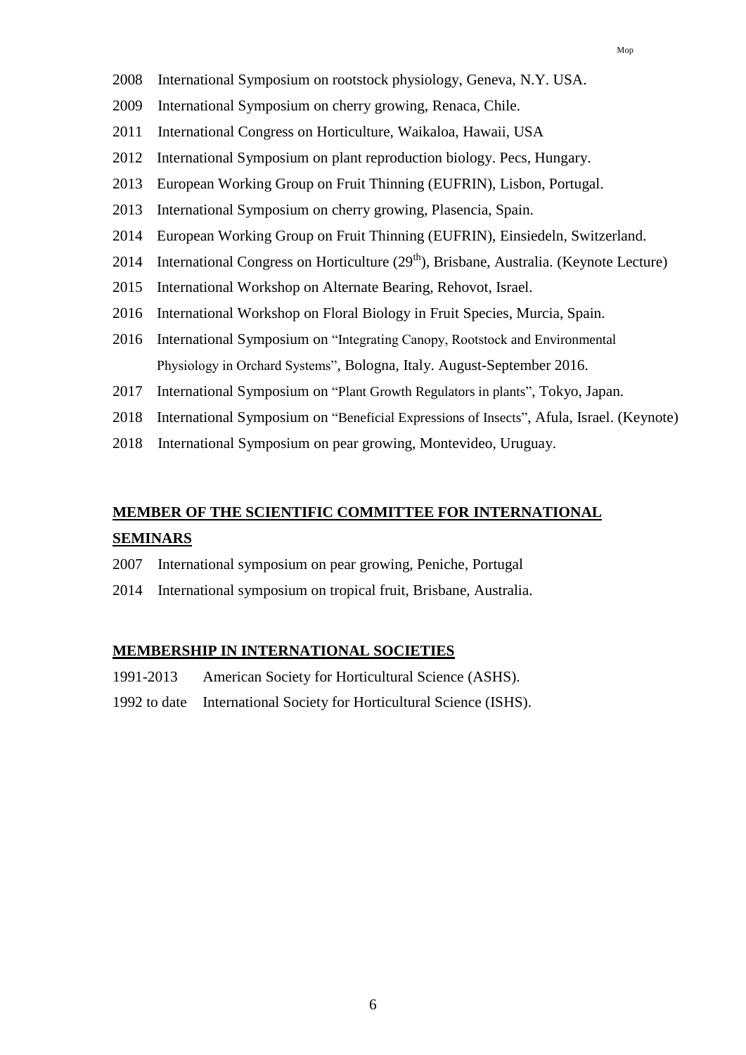2008 International Symposium on rootstock physiology, Geneva, N.Y. USA.

2009 International Symposium on cherry growing, Renaca, Chile.

2011 International Congress on Horticulture, Waikaloa, Hawaii, USA

2012 International Symposium on plant reproduction biology. Pecs, Hungary.

2013 European Working Group on Fruit Thinning (EUFRIN), Lisbon, Portugal.

2013 International Symposium on cherry growing, Plasencia, Spain.

2014 European Working Group on Fruit Thinning (EUFRIN), Einsiedeln, Switzerland.

2014 International Congress on Horticulture (29$^{th}$), Brisbane, Australia. (Keynote Lecture)

2015 International Workshop on Alternate Bearing, Rehovot, Israel.

2016 International Workshop on Floral Biology in Fruit Species, Murcia, Spain.

2016 International Symposium on "Integrating Canopy, Rootstock and Environmental Physiology in Orchard Systems", Bologna, Italy. August-September 2016.

2017 International Symposium on "Plant Growth Regulators in plants", Tokyo, Japan.

2018 International Symposium on "Beneficial Expressions of Insects", Afula, Israel. (Keynote)

2018 International Symposium on pear growing, Montevideo, Uruguay.

## MEMBER OF THE SCIENTIFIC COMMITTEE FOR INTERNATIONAL SEMINARS

2007 International symposium on pear growing, Peniche, Portugal

2014 International symposium on tropical fruit, Brisbane, Australia.

## MEMBERSHIP IN INTERNATIONAL SOCIETIES

1991-2013 American Society for Horticultural Science (ASHS).

1992 to date International Society for Horticultural Science (ISHS).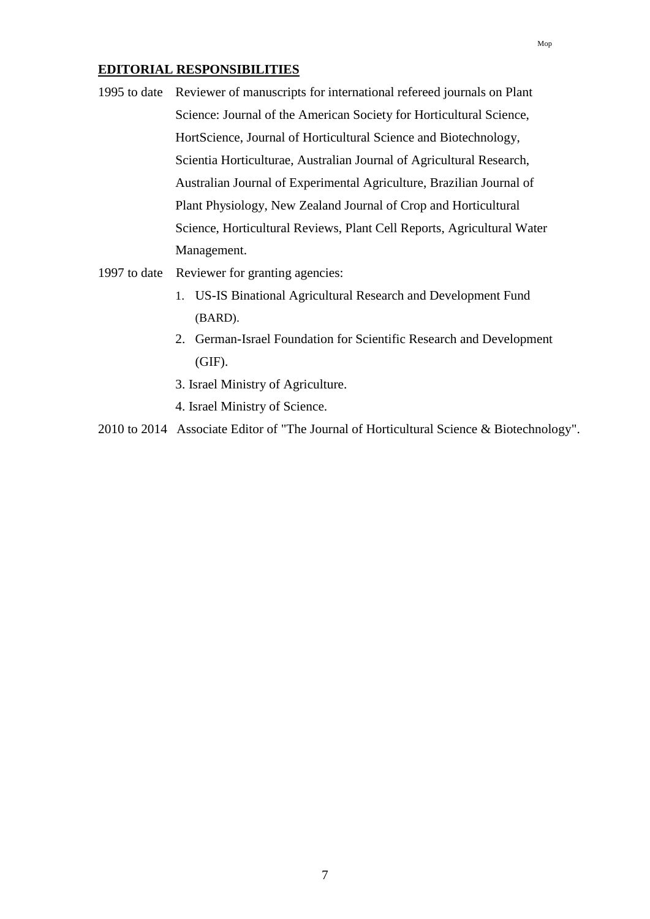## EDITORIAL RESPONSIBILITIES

1995 to date Reviewer of manuscripts for international refereed journals on Plant Science: Journal of the American Society for Horticultural Science, HortScience, Journal of Horticultural Science and Biotechnology, Scientia Horticulturae, Australian Journal of Agricultural Research, Australian Journal of Experimental Agriculture, Brazilian Journal of Plant Physiology, New Zealand Journal of Crop and Horticultural Science, Horticultural Reviews, Plant Cell Reports, Agricultural Water Management.

1997 to date Reviewer for granting agencies:

1. US-IS Binational Agricultural Research and Development Fund (BARD).
2. German-Israel Foundation for Scientific Research and Development (GIF).
3. Israel Ministry of Agriculture.
4. Israel Ministry of Science.

2010 to 2014 Associate Editor of "The Journal of Horticultural Science & Biotechnology".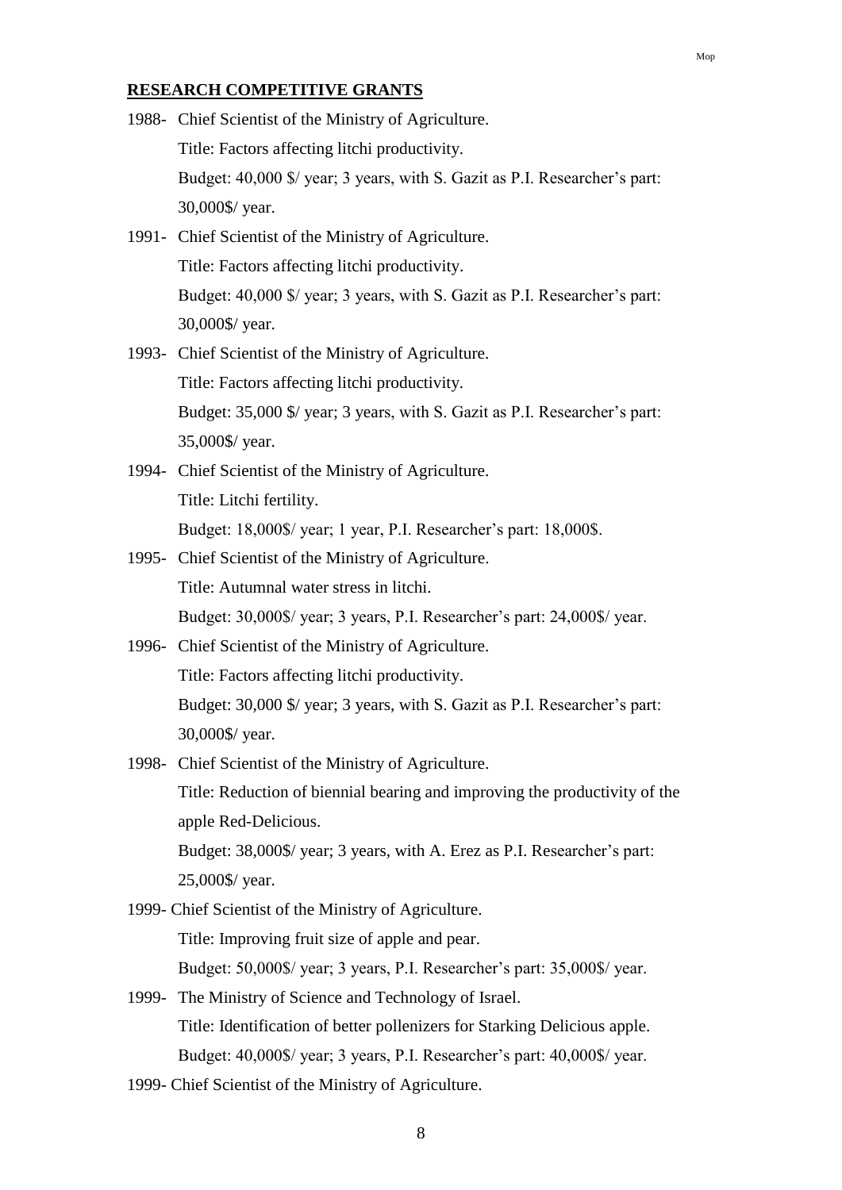## RESEARCH COMPETITIVE GRANTS

1988- Chief Scientist of the Ministry of Agriculture.
Title: Factors affecting litchi productivity.
Budget: 40,000 $/ year; 3 years, with S. Gazit as P.I. Researcher's part: 30,000$/ year.

1991- Chief Scientist of the Ministry of Agriculture.
Title: Factors affecting litchi productivity.
Budget: 40,000 $/ year; 3 years, with S. Gazit as P.I. Researcher's part: 30,000$/ year.

1993- Chief Scientist of the Ministry of Agriculture.
Title: Factors affecting litchi productivity.
Budget: 35,000 $/ year; 3 years, with S. Gazit as P.I. Researcher's part: 35,000$/ year.

1994- Chief Scientist of the Ministry of Agriculture.
Title: Litchi fertility.
Budget: 18,000$/ year; 1 year, P.I. Researcher's part: 18,000$.

1995- Chief Scientist of the Ministry of Agriculture.
Title: Autumnal water stress in litchi.
Budget: 30,000$/ year; 3 years, P.I. Researcher's part: 24,000$/ year.

1996- Chief Scientist of the Ministry of Agriculture.
Title: Factors affecting litchi productivity.
Budget: 30,000 $/ year; 3 years, with S. Gazit as P.I. Researcher's part: 30,000$/ year.

1998- Chief Scientist of the Ministry of Agriculture.
Title: Reduction of biennial bearing and improving the productivity of the apple Red-Delicious.
Budget: 38,000$/ year; 3 years, with A. Erez as P.I. Researcher's part: 25,000$/ year.

1999- Chief Scientist of the Ministry of Agriculture.
Title: Improving fruit size of apple and pear.
Budget: 50,000$/ year; 3 years, P.I. Researcher's part: 35,000$/ year.

1999- The Ministry of Science and Technology of Israel.
Title: Identification of better pollenizers for Starking Delicious apple.
Budget: 40,000$/ year; 3 years, P.I. Researcher's part: 40,000$/ year.

1999- Chief Scientist of the Ministry of Agriculture.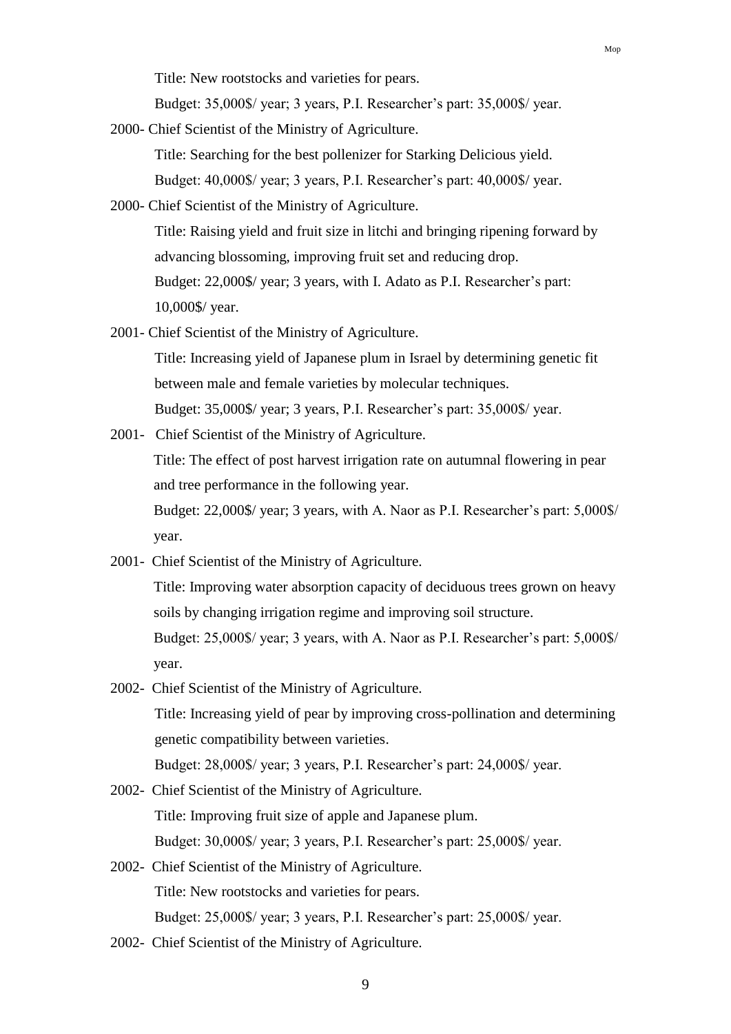Title: New rootstocks and varieties for pears.

Budget: 35,000$/ year; 3 years, P.I. Researcher's part: 35,000$/ year.

2000- Chief Scientist of the Ministry of Agriculture.

Title: Searching for the best pollenizer for Starking Delicious yield.

Budget: 40,000$/ year; 3 years, P.I. Researcher's part: 40,000$/ year.

2000- Chief Scientist of the Ministry of Agriculture.

Title: Raising yield and fruit size in litchi and bringing ripening forward by advancing blossoming, improving fruit set and reducing drop.

Budget: 22,000$/ year; 3 years, with I. Adato as P.I. Researcher's part: 10,000$/ year.

2001- Chief Scientist of the Ministry of Agriculture.

Title: Increasing yield of Japanese plum in Israel by determining genetic fit between male and female varieties by molecular techniques.

Budget: 35,000$/ year; 3 years, P.I. Researcher's part: 35,000$/ year.

2001- Chief Scientist of the Ministry of Agriculture.

Title: The effect of post harvest irrigation rate on autumnal flowering in pear and tree performance in the following year.

Budget: 22,000$/ year; 3 years, with A. Naor as P.I. Researcher's part: 5,000$/ year.

2001- Chief Scientist of the Ministry of Agriculture.

Title: Improving water absorption capacity of deciduous trees grown on heavy soils by changing irrigation regime and improving soil structure.

Budget: 25,000$/ year; 3 years, with A. Naor as P.I. Researcher's part: 5,000$/ year.

2002- Chief Scientist of the Ministry of Agriculture.

Title: Increasing yield of pear by improving cross-pollination and determining genetic compatibility between varieties.

Budget: 28,000$/ year; 3 years, P.I. Researcher's part: 24,000$/ year.

2002- Chief Scientist of the Ministry of Agriculture.

Title: Improving fruit size of apple and Japanese plum.

Budget: 30,000$/ year; 3 years, P.I. Researcher's part: 25,000$/ year.

2002- Chief Scientist of the Ministry of Agriculture.

Title: New rootstocks and varieties for pears.

Budget: 25,000$/ year; 3 years, P.I. Researcher's part: 25,000$/ year.

2002- Chief Scientist of the Ministry of Agriculture.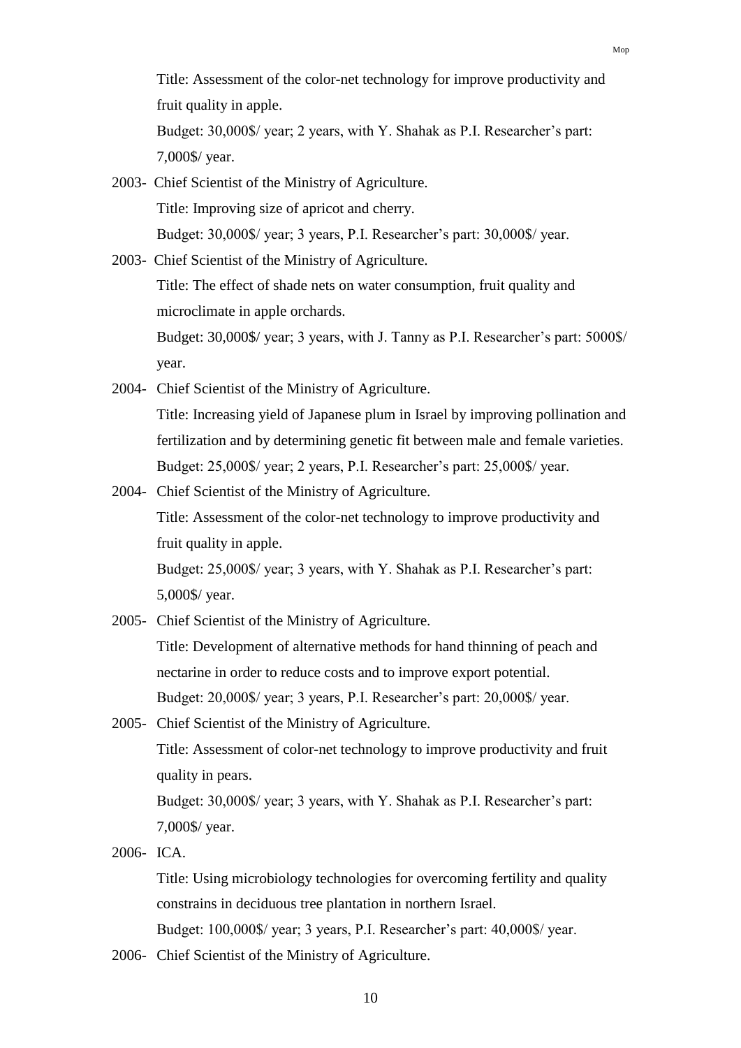Title: Assessment of the color-net technology for improve productivity and fruit quality in apple.

Budget: 30,000$/ year; 2 years, with Y. Shahak as P.I. Researcher's part: 7,000$/ year.

2003- Chief Scientist of the Ministry of Agriculture.

Title: Improving size of apricot and cherry.

Budget: 30,000$/ year; 3 years, P.I. Researcher's part: 30,000$/ year.

2003- Chief Scientist of the Ministry of Agriculture.

Title: The effect of shade nets on water consumption, fruit quality and microclimate in apple orchards.

Budget: 30,000$/ year; 3 years, with J. Tanny as P.I. Researcher's part: 5000$/ year.

2004- Chief Scientist of the Ministry of Agriculture.

Title: Increasing yield of Japanese plum in Israel by improving pollination and fertilization and by determining genetic fit between male and female varieties.

Budget: 25,000$/ year; 2 years, P.I. Researcher's part: 25,000$/ year.

2004- Chief Scientist of the Ministry of Agriculture.

Title: Assessment of the color-net technology to improve productivity and fruit quality in apple.

Budget: 25,000$/ year; 3 years, with Y. Shahak as P.I. Researcher's part: 5,000$/ year.

2005- Chief Scientist of the Ministry of Agriculture.

Title: Development of alternative methods for hand thinning of peach and nectarine in order to reduce costs and to improve export potential.

Budget: 20,000$/ year; 3 years, P.I. Researcher's part: 20,000$/ year.

2005- Chief Scientist of the Ministry of Agriculture.

Title: Assessment of color-net technology to improve productivity and fruit quality in pears.

Budget: 30,000$/ year; 3 years, with Y. Shahak as P.I. Researcher's part: 7,000$/ year.

2006- ICA.

Title: Using microbiology technologies for overcoming fertility and quality constrains in deciduous tree plantation in northern Israel.

Budget: 100,000$/ year; 3 years, P.I. Researcher's part: 40,000$/ year.

2006- Chief Scientist of the Ministry of Agriculture.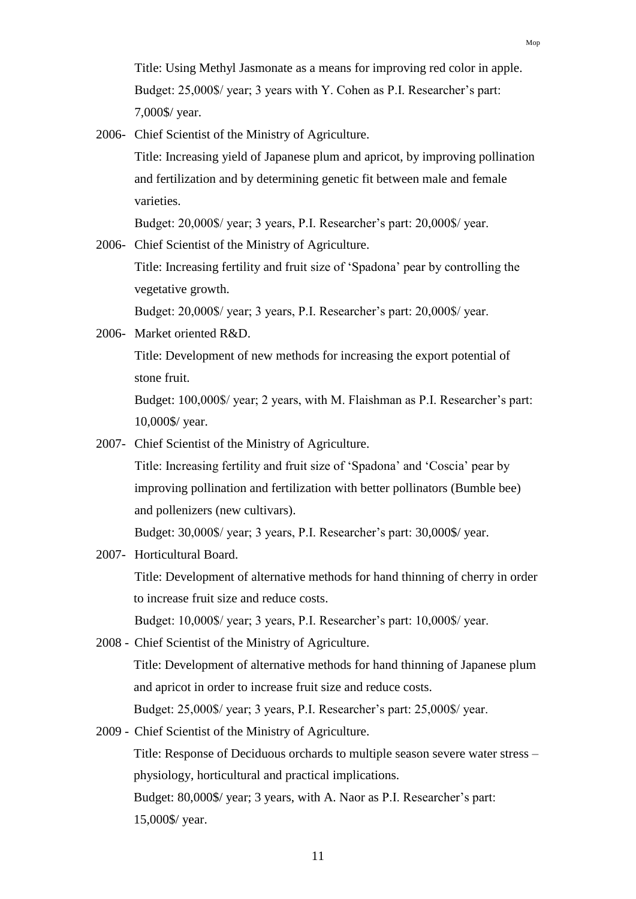Title: Using Methyl Jasmonate as a means for improving red color in apple. Budget: 25,000$/ year; 3 years with Y. Cohen as P.I. Researcher's part: 7,000$/ year.

2006- Chief Scientist of the Ministry of Agriculture.
Title: Increasing yield of Japanese plum and apricot, by improving pollination and fertilization and by determining genetic fit between male and female varieties.
Budget: 20,000$/ year; 3 years, P.I. Researcher's part: 20,000$/ year.

2006- Chief Scientist of the Ministry of Agriculture.
Title: Increasing fertility and fruit size of 'Spadona' pear by controlling the vegetative growth.
Budget: 20,000$/ year; 3 years, P.I. Researcher's part: 20,000$/ year.

2006- Market oriented R&D.
Title: Development of new methods for increasing the export potential of stone fruit.
Budget: 100,000$/ year; 2 years, with M. Flaishman as P.I. Researcher's part: 10,000$/ year.

2007- Chief Scientist of the Ministry of Agriculture.
Title: Increasing fertility and fruit size of 'Spadona' and 'Coscia' pear by improving pollination and fertilization with better pollinators (Bumble bee) and pollenizers (new cultivars).
Budget: 30,000$/ year; 3 years, P.I. Researcher's part: 30,000$/ year.

2007- Horticultural Board.
Title: Development of alternative methods for hand thinning of cherry in order to increase fruit size and reduce costs.
Budget: 10,000$/ year; 3 years, P.I. Researcher's part: 10,000$/ year.

2008 - Chief Scientist of the Ministry of Agriculture.
Title: Development of alternative methods for hand thinning of Japanese plum and apricot in order to increase fruit size and reduce costs.
Budget: 25,000$/ year; 3 years, P.I. Researcher's part: 25,000$/ year.

2009 - Chief Scientist of the Ministry of Agriculture.
Title: Response of Deciduous orchards to multiple season severe water stress – physiology, horticultural and practical implications.
Budget: 80,000$/ year; 3 years, with A. Naor as P.I. Researcher's part: 15,000$/ year.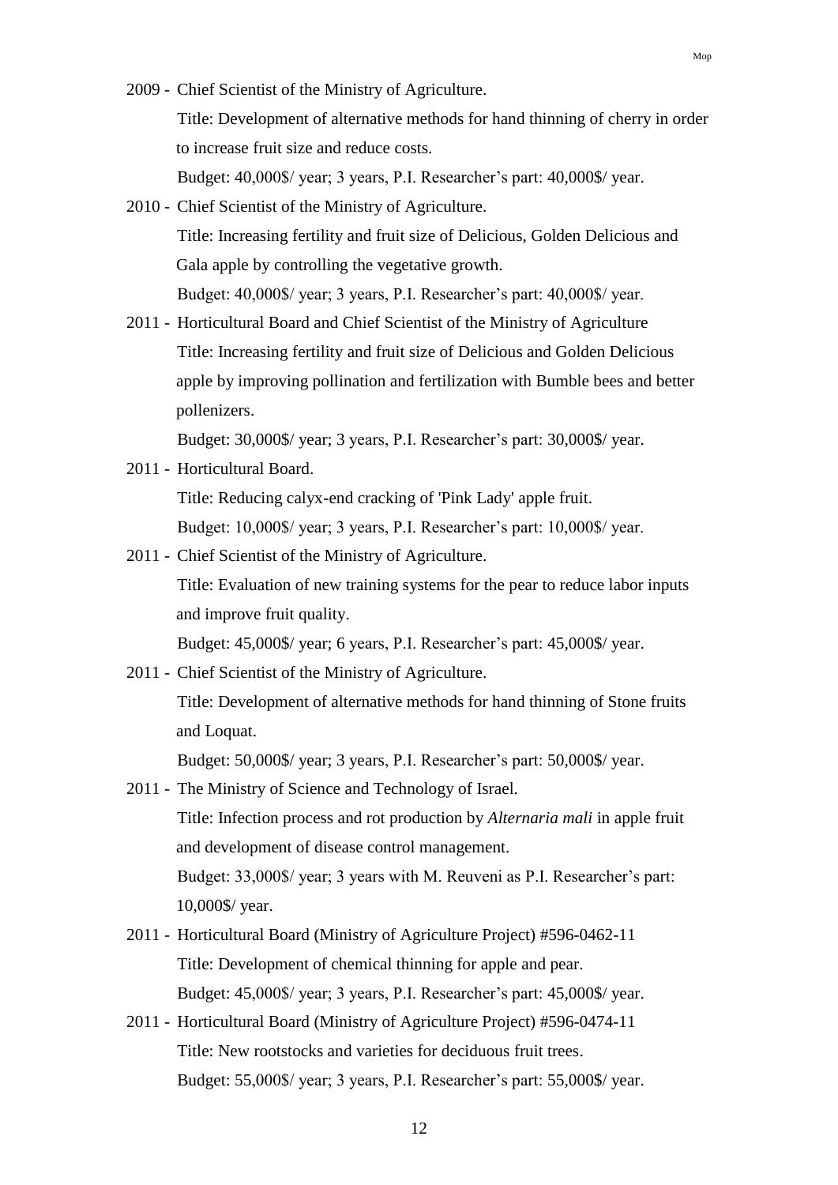2009 - Chief Scientist of the Ministry of Agriculture.
Title: Development of alternative methods for hand thinning of cherry in order to increase fruit size and reduce costs.
Budget: 40,000$/ year; 3 years, P.I. Researcher's part: 40,000$/ year.

2010 - Chief Scientist of the Ministry of Agriculture.
Title: Increasing fertility and fruit size of Delicious, Golden Delicious and Gala apple by controlling the vegetative growth.
Budget: 40,000$/ year; 3 years, P.I. Researcher's part: 40,000$/ year.

2011 - Horticultural Board and Chief Scientist of the Ministry of Agriculture
Title: Increasing fertility and fruit size of Delicious and Golden Delicious apple by improving pollination and fertilization with Bumble bees and better pollenizers.
Budget: 30,000$/ year; 3 years, P.I. Researcher's part: 30,000$/ year.

2011 - Horticultural Board.
Title: Reducing calyx-end cracking of 'Pink Lady' apple fruit.
Budget: 10,000$/ year; 3 years, P.I. Researcher's part: 10,000$/ year.

2011 - Chief Scientist of the Ministry of Agriculture.
Title: Evaluation of new training systems for the pear to reduce labor inputs and improve fruit quality.
Budget: 45,000$/ year; 6 years, P.I. Researcher's part: 45,000$/ year.

2011 - Chief Scientist of the Ministry of Agriculture.
Title: Development of alternative methods for hand thinning of Stone fruits and Loquat.
Budget: 50,000$/ year; 3 years, P.I. Researcher's part: 50,000$/ year.

2011 - The Ministry of Science and Technology of Israel.
Title: Infection process and rot production by *Alternaria mali* in apple fruit and development of disease control management.
Budget: 33,000$/ year; 3 years with M. Reuveni as P.I. Researcher's part: 10,000$/ year.

2011 - Horticultural Board (Ministry of Agriculture Project) #596-0462-11
Title: Development of chemical thinning for apple and pear.
Budget: 45,000$/ year; 3 years, P.I. Researcher's part: 45,000$/ year.

2011 - Horticultural Board (Ministry of Agriculture Project) #596-0474-11
Title: New rootstocks and varieties for deciduous fruit trees.
Budget: 55,000$/ year; 3 years, P.I. Researcher's part: 55,000$/ year.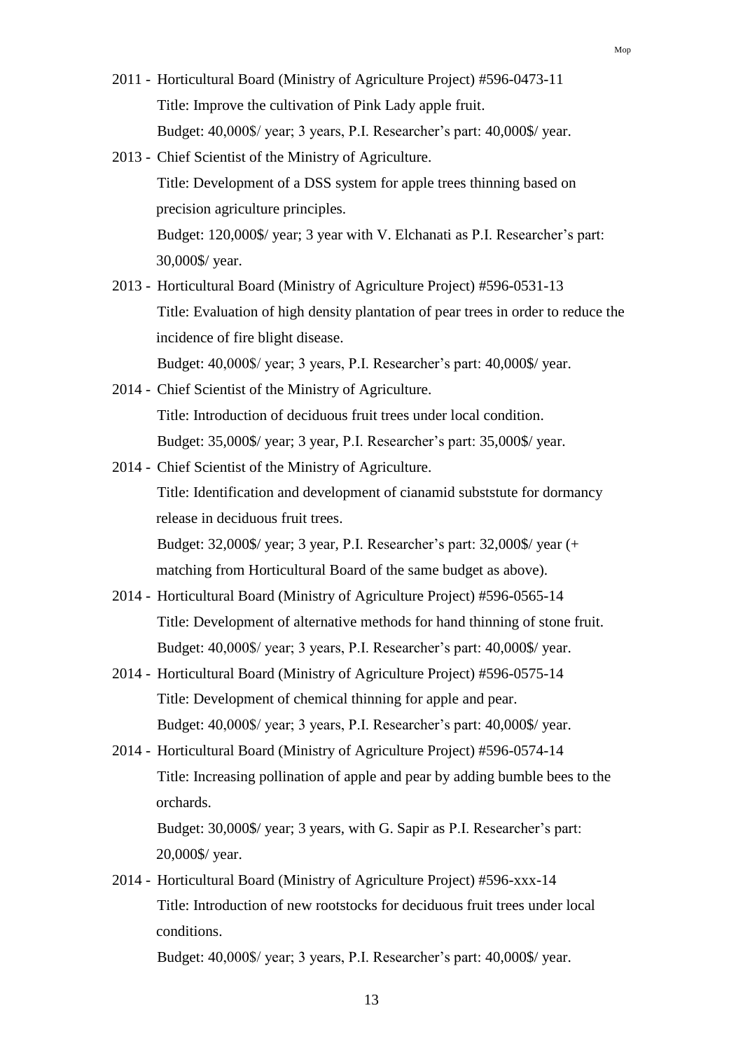2011 - Horticultural Board (Ministry of Agriculture Project) #596-0473-11
Title: Improve the cultivation of Pink Lady apple fruit.
Budget: 40,000$/ year; 3 years, P.I. Researcher's part: 40,000$/ year.

2013 - Chief Scientist of the Ministry of Agriculture.
Title: Development of a DSS system for apple trees thinning based on precision agriculture principles.
Budget: 120,000$/ year; 3 year with V. Elchanati as P.I. Researcher's part: 30,000$/ year.

2013 - Horticultural Board (Ministry of Agriculture Project) #596-0531-13
Title: Evaluation of high density plantation of pear trees in order to reduce the incidence of fire blight disease.
Budget: 40,000$/ year; 3 years, P.I. Researcher's part: 40,000$/ year.

2014 - Chief Scientist of the Ministry of Agriculture.
Title: Introduction of deciduous fruit trees under local condition.
Budget: 35,000$/ year; 3 year, P.I. Researcher's part: 35,000$/ year.

2014 - Chief Scientist of the Ministry of Agriculture.
Title: Identification and development of cianamid subststute for dormancy release in deciduous fruit trees.
Budget: 32,000$/ year; 3 year, P.I. Researcher's part: 32,000$/ year (+ matching from Horticultural Board of the same budget as above).

2014 - Horticultural Board (Ministry of Agriculture Project) #596-0565-14
Title: Development of alternative methods for hand thinning of stone fruit.
Budget: 40,000$/ year; 3 years, P.I. Researcher's part: 40,000$/ year.

2014 - Horticultural Board (Ministry of Agriculture Project) #596-0575-14
Title: Development of chemical thinning for apple and pear.
Budget: 40,000$/ year; 3 years, P.I. Researcher's part: 40,000$/ year.

2014 - Horticultural Board (Ministry of Agriculture Project) #596-0574-14
Title: Increasing pollination of apple and pear by adding bumble bees to the orchards.
Budget: 30,000$/ year; 3 years, with G. Sapir as P.I. Researcher's part: 20,000$/ year.

2014 - Horticultural Board (Ministry of Agriculture Project) #596-xxx-14
Title: Introduction of new rootstocks for deciduous fruit trees under local conditions.
Budget: 40,000$/ year; 3 years, P.I. Researcher's part: 40,000$/ year.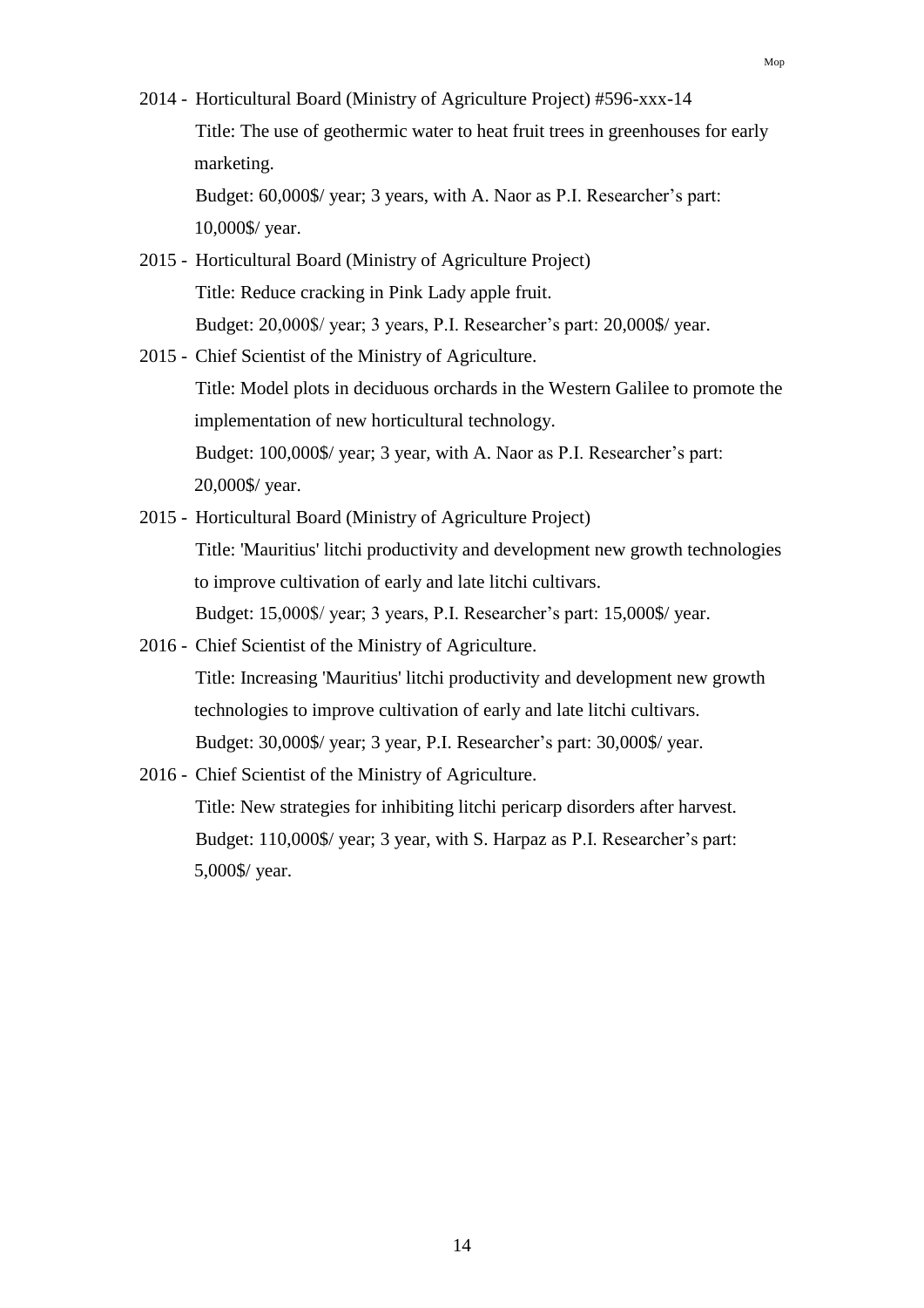2014 - Horticultural Board (Ministry of Agriculture Project) #596-xxx-14

Title: The use of geothermic water to heat fruit trees in greenhouses for early marketing.

Budget: 60,000$/ year; 3 years, with A. Naor as P.I. Researcher's part: 10,000$/ year.

2015 - Horticultural Board (Ministry of Agriculture Project)

Title: Reduce cracking in Pink Lady apple fruit.

Budget: 20,000$/ year; 3 years, P.I. Researcher's part: 20,000$/ year.

2015 - Chief Scientist of the Ministry of Agriculture.

Title: Model plots in deciduous orchards in the Western Galilee to promote the implementation of new horticultural technology.

Budget: 100,000$/ year; 3 year, with A. Naor as P.I. Researcher's part: 20,000$/ year.

2015 - Horticultural Board (Ministry of Agriculture Project)

Title: 'Mauritius' litchi productivity and development new growth technologies to improve cultivation of early and late litchi cultivars.

Budget: 15,000$/ year; 3 years, P.I. Researcher's part: 15,000$/ year.

2016 - Chief Scientist of the Ministry of Agriculture.

Title: Increasing 'Mauritius' litchi productivity and development new growth technologies to improve cultivation of early and late litchi cultivars.

Budget: 30,000$/ year; 3 year, P.I. Researcher's part: 30,000$/ year.

2016 - Chief Scientist of the Ministry of Agriculture.

Title: New strategies for inhibiting litchi pericarp disorders after harvest.

Budget: 110,000$/ year; 3 year, with S. Harpaz as P.I. Researcher's part: 5,000$/ year.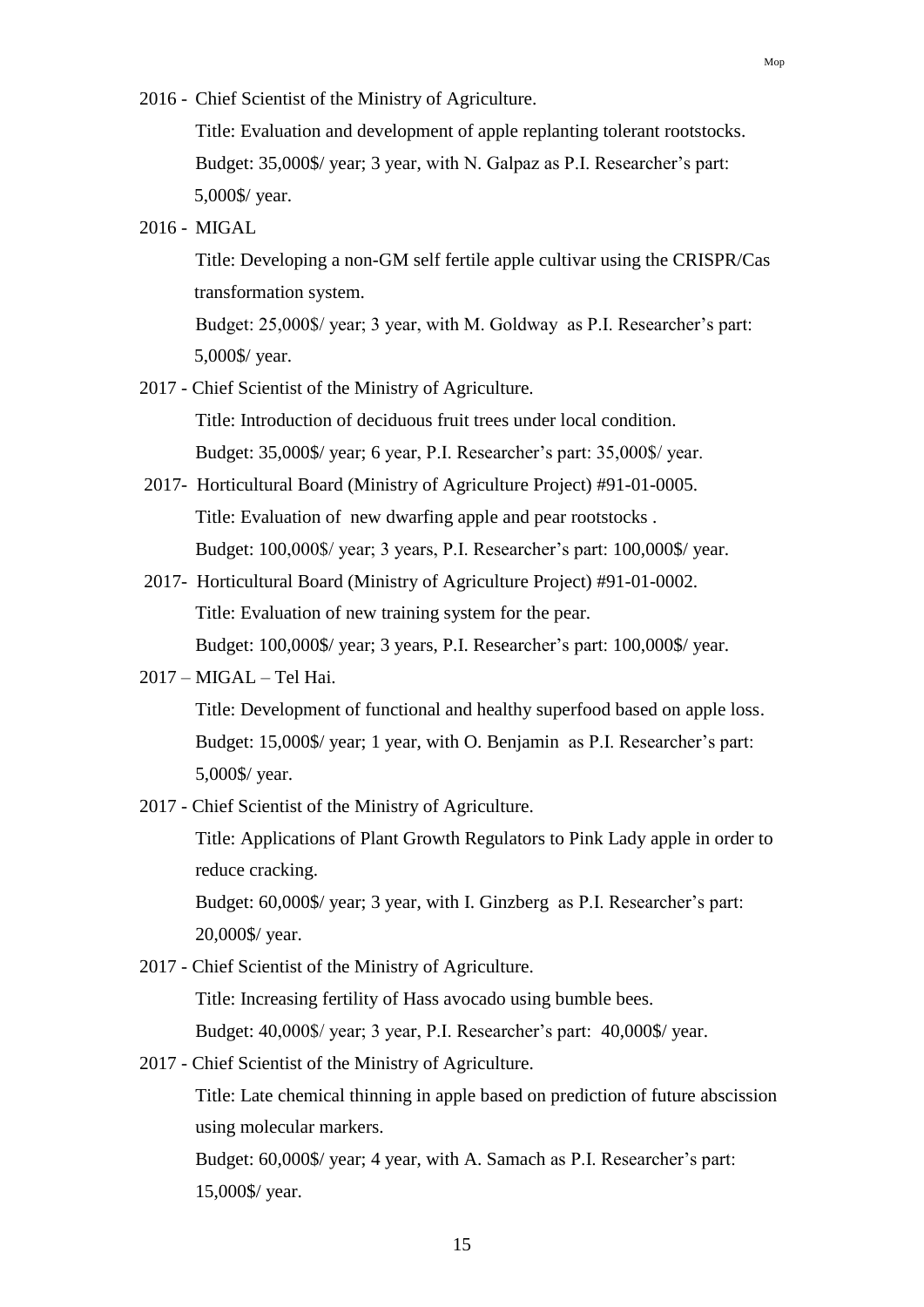2016 - Chief Scientist of the Ministry of Agriculture.

Title: Evaluation and development of apple replanting tolerant rootstocks.

Budget: 35,000$/ year; 3 year, with N. Galpaz as P.I. Researcher's part: 5,000$/ year.

2016 - MIGAL

Title: Developing a non-GM self fertile apple cultivar using the CRISPR/Cas transformation system.

Budget: 25,000$/ year; 3 year, with M. Goldway as P.I. Researcher's part: 5,000$/ year.

2017 - Chief Scientist of the Ministry of Agriculture.

Title: Introduction of deciduous fruit trees under local condition.

Budget: 35,000$/ year; 6 year, P.I. Researcher's part: 35,000$/ year.

2017- Horticultural Board (Ministry of Agriculture Project) #91-01-0005.

Title: Evaluation of new dwarfing apple and pear rootstocks .

Budget: 100,000$/ year; 3 years, P.I. Researcher's part: 100,000$/ year.

2017- Horticultural Board (Ministry of Agriculture Project) #91-01-0002.

Title: Evaluation of new training system for the pear.

Budget: 100,000$/ year; 3 years, P.I. Researcher's part: 100,000$/ year.

2017 – MIGAL – Tel Hai.

Title: Development of functional and healthy superfood based on apple loss.

Budget: 15,000$/ year; 1 year, with O. Benjamin as P.I. Researcher's part: 5,000$/ year.

2017 - Chief Scientist of the Ministry of Agriculture.

Title: Applications of Plant Growth Regulators to Pink Lady apple in order to reduce cracking.

Budget: 60,000$/ year; 3 year, with I. Ginzberg as P.I. Researcher's part: 20,000$/ year.

2017 - Chief Scientist of the Ministry of Agriculture.

Title: Increasing fertility of Hass avocado using bumble bees.

Budget: 40,000$/ year; 3 year, P.I. Researcher's part: 40,000$/ year.

2017 - Chief Scientist of the Ministry of Agriculture.

Title: Late chemical thinning in apple based on prediction of future abscission using molecular markers.

Budget: 60,000$/ year; 4 year, with A. Samach as P.I. Researcher's part: 15,000$/ year.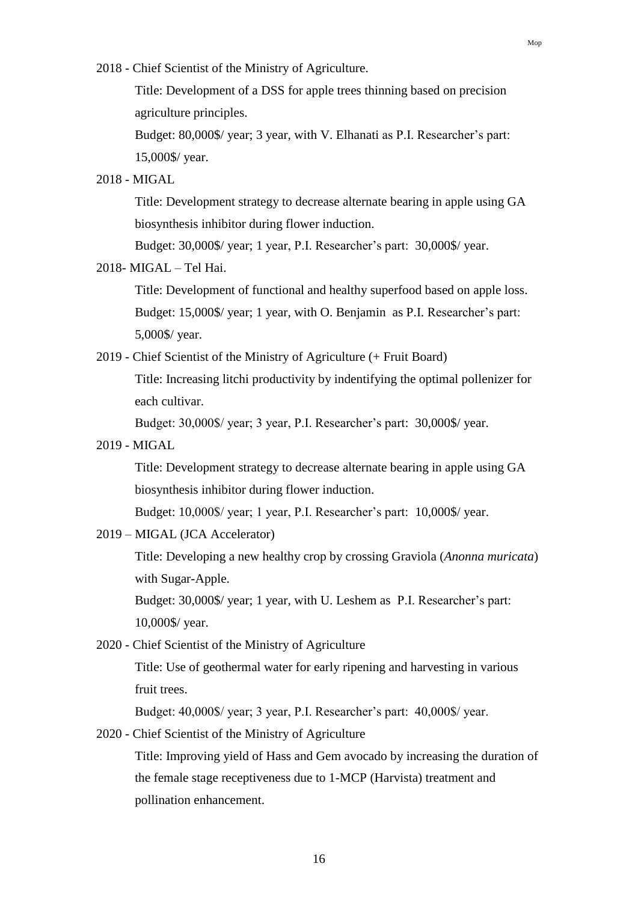2018 - Chief Scientist of the Ministry of Agriculture.

Title: Development of a DSS for apple trees thinning based on precision agriculture principles.

Budget: 80,000$/ year; 3 year, with V. Elhanati as P.I. Researcher's part: 15,000$/ year.

2018 - MIGAL

Title: Development strategy to decrease alternate bearing in apple using GA biosynthesis inhibitor during flower induction.

Budget: 30,000$/ year; 1 year, P.I. Researcher's part: 30,000$/ year.

2018- MIGAL – Tel Hai.

Title: Development of functional and healthy superfood based on apple loss.

Budget: 15,000$/ year; 1 year, with O. Benjamin as P.I. Researcher's part: 5,000$/ year.

2019 - Chief Scientist of the Ministry of Agriculture (+ Fruit Board)

Title: Increasing litchi productivity by indentifying the optimal pollenizer for each cultivar.

Budget: 30,000$/ year; 3 year, P.I. Researcher's part: 30,000$/ year.

2019 - MIGAL

Title: Development strategy to decrease alternate bearing in apple using GA biosynthesis inhibitor during flower induction.

Budget: 10,000$/ year; 1 year, P.I. Researcher's part: 10,000$/ year.

2019 – MIGAL (JCA Accelerator)

Title: Developing a new healthy crop by crossing Graviola (*Anonna muricata*) with Sugar-Apple.

Budget: 30,000$/ year; 1 year, with U. Leshem as P.I. Researcher's part: 10,000$/ year.

2020 - Chief Scientist of the Ministry of Agriculture

Title: Use of geothermal water for early ripening and harvesting in various fruit trees.

Budget: 40,000$/ year; 3 year, P.I. Researcher's part: 40,000$/ year.

2020 - Chief Scientist of the Ministry of Agriculture

Title: Improving yield of Hass and Gem avocado by increasing the duration of the female stage receptiveness due to 1-MCP (Harvista) treatment and pollination enhancement.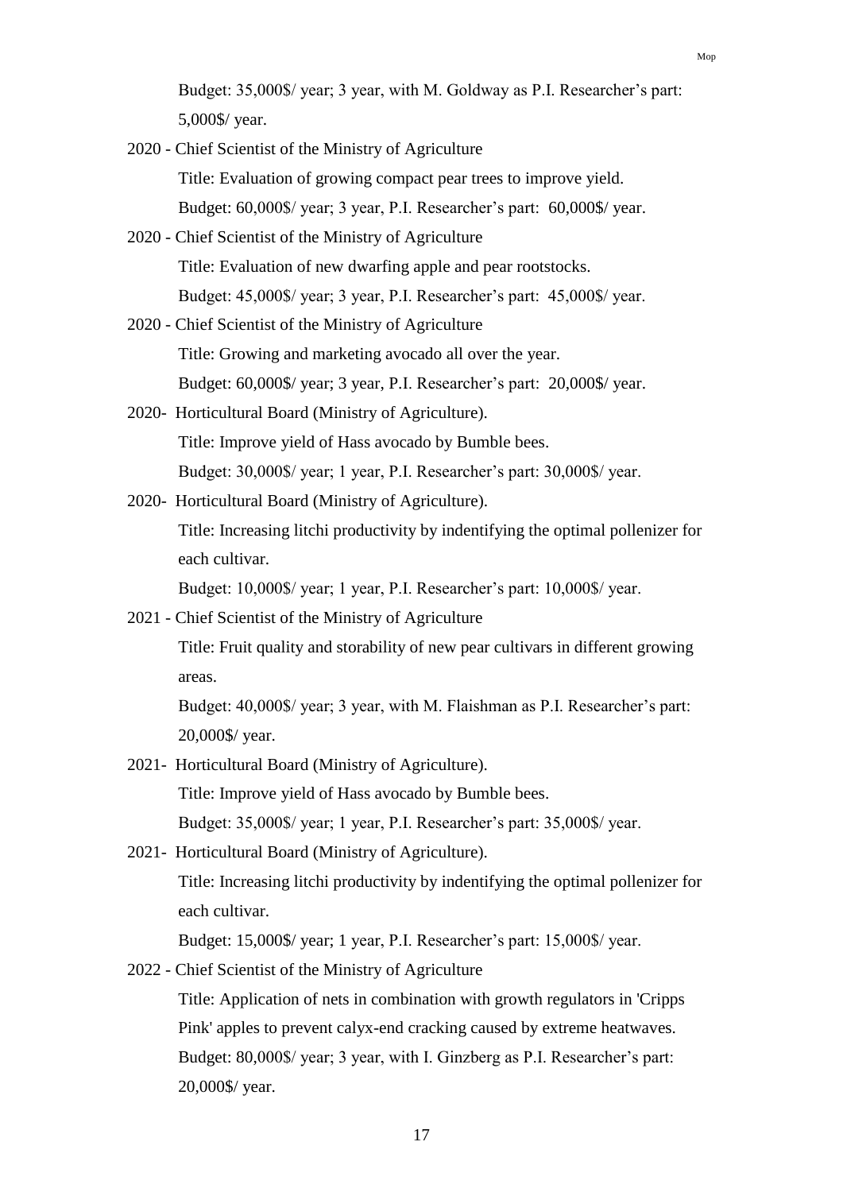Budget: 35,000$/ year; 3 year, with M. Goldway as P.I. Researcher's part: 5,000$/ year.

2020 - Chief Scientist of the Ministry of Agriculture

Title: Evaluation of growing compact pear trees to improve yield.

Budget: 60,000$/ year; 3 year, P.I. Researcher's part: 60,000$/ year.

2020 - Chief Scientist of the Ministry of Agriculture

Title: Evaluation of new dwarfing apple and pear rootstocks.

Budget: 45,000$/ year; 3 year, P.I. Researcher's part: 45,000$/ year.

2020 - Chief Scientist of the Ministry of Agriculture

Title: Growing and marketing avocado all over the year.

Budget: 60,000$/ year; 3 year, P.I. Researcher's part: 20,000$/ year.

2020- Horticultural Board (Ministry of Agriculture).

Title: Improve yield of Hass avocado by Bumble bees.

Budget: 30,000$/ year; 1 year, P.I. Researcher's part: 30,000$/ year.

2020- Horticultural Board (Ministry of Agriculture).

Title: Increasing litchi productivity by indentifying the optimal pollenizer for each cultivar.

Budget: 10,000$/ year; 1 year, P.I. Researcher's part: 10,000$/ year.

2021 - Chief Scientist of the Ministry of Agriculture

Title: Fruit quality and storability of new pear cultivars in different growing areas.

Budget: 40,000$/ year; 3 year, with M. Flaishman as P.I. Researcher's part: 20,000$/ year.

2021- Horticultural Board (Ministry of Agriculture).

Title: Improve yield of Hass avocado by Bumble bees.

Budget: 35,000$/ year; 1 year, P.I. Researcher's part: 35,000$/ year.

2021- Horticultural Board (Ministry of Agriculture).

Title: Increasing litchi productivity by indentifying the optimal pollenizer for each cultivar.

Budget: 15,000$/ year; 1 year, P.I. Researcher's part: 15,000$/ year.

2022 - Chief Scientist of the Ministry of Agriculture

Title: Application of nets in combination with growth regulators in 'Cripps Pink' apples to prevent calyx-end cracking caused by extreme heatwaves.

Budget: 80,000$/ year; 3 year, with I. Ginzberg as P.I. Researcher's part: 20,000$/ year.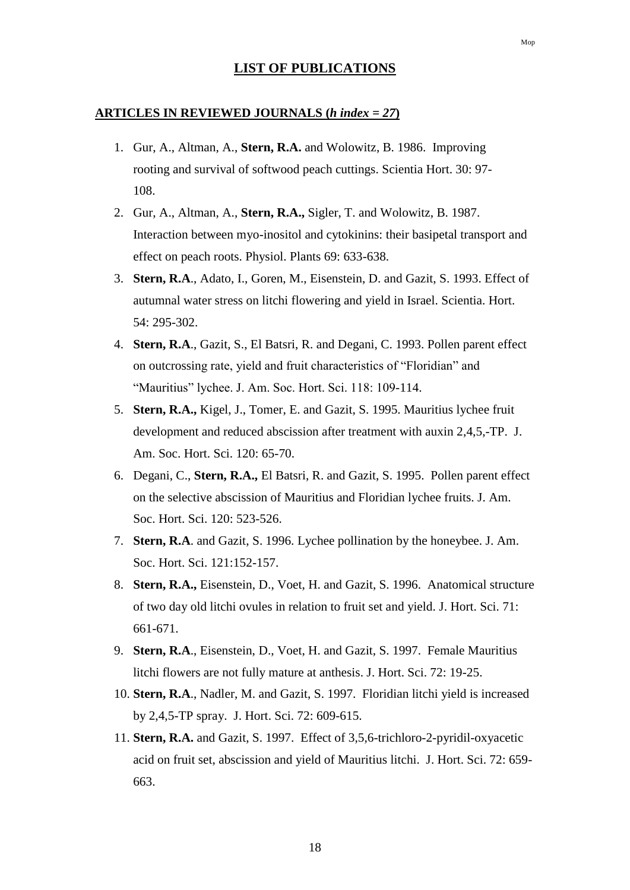## LIST OF PUBLICATIONS

### ARTICLES IN REVIEWED JOURNALS (*h index = 27*)

1. Gur, A., Altman, A., **Stern, R.A.** and Wolowitz, B. 1986. Improving rooting and survival of softwood peach cuttings. Scientia Hort. 30: 97-108.
2. Gur, A., Altman, A., **Stern, R.A.,** Sigler, T. and Wolowitz, B. 1987. Interaction between myo-inositol and cytokinins: their basipetal transport and effect on peach roots. Physiol. Plants 69: 633-638.
3. **Stern, R.A**., Adato, I., Goren, M., Eisenstein, D. and Gazit, S. 1993. Effect of autumnal water stress on litchi flowering and yield in Israel. Scientia. Hort. 54: 295-302.
4. **Stern, R.A**., Gazit, S., El Batsri, R. and Degani, C. 1993. Pollen parent effect on outcrossing rate, yield and fruit characteristics of "Floridian" and "Mauritius" lychee. J. Am. Soc. Hort. Sci. 118: 109-114.
5. **Stern, R.A.,** Kigel, J., Tomer, E. and Gazit, S. 1995. Mauritius lychee fruit development and reduced abscission after treatment with auxin 2,4,5,-TP. J. Am. Soc. Hort. Sci. 120: 65-70.
6. Degani, C., **Stern, R.A.,** El Batsri, R. and Gazit, S. 1995. Pollen parent effect on the selective abscission of Mauritius and Floridian lychee fruits. J. Am. Soc. Hort. Sci. 120: 523-526.
7. **Stern, R.A**. and Gazit, S. 1996. Lychee pollination by the honeybee. J. Am. Soc. Hort. Sci. 121:152-157.
8. **Stern, R.A.,** Eisenstein, D., Voet, H. and Gazit, S. 1996. Anatomical structure of two day old litchi ovules in relation to fruit set and yield. J. Hort. Sci. 71: 661-671.
9. **Stern, R.A**., Eisenstein, D., Voet, H. and Gazit, S. 1997. Female Mauritius litchi flowers are not fully mature at anthesis. J. Hort. Sci. 72: 19-25.
10. **Stern, R.A**., Nadler, M. and Gazit, S. 1997. Floridian litchi yield is increased by 2,4,5-TP spray. J. Hort. Sci. 72: 609-615.
11. **Stern, R.A.** and Gazit, S. 1997. Effect of 3,5,6-trichloro-2-pyridil-oxyacetic acid on fruit set, abscission and yield of Mauritius litchi. J. Hort. Sci. 72: 659-663.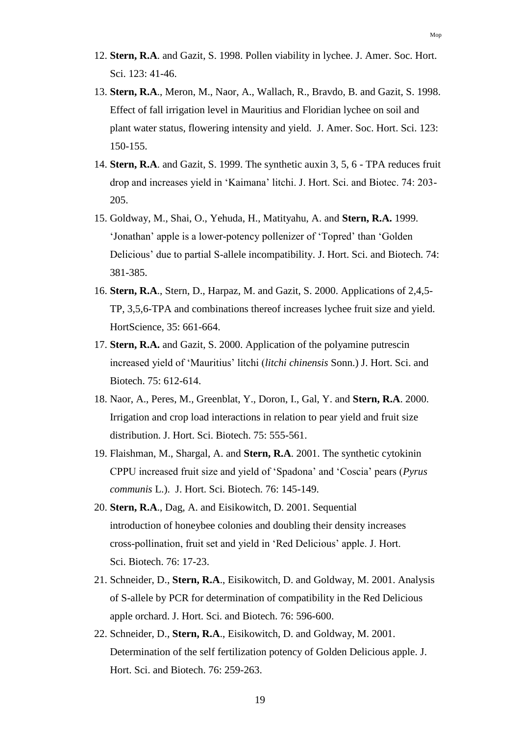12. **Stern, R.A**. and Gazit, S. 1998. Pollen viability in lychee. J. Amer. Soc. Hort. Sci. 123: 41-46.

13. **Stern, R.A**., Meron, M., Naor, A., Wallach, R., Bravdo, B. and Gazit, S. 1998. Effect of fall irrigation level in Mauritius and Floridian lychee on soil and plant water status, flowering intensity and yield. J. Amer. Soc. Hort. Sci. 123: 150-155.

14. **Stern, R.A**. and Gazit, S. 1999. The synthetic auxin 3, 5, 6 - TPA reduces fruit drop and increases yield in 'Kaimana' litchi. J. Hort. Sci. and Biotec. 74: 203-205.

15. Goldway, M., Shai, O., Yehuda, H., Matityahu, A. and **Stern, R.A.** 1999. 'Jonathan' apple is a lower-potency pollenizer of 'Topred' than 'Golden Delicious' due to partial S-allele incompatibility. J. Hort. Sci. and Biotech. 74: 381-385.

16. **Stern, R.A**., Stern, D., Harpaz, M. and Gazit, S. 2000. Applications of 2,4,5-TP, 3,5,6-TPA and combinations thereof increases lychee fruit size and yield. HortScience, 35: 661-664.

17. **Stern, R.A.** and Gazit, S. 2000. Application of the polyamine putrescin increased yield of 'Mauritius' litchi (*litchi chinensis* Sonn.) J. Hort. Sci. and Biotech. 75: 612-614.

18. Naor, A., Peres, M., Greenblat, Y., Doron, I., Gal, Y. and **Stern, R.A**. 2000. Irrigation and crop load interactions in relation to pear yield and fruit size distribution. J. Hort. Sci. Biotech. 75: 555-561.

19. Flaishman, M., Shargal, A. and **Stern, R.A**. 2001. The synthetic cytokinin CPPU increased fruit size and yield of 'Spadona' and 'Coscia' pears (*Pyrus communis* L.). J. Hort. Sci. Biotech. 76: 145-149.

20. **Stern, R.A**., Dag, A. and Eisikowitch, D. 2001. Sequential introduction of honeybee colonies and doubling their density increases cross-pollination, fruit set and yield in 'Red Delicious' apple. J. Hort. Sci. Biotech. 76: 17-23.

21. Schneider, D., **Stern, R.A**., Eisikowitch, D. and Goldway, M. 2001. Analysis of S-allele by PCR for determination of compatibility in the Red Delicious apple orchard. J. Hort. Sci. and Biotech. 76: 596-600.

22. Schneider, D., **Stern, R.A**., Eisikowitch, D. and Goldway, M. 2001. Determination of the self fertilization potency of Golden Delicious apple. J. Hort. Sci. and Biotech. 76: 259-263.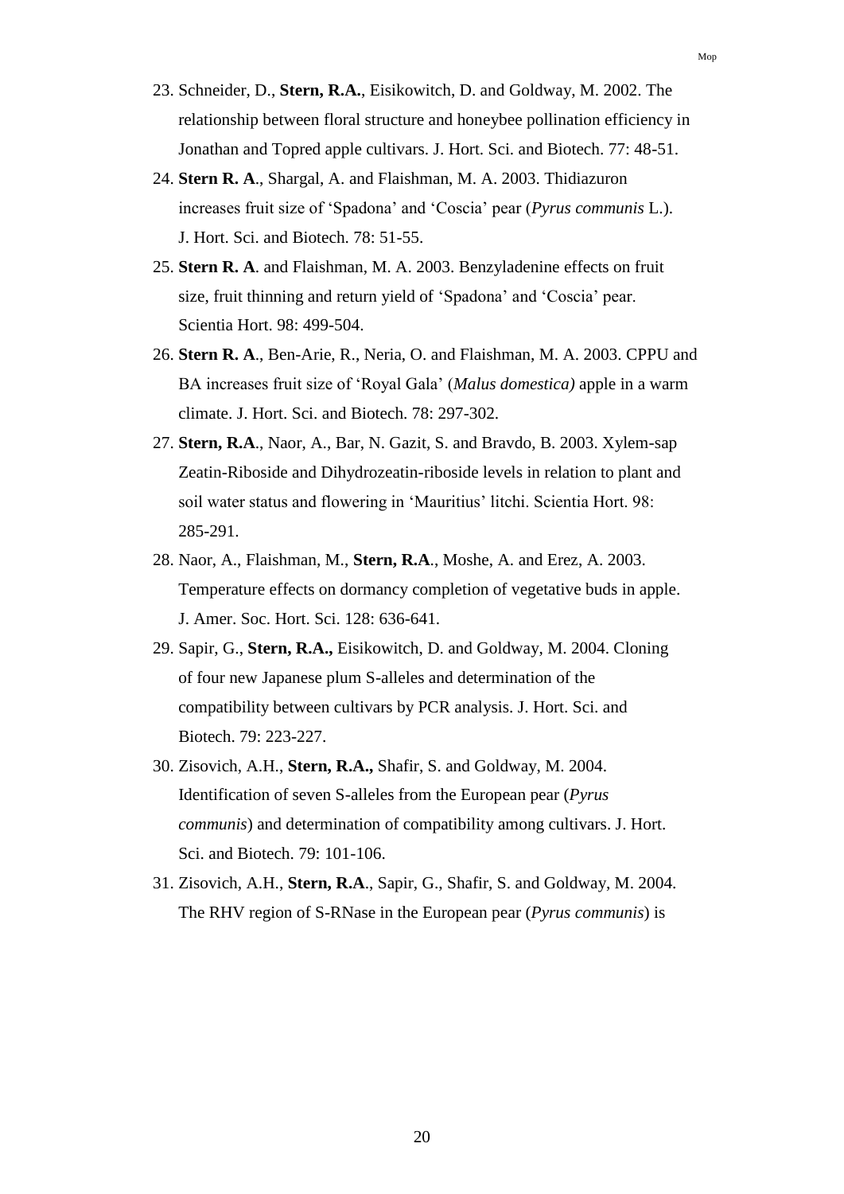23. Schneider, D., **Stern, R.A.**, Eisikowitch, D. and Goldway, M. 2002. The relationship between floral structure and honeybee pollination efficiency in Jonathan and Topred apple cultivars. J. Hort. Sci. and Biotech. 77: 48-51.
24. **Stern R. A**., Shargal, A. and Flaishman, M. A. 2003. Thidiazuron increases fruit size of 'Spadona' and 'Coscia' pear (*Pyrus communis* L.). J. Hort. Sci. and Biotech. 78: 51-55.
25. **Stern R. A**. and Flaishman, M. A. 2003. Benzyladenine effects on fruit size, fruit thinning and return yield of 'Spadona' and 'Coscia' pear. Scientia Hort. 98: 499-504.
26. **Stern R. A**., Ben-Arie, R., Neria, O. and Flaishman, M. A. 2003. CPPU and BA increases fruit size of 'Royal Gala' (*Malus domestica)* apple in a warm climate. J. Hort. Sci. and Biotech. 78: 297-302.
27. **Stern, R.A**., Naor, A., Bar, N. Gazit, S. and Bravdo, B. 2003. Xylem-sap Zeatin-Riboside and Dihydrozeatin-riboside levels in relation to plant and soil water status and flowering in 'Mauritius' litchi. Scientia Hort. 98: 285-291.
28. Naor, A., Flaishman, M., **Stern, R.A**., Moshe, A. and Erez, A. 2003. Temperature effects on dormancy completion of vegetative buds in apple. J. Amer. Soc. Hort. Sci. 128: 636-641.
29. Sapir, G., **Stern, R.A.,** Eisikowitch, D. and Goldway, M. 2004. Cloning of four new Japanese plum S-alleles and determination of the compatibility between cultivars by PCR analysis. J. Hort. Sci. and Biotech. 79: 223-227.
30. Zisovich, A.H., **Stern, R.A.,** Shafir, S. and Goldway, M. 2004. Identification of seven S-alleles from the European pear (*Pyrus communis*) and determination of compatibility among cultivars. J. Hort. Sci. and Biotech. 79: 101-106.
31. Zisovich, A.H., **Stern, R.A**., Sapir, G., Shafir, S. and Goldway, M. 2004. The RHV region of S-RNase in the European pear (*Pyrus communis*) is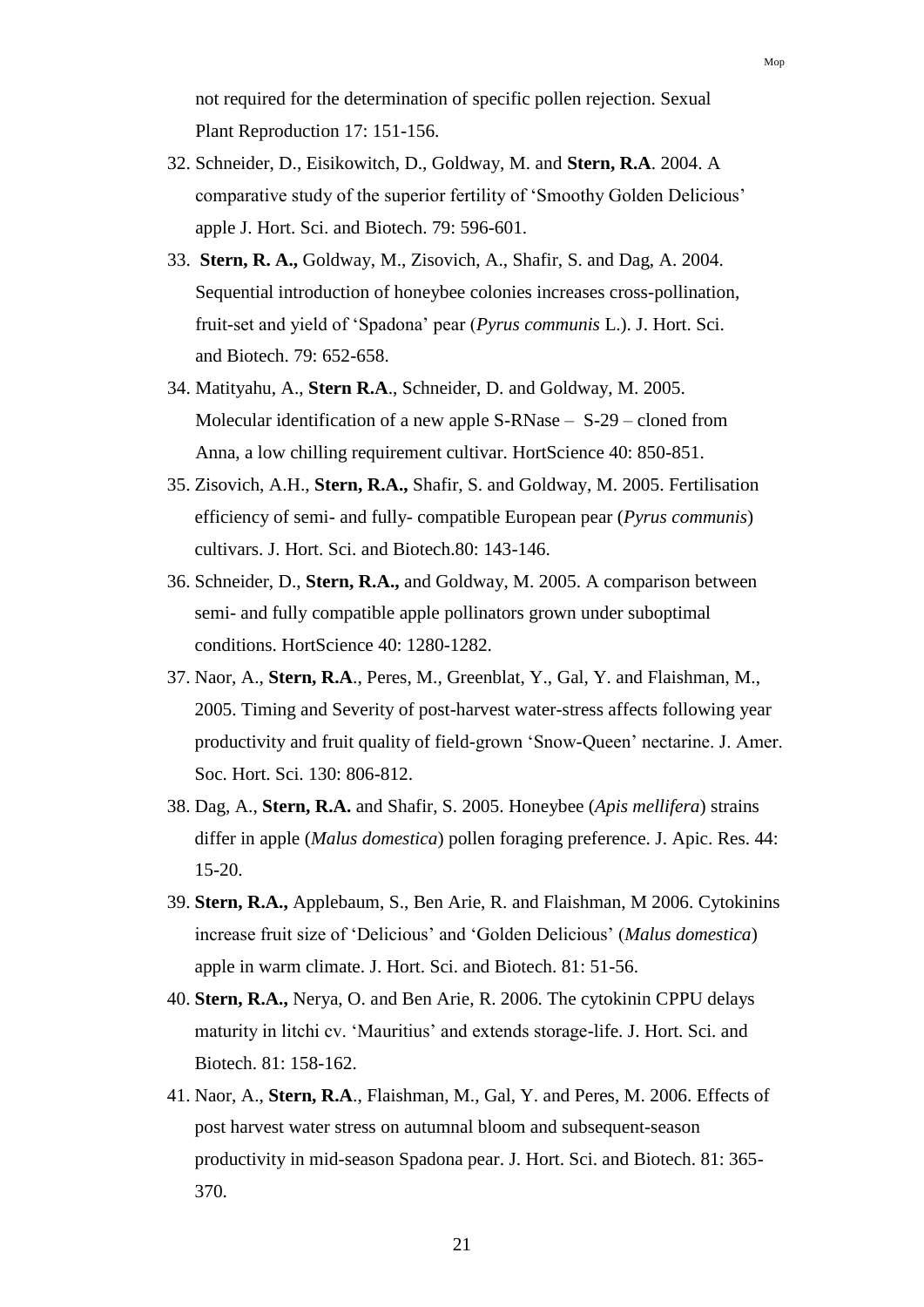not required for the determination of specific pollen rejection. Sexual Plant Reproduction 17: 151-156.

32. Schneider, D., Eisikowitch, D., Goldway, M. and **Stern, R.A**. 2004. A comparative study of the superior fertility of 'Smoothy Golden Delicious' apple J. Hort. Sci. and Biotech. 79: 596-601.
33. **Stern, R. A.,** Goldway, M., Zisovich, A., Shafir, S. and Dag, A. 2004. Sequential introduction of honeybee colonies increases cross-pollination, fruit-set and yield of 'Spadona' pear (*Pyrus communis* L.). J. Hort. Sci. and Biotech. 79: 652-658.
34. Matityahu, A., **Stern R.A**., Schneider, D. and Goldway, M. 2005. Molecular identification of a new apple S-RNase – S-29 – cloned from Anna, a low chilling requirement cultivar. HortScience 40: 850-851.
35. Zisovich, A.H., **Stern, R.A.,** Shafir, S. and Goldway, M. 2005. Fertilisation efficiency of semi- and fully- compatible European pear (*Pyrus communis*) cultivars. J. Hort. Sci. and Biotech.80: 143-146.
36. Schneider, D., **Stern, R.A.,** and Goldway, M. 2005. A comparison between semi- and fully compatible apple pollinators grown under suboptimal conditions. HortScience 40: 1280-1282.
37. Naor, A., **Stern, R.A**., Peres, M., Greenblat, Y., Gal, Y. and Flaishman, M., 2005. Timing and Severity of post-harvest water-stress affects following year productivity and fruit quality of field-grown 'Snow-Queen' nectarine. J. Amer. Soc. Hort. Sci. 130: 806-812.
38. Dag, A., **Stern, R.A.** and Shafir, S. 2005. Honeybee (*Apis mellifera*) strains differ in apple (*Malus domestica*) pollen foraging preference. J. Apic. Res. 44: 15-20.
39. **Stern, R.A.,** Applebaum, S., Ben Arie, R. and Flaishman, M 2006. Cytokinins increase fruit size of 'Delicious' and 'Golden Delicious' (*Malus domestica*) apple in warm climate. J. Hort. Sci. and Biotech. 81: 51-56.
40. **Stern, R.A.,** Nerya, O. and Ben Arie, R. 2006. The cytokinin CPPU delays maturity in litchi cv. 'Mauritius' and extends storage-life. J. Hort. Sci. and Biotech. 81: 158-162.
41. Naor, A., **Stern, R.A**., Flaishman, M., Gal, Y. and Peres, M. 2006. Effects of post harvest water stress on autumnal bloom and subsequent-season productivity in mid-season Spadona pear. J. Hort. Sci. and Biotech. 81: 365-370.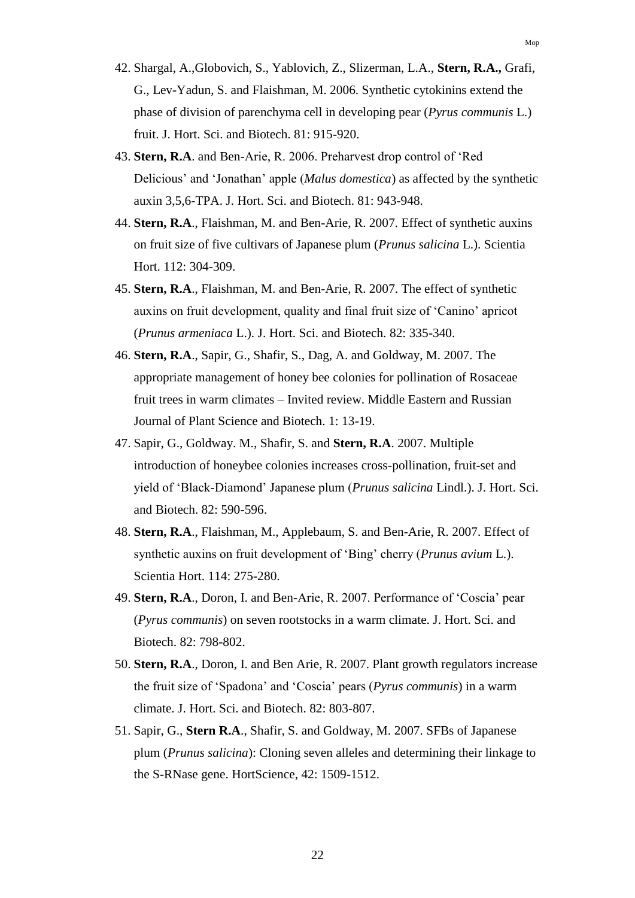42. Shargal, A.,Globovich, S., Yablovich, Z., Slizerman, L.A., **Stern, R.A.,** Grafi, G., Lev-Yadun, S. and Flaishman, M. 2006. Synthetic cytokinins extend the phase of division of parenchyma cell in developing pear (*Pyrus communis* L.) fruit. J. Hort. Sci. and Biotech. 81: 915-920.
43. **Stern, R.A**. and Ben-Arie, R. 2006. Preharvest drop control of 'Red Delicious' and 'Jonathan' apple (*Malus domestica*) as affected by the synthetic auxin 3,5,6-TPA. J. Hort. Sci. and Biotech. 81: 943-948.
44. **Stern, R.A**., Flaishman, M. and Ben-Arie, R. 2007. Effect of synthetic auxins on fruit size of five cultivars of Japanese plum (*Prunus salicina* L.). Scientia Hort. 112: 304-309.
45. **Stern, R.A**., Flaishman, M. and Ben-Arie, R. 2007. The effect of synthetic auxins on fruit development, quality and final fruit size of 'Canino' apricot (*Prunus armeniaca* L.). J. Hort. Sci. and Biotech. 82: 335-340.
46. **Stern, R.A**., Sapir, G., Shafir, S., Dag, A. and Goldway, M. 2007. The appropriate management of honey bee colonies for pollination of Rosaceae fruit trees in warm climates – Invited review. Middle Eastern and Russian Journal of Plant Science and Biotech. 1: 13-19.
47. Sapir, G., Goldway. M., Shafir, S. and **Stern, R.A**. 2007. Multiple introduction of honeybee colonies increases cross-pollination, fruit-set and yield of 'Black-Diamond' Japanese plum (*Prunus salicina* Lindl.). J. Hort. Sci. and Biotech. 82: 590-596.
48. **Stern, R.A**., Flaishman, M., Applebaum, S. and Ben-Arie, R. 2007. Effect of synthetic auxins on fruit development of 'Bing' cherry (*Prunus avium* L.). Scientia Hort. 114: 275-280.
49. **Stern, R.A**., Doron, I. and Ben-Arie, R. 2007. Performance of 'Coscia' pear (*Pyrus communis*) on seven rootstocks in a warm climate. J. Hort. Sci. and Biotech. 82: 798-802.
50. **Stern, R.A**., Doron, I. and Ben Arie, R. 2007. Plant growth regulators increase the fruit size of 'Spadona' and 'Coscia' pears (*Pyrus communis*) in a warm climate. J. Hort. Sci. and Biotech. 82: 803-807.
51. Sapir, G., **Stern R.A**., Shafir, S. and Goldway, M. 2007. SFBs of Japanese plum (*Prunus salicina*): Cloning seven alleles and determining their linkage to the S-RNase gene. HortScience, 42: 1509-1512.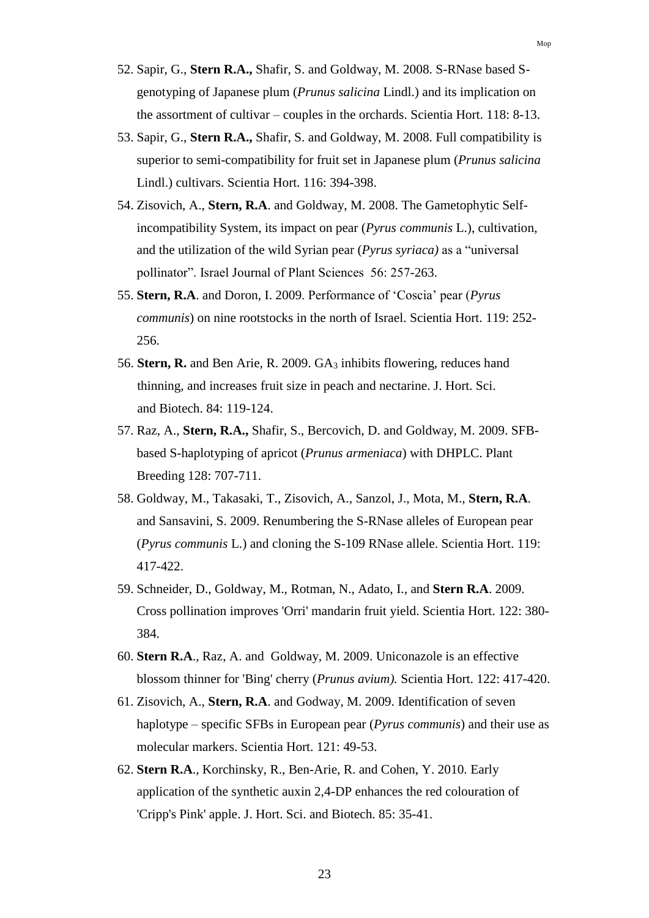52. Sapir, G., **Stern R.A.,** Shafir, S. and Goldway, M. 2008. S-RNase based S-genotyping of Japanese plum (*Prunus salicina* Lindl.) and its implication on the assortment of cultivar – couples in the orchards. Scientia Hort. 118: 8-13.
53. Sapir, G., **Stern R.A.,** Shafir, S. and Goldway, M. 2008. Full compatibility is superior to semi-compatibility for fruit set in Japanese plum (*Prunus salicina* Lindl.) cultivars. Scientia Hort. 116: 394-398.
54. Zisovich, A., **Stern, R.A**. and Goldway, M. 2008. The Gametophytic Self-incompatibility System, its impact on pear (*Pyrus communis* L.), cultivation, and the utilization of the wild Syrian pear (*Pyrus syriaca)* as a "universal pollinator". Israel Journal of Plant Sciences 56: 257-263.
55. **Stern, R.A**. and Doron, I. 2009. Performance of 'Coscia' pear (*Pyrus communis*) on nine rootstocks in the north of Israel. Scientia Hort. 119: 252-256.
56. **Stern, R.** and Ben Arie, R. 2009. $GA_3$ inhibits flowering, reduces hand thinning, and increases fruit size in peach and nectarine. J. Hort. Sci. and Biotech. 84: 119-124.
57. Raz, A., **Stern, R.A.,** Shafir, S., Bercovich, D. and Goldway, M. 2009. SFB-based S-haplotyping of apricot (*Prunus armeniaca*) with DHPLC. Plant Breeding 128: 707-711.
58. Goldway, M., Takasaki, T., Zisovich, A., Sanzol, J., Mota, M., **Stern, R.A**. and Sansavini, S. 2009. Renumbering the S-RNase alleles of European pear (*Pyrus communis* L.) and cloning the S-109 RNase allele. Scientia Hort. 119: 417-422.
59. Schneider, D., Goldway, M., Rotman, N., Adato, I., and **Stern R.A**. 2009. Cross pollination improves 'Orri' mandarin fruit yield. Scientia Hort. 122: 380-384.
60. **Stern R.A**., Raz, A. and Goldway, M. 2009. Uniconazole is an effective blossom thinner for 'Bing' cherry (*Prunus avium).* Scientia Hort. 122: 417-420.
61. Zisovich, A., **Stern, R.A**. and Godway, M. 2009. Identification of seven haplotype – specific SFBs in European pear (*Pyrus communis*) and their use as molecular markers. Scientia Hort. 121: 49-53.
62. **Stern R.A**., Korchinsky, R., Ben-Arie, R. and Cohen, Y. 2010. Early application of the synthetic auxin 2,4-DP enhances the red colouration of 'Cripp's Pink' apple. J. Hort. Sci. and Biotech. 85: 35-41.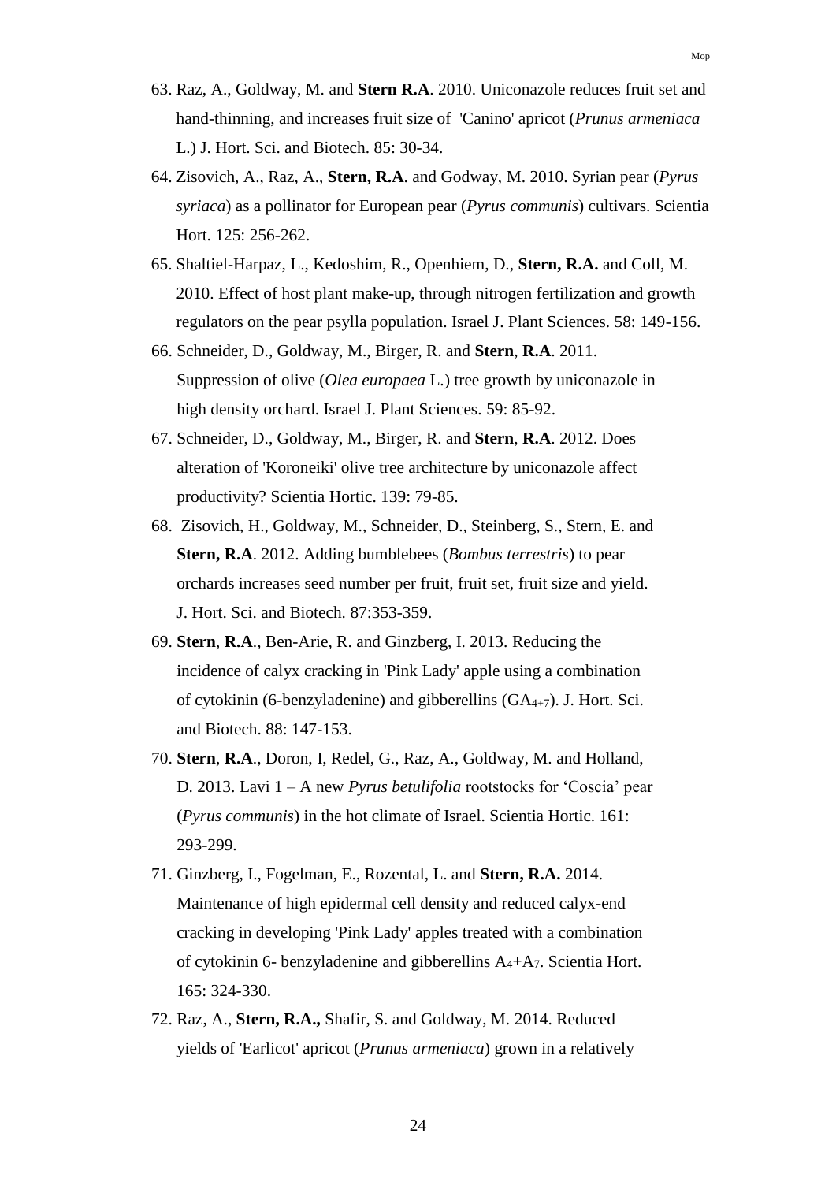63. Raz, A., Goldway, M. and **Stern R.A**. 2010. Uniconazole reduces fruit set and hand-thinning, and increases fruit size of 'Canino' apricot (*Prunus armeniaca* L.) J. Hort. Sci. and Biotech. 85: 30-34.
64. Zisovich, A., Raz, A., **Stern, R.A**. and Godway, M. 2010. Syrian pear (*Pyrus syriaca*) as a pollinator for European pear (*Pyrus communis*) cultivars. Scientia Hort. 125: 256-262.
65. Shaltiel-Harpaz, L., Kedoshim, R., Openhiem, D., **Stern, R.A.** and Coll, M. 2010. Effect of host plant make-up, through nitrogen fertilization and growth regulators on the pear psylla population. Israel J. Plant Sciences. 58: 149-156.
66. Schneider, D., Goldway, M., Birger, R. and **Stern**, **R.A**. 2011. Suppression of olive (*Olea europaea* L.) tree growth by uniconazole in high density orchard. Israel J. Plant Sciences. 59: 85-92.
67. Schneider, D., Goldway, M., Birger, R. and **Stern**, **R.A**. 2012. Does alteration of 'Koroneiki' olive tree architecture by uniconazole affect productivity? Scientia Hortic. 139: 79-85.
68. Zisovich, H., Goldway, M., Schneider, D., Steinberg, S., Stern, E. and **Stern, R.A**. 2012. Adding bumblebees (*Bombus terrestris*) to pear orchards increases seed number per fruit, fruit set, fruit size and yield. J. Hort. Sci. and Biotech. 87:353-359.
69. **Stern**, **R.A**., Ben-Arie, R. and Ginzberg, I. 2013. Reducing the incidence of calyx cracking in 'Pink Lady' apple using a combination of cytokinin (6-benzyladenine) and gibberellins ($GA_{4+7}$). J. Hort. Sci. and Biotech. 88: 147-153.
70. **Stern**, **R.A**., Doron, I, Redel, G., Raz, A., Goldway, M. and Holland, D. 2013. Lavi 1 – A new *Pyrus betulifolia* rootstocks for 'Coscia' pear (*Pyrus communis*) in the hot climate of Israel. Scientia Hortic. 161: 293-299.
71. Ginzberg, I., Fogelman, E., Rozental, L. and **Stern, R.A.** 2014. Maintenance of high epidermal cell density and reduced calyx-end cracking in developing 'Pink Lady' apples treated with a combination of cytokinin 6- benzyladenine and gibberellins $A_4$+$A_7$. Scientia Hort. 165: 324-330.
72. Raz, A., **Stern, R.A.,** Shafir, S. and Goldway, M. 2014. Reduced yields of 'Earlicot' apricot (*Prunus armeniaca*) grown in a relatively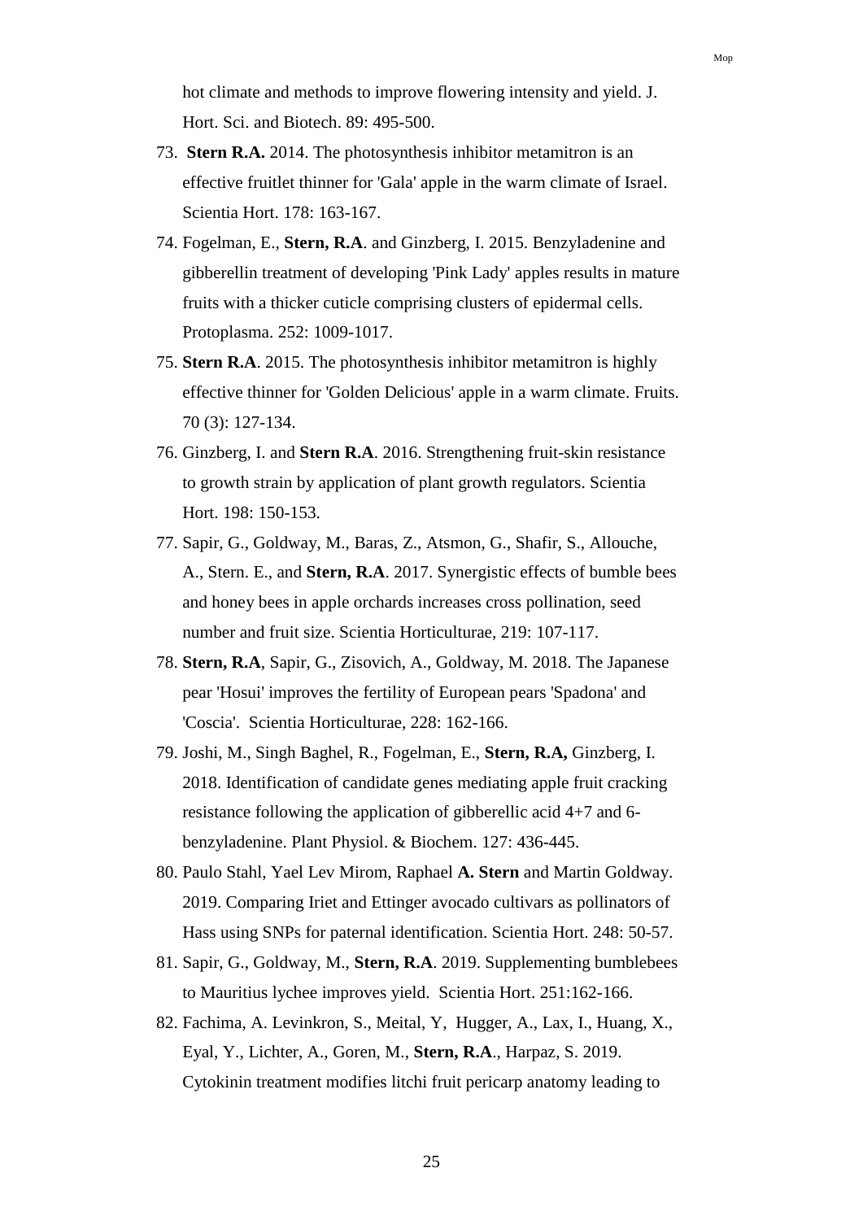hot climate and methods to improve flowering intensity and yield. J. Hort. Sci. and Biotech. 89: 495-500.

73. **Stern R.A.** 2014. The photosynthesis inhibitor metamitron is an effective fruitlet thinner for 'Gala' apple in the warm climate of Israel. Scientia Hort. 178: 163-167.
74. Fogelman, E., **Stern, R.A**. and Ginzberg, I. 2015. Benzyladenine and gibberellin treatment of developing 'Pink Lady' apples results in mature fruits with a thicker cuticle comprising clusters of epidermal cells. Protoplasma. 252: 1009-1017.
75. **Stern R.A**. 2015. The photosynthesis inhibitor metamitron is highly effective thinner for 'Golden Delicious' apple in a warm climate. Fruits. 70 (3): 127-134.
76. Ginzberg, I. and **Stern R.A**. 2016. Strengthening fruit-skin resistance to growth strain by application of plant growth regulators. Scientia Hort. 198: 150-153.
77. Sapir, G., Goldway, M., Baras, Z., Atsmon, G., Shafir, S., Allouche, A., Stern. E., and **Stern, R.A**. 2017. Synergistic effects of bumble bees and honey bees in apple orchards increases cross pollination, seed number and fruit size. Scientia Horticulturae, 219: 107-117.
78. **Stern, R.A**, Sapir, G., Zisovich, A., Goldway, M. 2018. The Japanese pear 'Hosui' improves the fertility of European pears 'Spadona' and 'Coscia'. Scientia Horticulturae, 228: 162-166.
79. Joshi, M., Singh Baghel, R., Fogelman, E., **Stern, R.A,** Ginzberg, I. 2018. Identification of candidate genes mediating apple fruit cracking resistance following the application of gibberellic acid 4+7 and 6-benzyladenine. Plant Physiol. & Biochem. 127: 436-445.
80. Paulo Stahl, Yael Lev Mirom, Raphael **A. Stern** and Martin Goldway. 2019. Comparing Iriet and Ettinger avocado cultivars as pollinators of Hass using SNPs for paternal identification. Scientia Hort. 248: 50-57.
81. Sapir, G., Goldway, M., **Stern, R.A**. 2019. Supplementing bumblebees to Mauritius lychee improves yield. Scientia Hort. 251:162-166.
82. Fachima, A. Levinkron, S., Meital, Y, Hugger, A., Lax, I., Huang, X., Eyal, Y., Lichter, A., Goren, M., **Stern, R.A**., Harpaz, S. 2019. Cytokinin treatment modifies litchi fruit pericarp anatomy leading to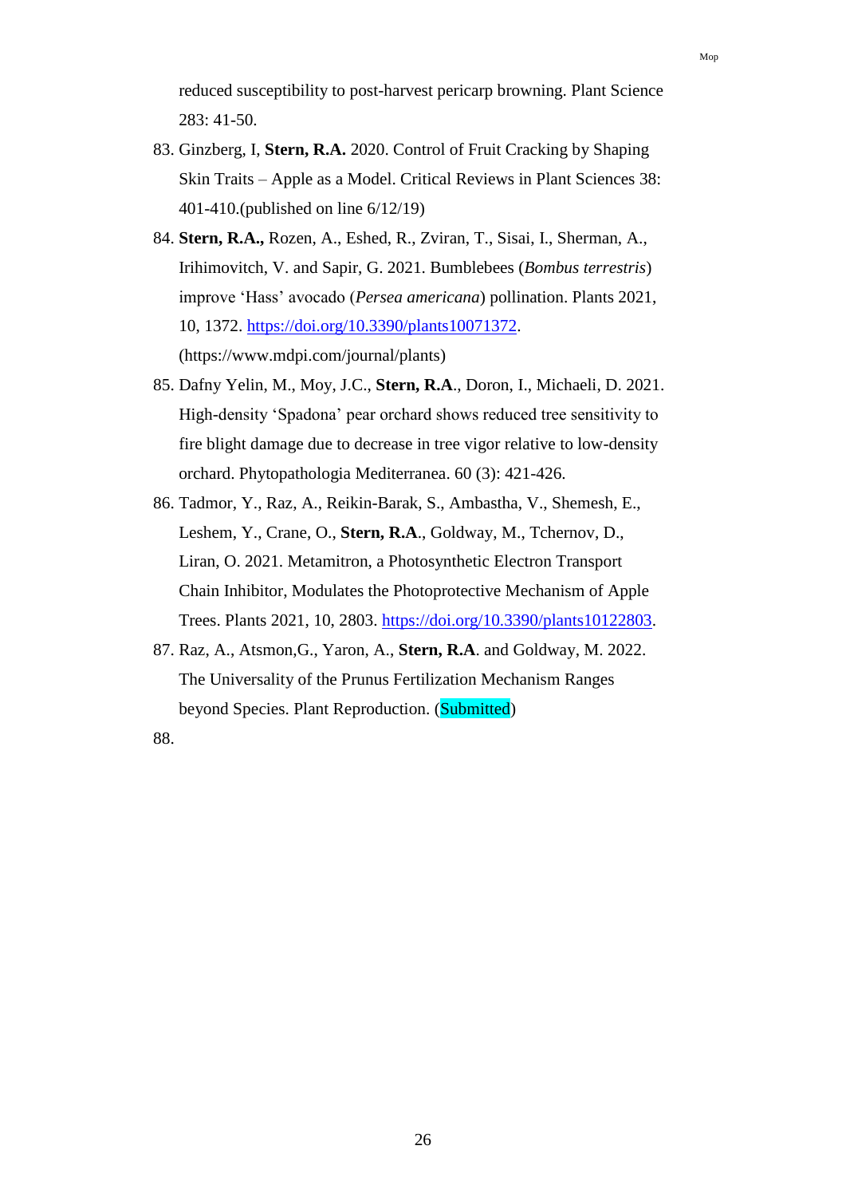reduced susceptibility to post-harvest pericarp browning. Plant Science 283: 41-50.

83. Ginzberg, I, **Stern, R.A.** 2020. Control of Fruit Cracking by Shaping Skin Traits – Apple as a Model. Critical Reviews in Plant Sciences 38: 401-410.(published on line 6/12/19)
84. **Stern, R.A.,** Rozen, A., Eshed, R., Zviran, T., Sisai, I., Sherman, A., Irihimovitch, V. and Sapir, G. 2021. Bumblebees (*Bombus terrestris*) improve 'Hass' avocado (*Persea americana*) pollination. Plants 2021, 10, 1372. https://doi.org/10.3390/plants10071372. (https://www.mdpi.com/journal/plants)
85. Dafny Yelin, M., Moy, J.C., **Stern, R.A**., Doron, I., Michaeli, D. 2021. High-density 'Spadona' pear orchard shows reduced tree sensitivity to fire blight damage due to decrease in tree vigor relative to low-density orchard. Phytopathologia Mediterranea. 60 (3): 421-426.
86. Tadmor, Y., Raz, A., Reikin-Barak, S., Ambastha, V., Shemesh, E., Leshem, Y., Crane, O., **Stern, R.A**., Goldway, M., Tchernov, D., Liran, O. 2021. Metamitron, a Photosynthetic Electron Transport Chain Inhibitor, Modulates the Photoprotective Mechanism of Apple Trees. Plants 2021, 10, 2803. https://doi.org/10.3390/plants10122803.
87. Raz, A., Atsmon,G., Yaron, A., **Stern, R.A**. and Goldway, M. 2022. The Universality of the Prunus Fertilization Mechanism Ranges beyond Species. Plant Reproduction. (Submitted)
88.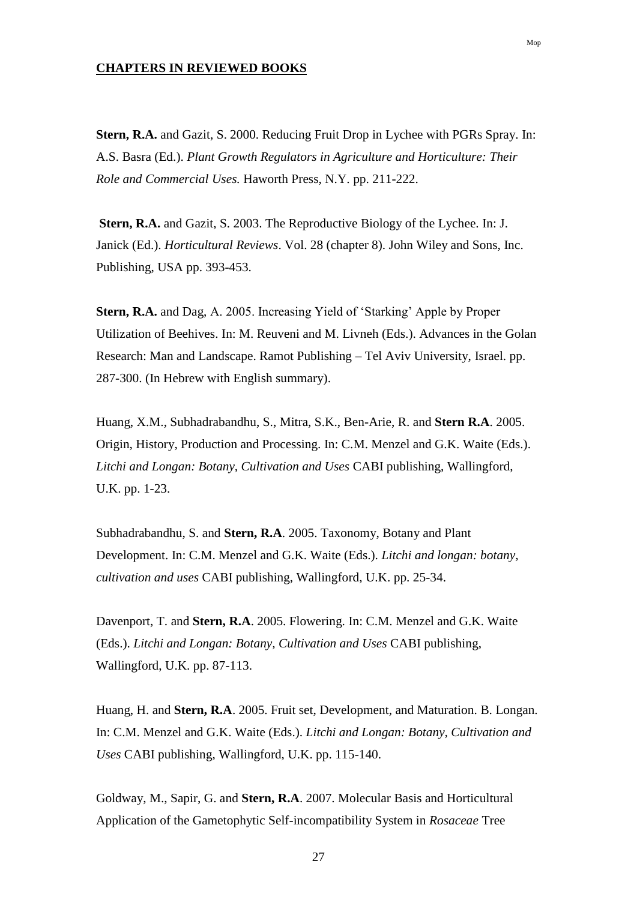**CHAPTERS IN REVIEWED BOOKS**

**Stern, R.A.** and Gazit, S. 2000. Reducing Fruit Drop in Lychee with PGRs Spray. In: A.S. Basra (Ed.). *Plant Growth Regulators in Agriculture and Horticulture: Their Role and Commercial Uses.* Haworth Press, N.Y. pp. 211-222.

**Stern, R.A.** and Gazit, S. 2003. The Reproductive Biology of the Lychee. In: J. Janick (Ed.). *Horticultural Reviews*. Vol. 28 (chapter 8). John Wiley and Sons, Inc. Publishing, USA pp. 393-453.

**Stern, R.A.** and Dag, A. 2005. Increasing Yield of 'Starking' Apple by Proper Utilization of Beehives. In: M. Reuveni and M. Livneh (Eds.). Advances in the Golan Research: Man and Landscape. Ramot Publishing – Tel Aviv University, Israel. pp. 287-300. (In Hebrew with English summary).

Huang, X.M., Subhadrabandhu, S., Mitra, S.K., Ben-Arie, R. and **Stern R.A**. 2005. Origin, History, Production and Processing. In: C.M. Menzel and G.K. Waite (Eds.). *Litchi and Longan: Botany, Cultivation and Uses* CABI publishing, Wallingford, U.K. pp. 1-23.

Subhadrabandhu, S. and **Stern, R.A**. 2005. Taxonomy, Botany and Plant Development. In: C.M. Menzel and G.K. Waite (Eds.). *Litchi and longan: botany, cultivation and uses* CABI publishing, Wallingford, U.K. pp. 25-34.

Davenport, T. and **Stern, R.A**. 2005. Flowering. In: C.M. Menzel and G.K. Waite (Eds.). *Litchi and Longan: Botany, Cultivation and Uses* CABI publishing, Wallingford, U.K. pp. 87-113.

Huang, H. and **Stern, R.A**. 2005. Fruit set, Development, and Maturation. B. Longan. In: C.M. Menzel and G.K. Waite (Eds.). *Litchi and Longan: Botany, Cultivation and Uses* CABI publishing, Wallingford, U.K. pp. 115-140.

Goldway, M., Sapir, G. and **Stern, R.A**. 2007. Molecular Basis and Horticultural Application of the Gametophytic Self-incompatibility System in *Rosaceae* Tree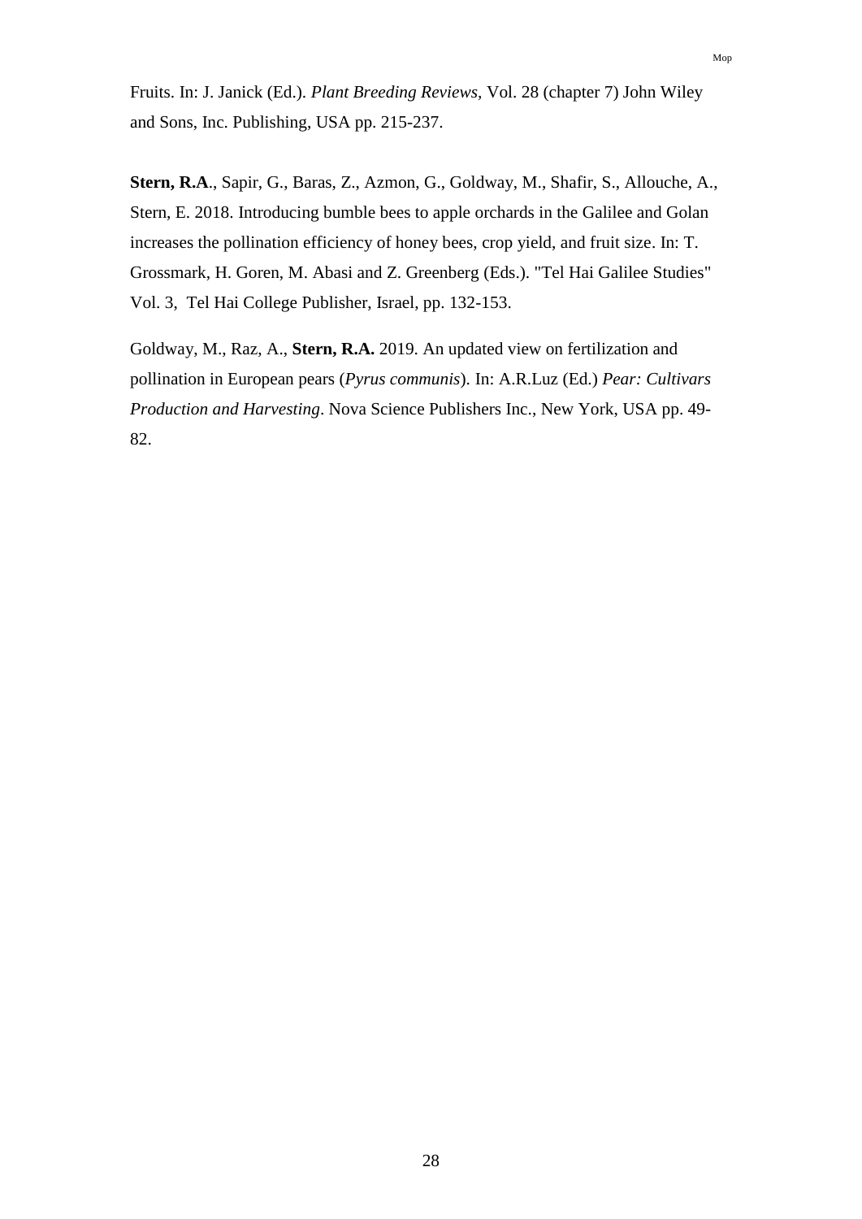Fruits. In: J. Janick (Ed.). *Plant Breeding Reviews,* Vol. 28 (chapter 7) John Wiley and Sons, Inc. Publishing, USA pp. 215-237.

**Stern, R.A**., Sapir, G., Baras, Z., Azmon, G., Goldway, M., Shafir, S., Allouche, A., Stern, E. 2018. Introducing bumble bees to apple orchards in the Galilee and Golan increases the pollination efficiency of honey bees, crop yield, and fruit size. In: T. Grossmark, H. Goren, M. Abasi and Z. Greenberg (Eds.). "Tel Hai Galilee Studies" Vol. 3, Tel Hai College Publisher, Israel, pp. 132-153.

Goldway, M., Raz, A., **Stern, R.A.** 2019. An updated view on fertilization and pollination in European pears (*Pyrus communis*). In: A.R.Luz (Ed.) *Pear: Cultivars Production and Harvesting*. Nova Science Publishers Inc., New York, USA pp. 49-82.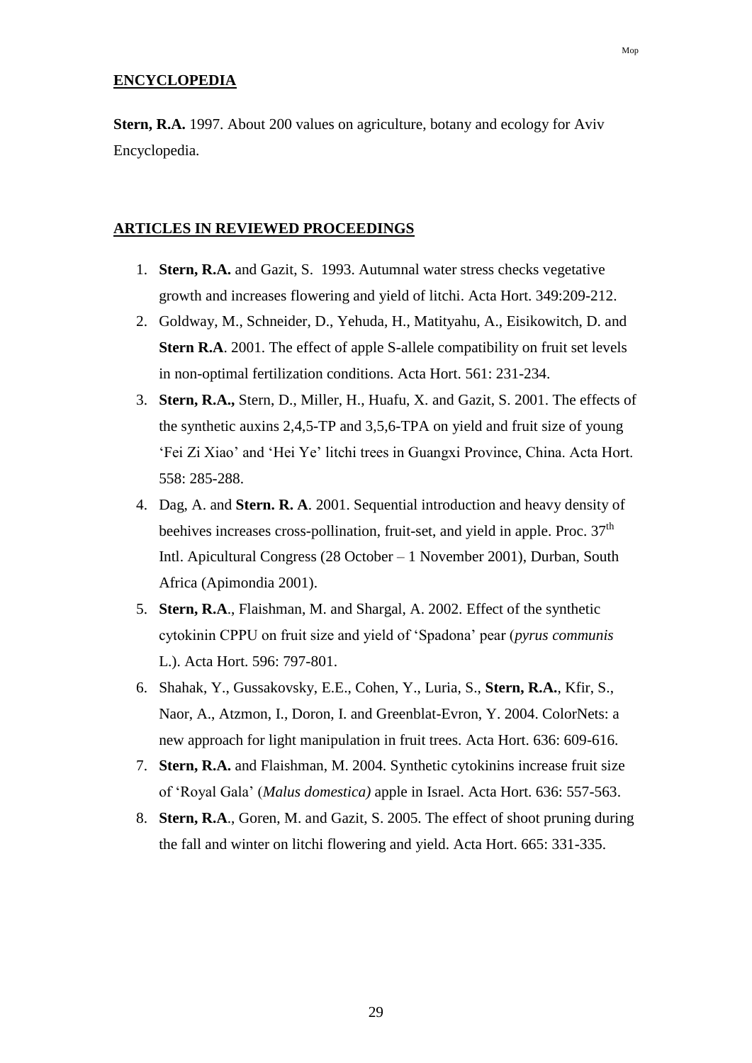## ENCYCLOPEDIA

**Stern, R.A.** 1997. About 200 values on agriculture, botany and ecology for Aviv Encyclopedia.

## ARTICLES IN REVIEWED PROCEEDINGS

1. **Stern, R.A.** and Gazit, S. 1993. Autumnal water stress checks vegetative growth and increases flowering and yield of litchi. Acta Hort. 349:209-212.
2. Goldway, M., Schneider, D., Yehuda, H., Matityahu, A., Eisikowitch, D. and **Stern R.A**. 2001. The effect of apple S-allele compatibility on fruit set levels in non-optimal fertilization conditions. Acta Hort. 561: 231-234.
3. **Stern, R.A.,** Stern, D., Miller, H., Huafu, X. and Gazit, S. 2001. The effects of the synthetic auxins 2,4,5-TP and 3,5,6-TPA on yield and fruit size of young 'Fei Zi Xiao' and 'Hei Ye' litchi trees in Guangxi Province, China. Acta Hort. 558: 285-288.
4. Dag, A. and **Stern. R. A**. 2001. Sequential introduction and heavy density of beehives increases cross-pollination, fruit-set, and yield in apple. Proc. 37th Intl. Apicultural Congress (28 October – 1 November 2001), Durban, South Africa (Apimondia 2001).
5. **Stern, R.A**., Flaishman, M. and Shargal, A. 2002. Effect of the synthetic cytokinin CPPU on fruit size and yield of 'Spadona' pear (*pyrus communis* L.). Acta Hort. 596: 797-801.
6. Shahak, Y., Gussakovsky, E.E., Cohen, Y., Luria, S., **Stern, R.A.**, Kfir, S., Naor, A., Atzmon, I., Doron, I. and Greenblat-Evron, Y. 2004. ColorNets: a new approach for light manipulation in fruit trees. Acta Hort. 636: 609-616.
7. **Stern, R.A.** and Flaishman, M. 2004. Synthetic cytokinins increase fruit size of 'Royal Gala' (*Malus domestica)* apple in Israel. Acta Hort. 636: 557-563.
8. **Stern, R.A**., Goren, M. and Gazit, S. 2005. The effect of shoot pruning during the fall and winter on litchi flowering and yield. Acta Hort. 665: 331-335.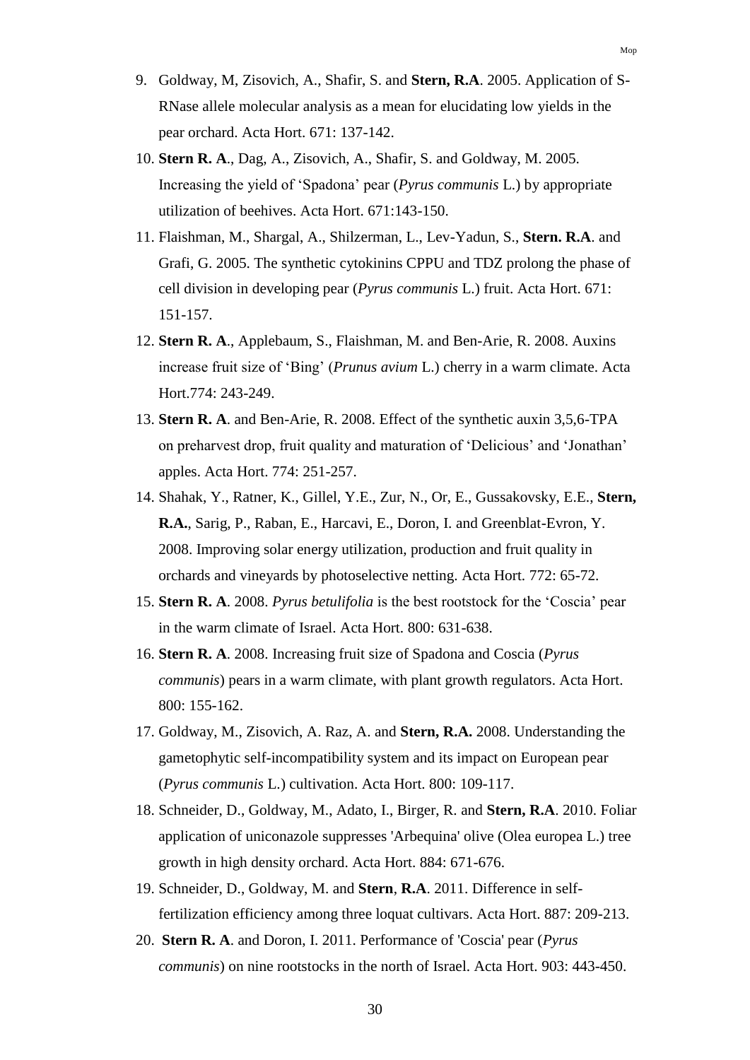9. Goldway, M, Zisovich, A., Shafir, S. and **Stern, R.A**. 2005. Application of S-RNase allele molecular analysis as a mean for elucidating low yields in the pear orchard. Acta Hort. 671: 137-142.
10. **Stern R. A**., Dag, A., Zisovich, A., Shafir, S. and Goldway, M. 2005. Increasing the yield of 'Spadona' pear (*Pyrus communis* L.) by appropriate utilization of beehives. Acta Hort. 671:143-150.
11. Flaishman, M., Shargal, A., Shilzerman, L., Lev-Yadun, S., **Stern. R.A**. and Grafi, G. 2005. The synthetic cytokinins CPPU and TDZ prolong the phase of cell division in developing pear (*Pyrus communis* L.) fruit. Acta Hort. 671: 151-157.
12. **Stern R. A**., Applebaum, S., Flaishman, M. and Ben-Arie, R. 2008. Auxins increase fruit size of 'Bing' (*Prunus avium* L.) cherry in a warm climate. Acta Hort.774: 243-249.
13. **Stern R. A**. and Ben-Arie, R. 2008. Effect of the synthetic auxin 3,5,6-TPA on preharvest drop, fruit quality and maturation of 'Delicious' and 'Jonathan' apples. Acta Hort. 774: 251-257.
14. Shahak, Y., Ratner, K., Gillel, Y.E., Zur, N., Or, E., Gussakovsky, E.E., **Stern, R.A.**, Sarig, P., Raban, E., Harcavi, E., Doron, I. and Greenblat-Evron, Y. 2008. Improving solar energy utilization, production and fruit quality in orchards and vineyards by photoselective netting. Acta Hort. 772: 65-72.
15. **Stern R. A**. 2008. *Pyrus betulifolia* is the best rootstock for the 'Coscia' pear in the warm climate of Israel. Acta Hort. 800: 631-638.
16. **Stern R. A**. 2008. Increasing fruit size of Spadona and Coscia (*Pyrus communis*) pears in a warm climate, with plant growth regulators. Acta Hort. 800: 155-162.
17. Goldway, M., Zisovich, A. Raz, A. and **Stern, R.A.** 2008. Understanding the gametophytic self-incompatibility system and its impact on European pear (*Pyrus communis* L.) cultivation. Acta Hort. 800: 109-117.
18. Schneider, D., Goldway, M., Adato, I., Birger, R. and **Stern, R.A**. 2010. Foliar application of uniconazole suppresses 'Arbequina' olive (Olea europea L.) tree growth in high density orchard. Acta Hort. 884: 671-676.
19. Schneider, D., Goldway, M. and **Stern**, **R.A**. 2011. Difference in self-fertilization efficiency among three loquat cultivars. Acta Hort. 887: 209-213.
20. **Stern R. A**. and Doron, I. 2011. Performance of 'Coscia' pear (*Pyrus communis*) on nine rootstocks in the north of Israel. Acta Hort. 903: 443-450.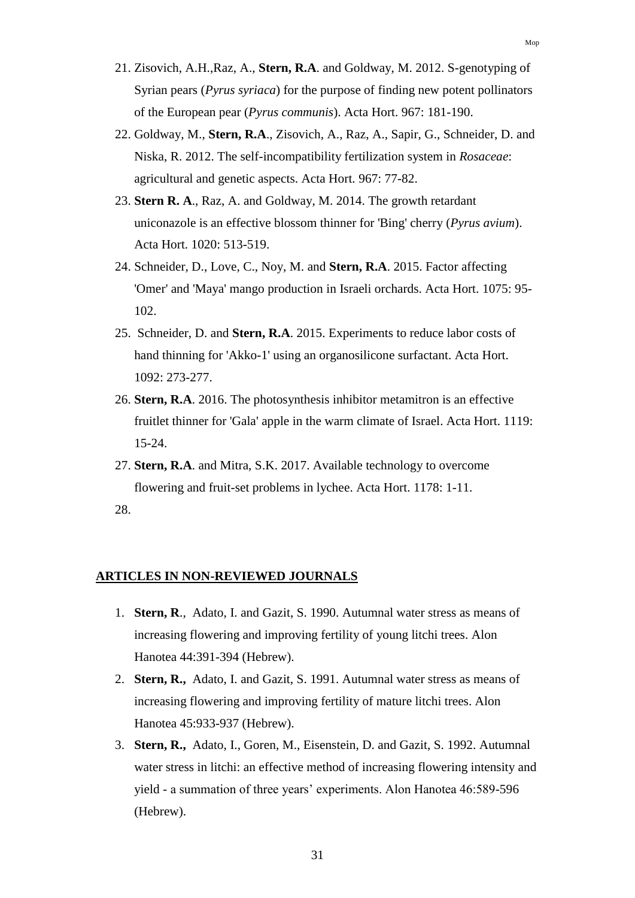21. Zisovich, A.H.,Raz, A., **Stern, R.A**. and Goldway, M. 2012. S-genotyping of Syrian pears (*Pyrus syriaca*) for the purpose of finding new potent pollinators of the European pear (*Pyrus communis*). Acta Hort. 967: 181-190.
22. Goldway, M., **Stern, R.A**., Zisovich, A., Raz, A., Sapir, G., Schneider, D. and Niska, R. 2012. The self-incompatibility fertilization system in *Rosaceae*: agricultural and genetic aspects. Acta Hort. 967: 77-82.
23. **Stern R. A**., Raz, A. and Goldway, M. 2014. The growth retardant uniconazole is an effective blossom thinner for 'Bing' cherry (*Pyrus avium*). Acta Hort. 1020: 513-519.
24. Schneider, D., Love, C., Noy, M. and **Stern, R.A**. 2015. Factor affecting 'Omer' and 'Maya' mango production in Israeli orchards. Acta Hort. 1075: 95-102.
25. Schneider, D. and **Stern, R.A**. 2015. Experiments to reduce labor costs of hand thinning for 'Akko-1' using an organosilicone surfactant. Acta Hort. 1092: 273-277.
26. **Stern, R.A**. 2016. The photosynthesis inhibitor metamitron is an effective fruitlet thinner for 'Gala' apple in the warm climate of Israel. Acta Hort. 1119: 15-24.
27. **Stern, R.A**. and Mitra, S.K. 2017. Available technology to overcome flowering and fruit-set problems in lychee. Acta Hort. 1178: 1-11.
28.

## ARTICLES IN NON-REVIEWED JOURNALS

1. **Stern, R**., Adato, I. and Gazit, S. 1990. Autumnal water stress as means of increasing flowering and improving fertility of young litchi trees. Alon Hanotea 44:391-394 (Hebrew).
2. **Stern, R.,** Adato, I. and Gazit, S. 1991. Autumnal water stress as means of increasing flowering and improving fertility of mature litchi trees. Alon Hanotea 45:933-937 (Hebrew).
3. **Stern, R.,** Adato, I., Goren, M., Eisenstein, D. and Gazit, S. 1992. Autumnal water stress in litchi: an effective method of increasing flowering intensity and yield - a summation of three years' experiments. Alon Hanotea 46:589-596 (Hebrew).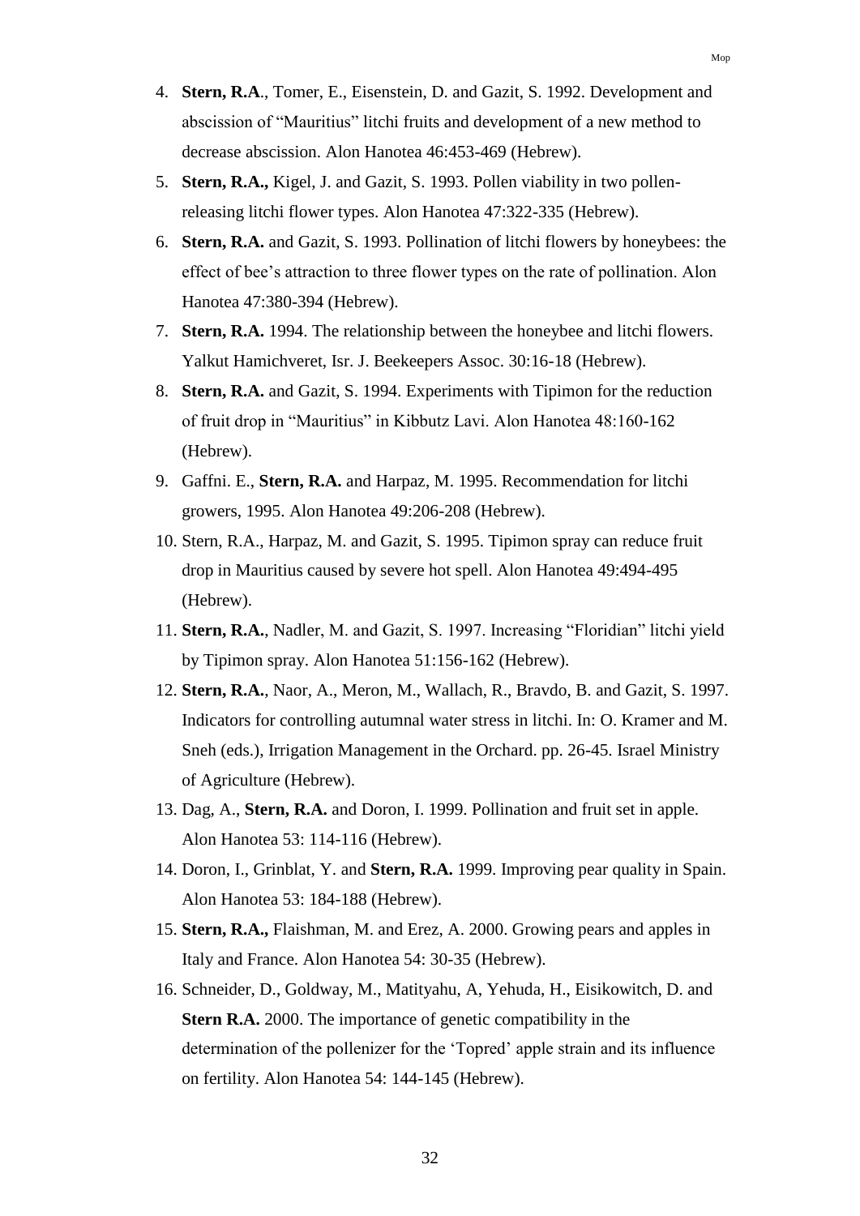4. **Stern, R.A**., Tomer, E., Eisenstein, D. and Gazit, S. 1992. Development and abscission of "Mauritius" litchi fruits and development of a new method to decrease abscission. Alon Hanotea 46:453-469 (Hebrew).
5. **Stern, R.A.,** Kigel, J. and Gazit, S. 1993. Pollen viability in two pollen-releasing litchi flower types. Alon Hanotea 47:322-335 (Hebrew).
6. **Stern, R.A.** and Gazit, S. 1993. Pollination of litchi flowers by honeybees: the effect of bee's attraction to three flower types on the rate of pollination. Alon Hanotea 47:380-394 (Hebrew).
7. **Stern, R.A.** 1994. The relationship between the honeybee and litchi flowers. Yalkut Hamichveret, Isr. J. Beekeepers Assoc. 30:16-18 (Hebrew).
8. **Stern, R.A.** and Gazit, S. 1994. Experiments with Tipimon for the reduction of fruit drop in "Mauritius" in Kibbutz Lavi. Alon Hanotea 48:160-162 (Hebrew).
9. Gaffni. E., **Stern, R.A.** and Harpaz, M. 1995. Recommendation for litchi growers, 1995. Alon Hanotea 49:206-208 (Hebrew).
10. Stern, R.A., Harpaz, M. and Gazit, S. 1995. Tipimon spray can reduce fruit drop in Mauritius caused by severe hot spell. Alon Hanotea 49:494-495 (Hebrew).
11. **Stern, R.A.**, Nadler, M. and Gazit, S. 1997. Increasing "Floridian" litchi yield by Tipimon spray. Alon Hanotea 51:156-162 (Hebrew).
12. **Stern, R.A.**, Naor, A., Meron, M., Wallach, R., Bravdo, B. and Gazit, S. 1997. Indicators for controlling autumnal water stress in litchi. In: O. Kramer and M. Sneh (eds.), Irrigation Management in the Orchard. pp. 26-45. Israel Ministry of Agriculture (Hebrew).
13. Dag, A., **Stern, R.A.** and Doron, I. 1999. Pollination and fruit set in apple. Alon Hanotea 53: 114-116 (Hebrew).
14. Doron, I., Grinblat, Y. and **Stern, R.A.** 1999. Improving pear quality in Spain. Alon Hanotea 53: 184-188 (Hebrew).
15. **Stern, R.A.,** Flaishman, M. and Erez, A. 2000. Growing pears and apples in Italy and France. Alon Hanotea 54: 30-35 (Hebrew).
16. Schneider, D., Goldway, M., Matityahu, A, Yehuda, H., Eisikowitch, D. and **Stern R.A.** 2000. The importance of genetic compatibility in the determination of the pollenizer for the 'Topred' apple strain and its influence on fertility. Alon Hanotea 54: 144-145 (Hebrew).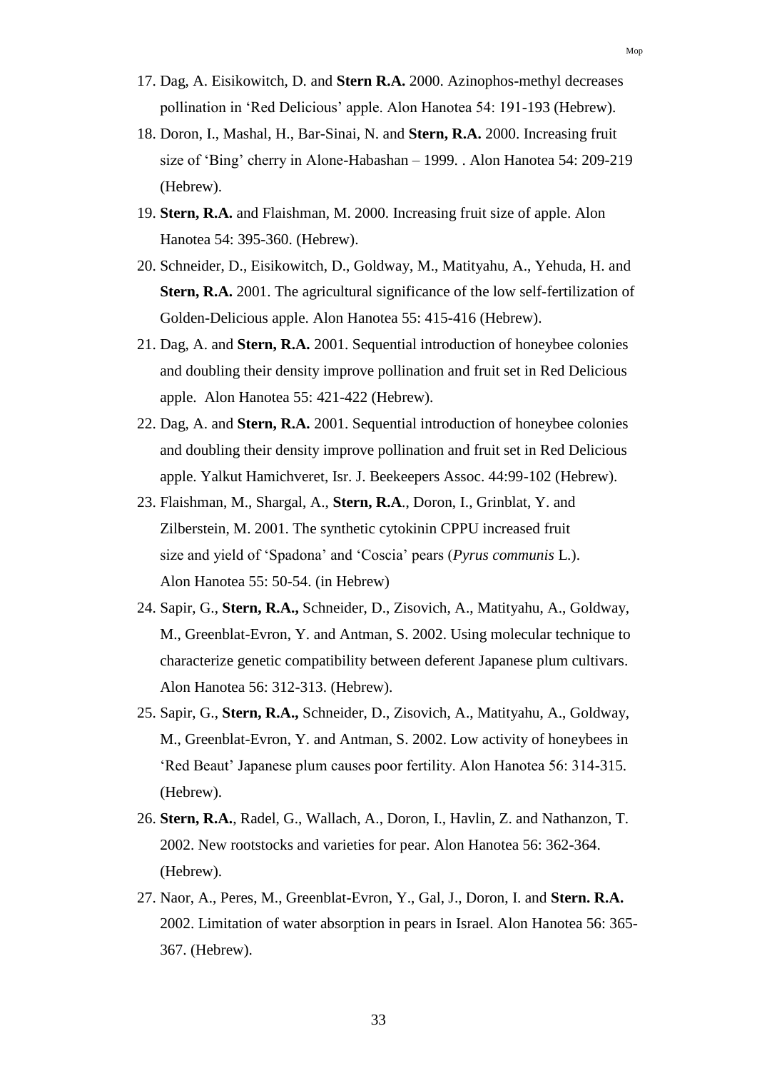17. Dag, A. Eisikowitch, D. and **Stern R.A.** 2000. Azinophos-methyl decreases pollination in 'Red Delicious' apple. Alon Hanotea 54: 191-193 (Hebrew).
18. Doron, I., Mashal, H., Bar-Sinai, N. and **Stern, R.A.** 2000. Increasing fruit size of 'Bing' cherry in Alone-Habashan – 1999. . Alon Hanotea 54: 209-219 (Hebrew).
19. **Stern, R.A.** and Flaishman, M. 2000. Increasing fruit size of apple. Alon Hanotea 54: 395-360. (Hebrew).
20. Schneider, D., Eisikowitch, D., Goldway, M., Matityahu, A., Yehuda, H. and **Stern, R.A.** 2001. The agricultural significance of the low self-fertilization of Golden-Delicious apple. Alon Hanotea 55: 415-416 (Hebrew).
21. Dag, A. and **Stern, R.A.** 2001. Sequential introduction of honeybee colonies and doubling their density improve pollination and fruit set in Red Delicious apple. Alon Hanotea 55: 421-422 (Hebrew).
22. Dag, A. and **Stern, R.A.** 2001. Sequential introduction of honeybee colonies and doubling their density improve pollination and fruit set in Red Delicious apple. Yalkut Hamichveret, Isr. J. Beekeepers Assoc. 44:99-102 (Hebrew).
23. Flaishman, M., Shargal, A., **Stern, R.A**., Doron, I., Grinblat, Y. and Zilberstein, M. 2001. The synthetic cytokinin CPPU increased fruit size and yield of 'Spadona' and 'Coscia' pears (*Pyrus communis* L.). Alon Hanotea 55: 50-54. (in Hebrew)
24. Sapir, G., **Stern, R.A.,** Schneider, D., Zisovich, A., Matityahu, A., Goldway, M., Greenblat-Evron, Y. and Antman, S. 2002. Using molecular technique to characterize genetic compatibility between deferent Japanese plum cultivars. Alon Hanotea 56: 312-313. (Hebrew).
25. Sapir, G., **Stern, R.A.,** Schneider, D., Zisovich, A., Matityahu, A., Goldway, M., Greenblat-Evron, Y. and Antman, S. 2002. Low activity of honeybees in 'Red Beaut' Japanese plum causes poor fertility. Alon Hanotea 56: 314-315. (Hebrew).
26. **Stern, R.A.**, Radel, G., Wallach, A., Doron, I., Havlin, Z. and Nathanzon, T. 2002. New rootstocks and varieties for pear. Alon Hanotea 56: 362-364. (Hebrew).
27. Naor, A., Peres, M., Greenblat-Evron, Y., Gal, J., Doron, I. and **Stern. R.A.** 2002. Limitation of water absorption in pears in Israel. Alon Hanotea 56: 365-367. (Hebrew).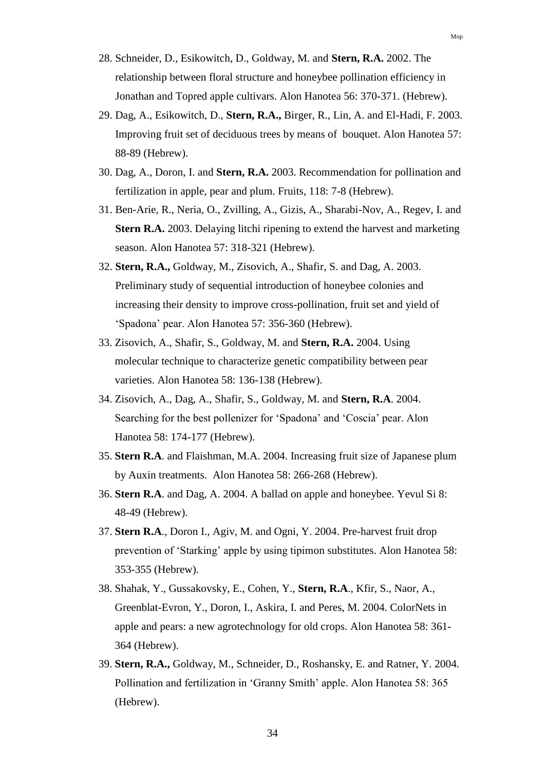28. Schneider, D., Esikowitch, D., Goldway, M. and **Stern, R.A.** 2002. The relationship between floral structure and honeybee pollination efficiency in Jonathan and Topred apple cultivars. Alon Hanotea 56: 370-371. (Hebrew).
29. Dag, A., Esikowitch, D., **Stern, R.A.,** Birger, R., Lin, A. and El-Hadi, F. 2003. Improving fruit set of deciduous trees by means of bouquet. Alon Hanotea 57: 88-89 (Hebrew).
30. Dag, A., Doron, I. and **Stern, R.A.** 2003. Recommendation for pollination and fertilization in apple, pear and plum. Fruits, 118: 7-8 (Hebrew).
31. Ben-Arie, R., Neria, O., Zvilling, A., Gizis, A., Sharabi-Nov, A., Regev, I. and **Stern R.A.** 2003. Delaying litchi ripening to extend the harvest and marketing season. Alon Hanotea 57: 318-321 (Hebrew).
32. **Stern, R.A.,** Goldway, M., Zisovich, A., Shafir, S. and Dag, A. 2003. Preliminary study of sequential introduction of honeybee colonies and increasing their density to improve cross-pollination, fruit set and yield of 'Spadona' pear. Alon Hanotea 57: 356-360 (Hebrew).
33. Zisovich, A., Shafir, S., Goldway, M. and **Stern, R.A.** 2004. Using molecular technique to characterize genetic compatibility between pear varieties. Alon Hanotea 58: 136-138 (Hebrew).
34. Zisovich, A., Dag, A., Shafir, S., Goldway, M. and **Stern, R.A**. 2004. Searching for the best pollenizer for 'Spadona' and 'Coscia' pear. Alon Hanotea 58: 174-177 (Hebrew).
35. **Stern R.A**. and Flaishman, M.A. 2004. Increasing fruit size of Japanese plum by Auxin treatments. Alon Hanotea 58: 266-268 (Hebrew).
36. **Stern R.A**. and Dag, A. 2004. A ballad on apple and honeybee. Yevul Si 8: 48-49 (Hebrew).
37. **Stern R.A**., Doron I., Agiv, M. and Ogni, Y. 2004. Pre-harvest fruit drop prevention of 'Starking' apple by using tipimon substitutes. Alon Hanotea 58: 353-355 (Hebrew).
38. Shahak, Y., Gussakovsky, E., Cohen, Y., **Stern, R.A**., Kfir, S., Naor, A., Greenblat-Evron, Y., Doron, I., Askira, I. and Peres, M. 2004. ColorNets in apple and pears: a new agrotechnology for old crops. Alon Hanotea 58: 361-364 (Hebrew).
39. **Stern, R.A.,** Goldway, M., Schneider, D., Roshansky, E. and Ratner, Y. 2004. Pollination and fertilization in 'Granny Smith' apple. Alon Hanotea 58: 365 (Hebrew).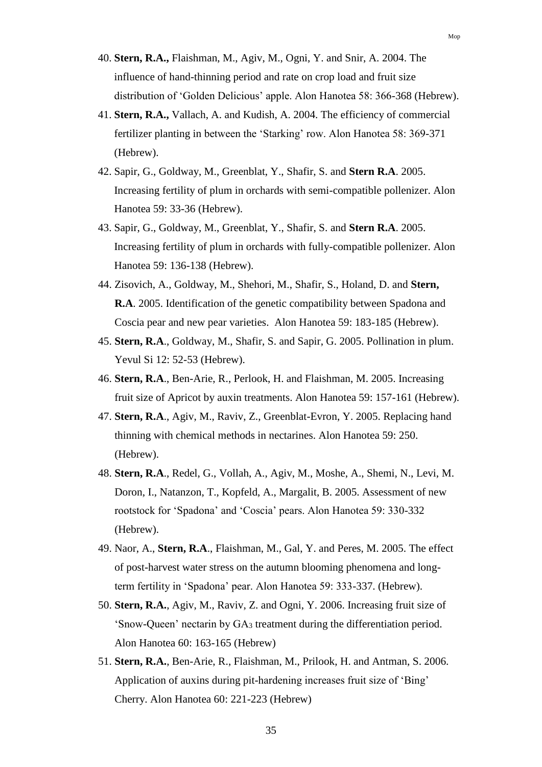40. **Stern, R.A.,** Flaishman, M., Agiv, M., Ogni, Y. and Snir, A. 2004. The influence of hand-thinning period and rate on crop load and fruit size distribution of 'Golden Delicious' apple. Alon Hanotea 58: 366-368 (Hebrew).
41. **Stern, R.A.,** Vallach, A. and Kudish, A. 2004. The efficiency of commercial fertilizer planting in between the 'Starking' row. Alon Hanotea 58: 369-371 (Hebrew).
42. Sapir, G., Goldway, M., Greenblat, Y., Shafir, S. and **Stern R.A**. 2005. Increasing fertility of plum in orchards with semi-compatible pollenizer. Alon Hanotea 59: 33-36 (Hebrew).
43. Sapir, G., Goldway, M., Greenblat, Y., Shafir, S. and **Stern R.A**. 2005. Increasing fertility of plum in orchards with fully-compatible pollenizer. Alon Hanotea 59: 136-138 (Hebrew).
44. Zisovich, A., Goldway, M., Shehori, M., Shafir, S., Holand, D. and **Stern, R.A**. 2005. Identification of the genetic compatibility between Spadona and Coscia pear and new pear varieties. Alon Hanotea 59: 183-185 (Hebrew).
45. **Stern, R.A**., Goldway, M., Shafir, S. and Sapir, G. 2005. Pollination in plum. Yevul Si 12: 52-53 (Hebrew).
46. **Stern, R.A**., Ben-Arie, R., Perlook, H. and Flaishman, M. 2005. Increasing fruit size of Apricot by auxin treatments. Alon Hanotea 59: 157-161 (Hebrew).
47. **Stern, R.A**., Agiv, M., Raviv, Z., Greenblat-Evron, Y. 2005. Replacing hand thinning with chemical methods in nectarines. Alon Hanotea 59: 250. (Hebrew).
48. **Stern, R.A**., Redel, G., Vollah, A., Agiv, M., Moshe, A., Shemi, N., Levi, M. Doron, I., Natanzon, T., Kopfeld, A., Margalit, B. 2005. Assessment of new rootstock for 'Spadona' and 'Coscia' pears. Alon Hanotea 59: 330-332 (Hebrew).
49. Naor, A., **Stern, R.A**., Flaishman, M., Gal, Y. and Peres, M. 2005. The effect of post-harvest water stress on the autumn blooming phenomena and long-term fertility in 'Spadona' pear. Alon Hanotea 59: 333-337. (Hebrew).
50. **Stern, R.A.**, Agiv, M., Raviv, Z. and Ogni, Y. 2006. Increasing fruit size of 'Snow-Queen' nectarin by $GA_3$ treatment during the differentiation period. Alon Hanotea 60: 163-165 (Hebrew)
51. **Stern, R.A.**, Ben-Arie, R., Flaishman, M., Prilook, H. and Antman, S. 2006. Application of auxins during pit-hardening increases fruit size of 'Bing' Cherry. Alon Hanotea 60: 221-223 (Hebrew)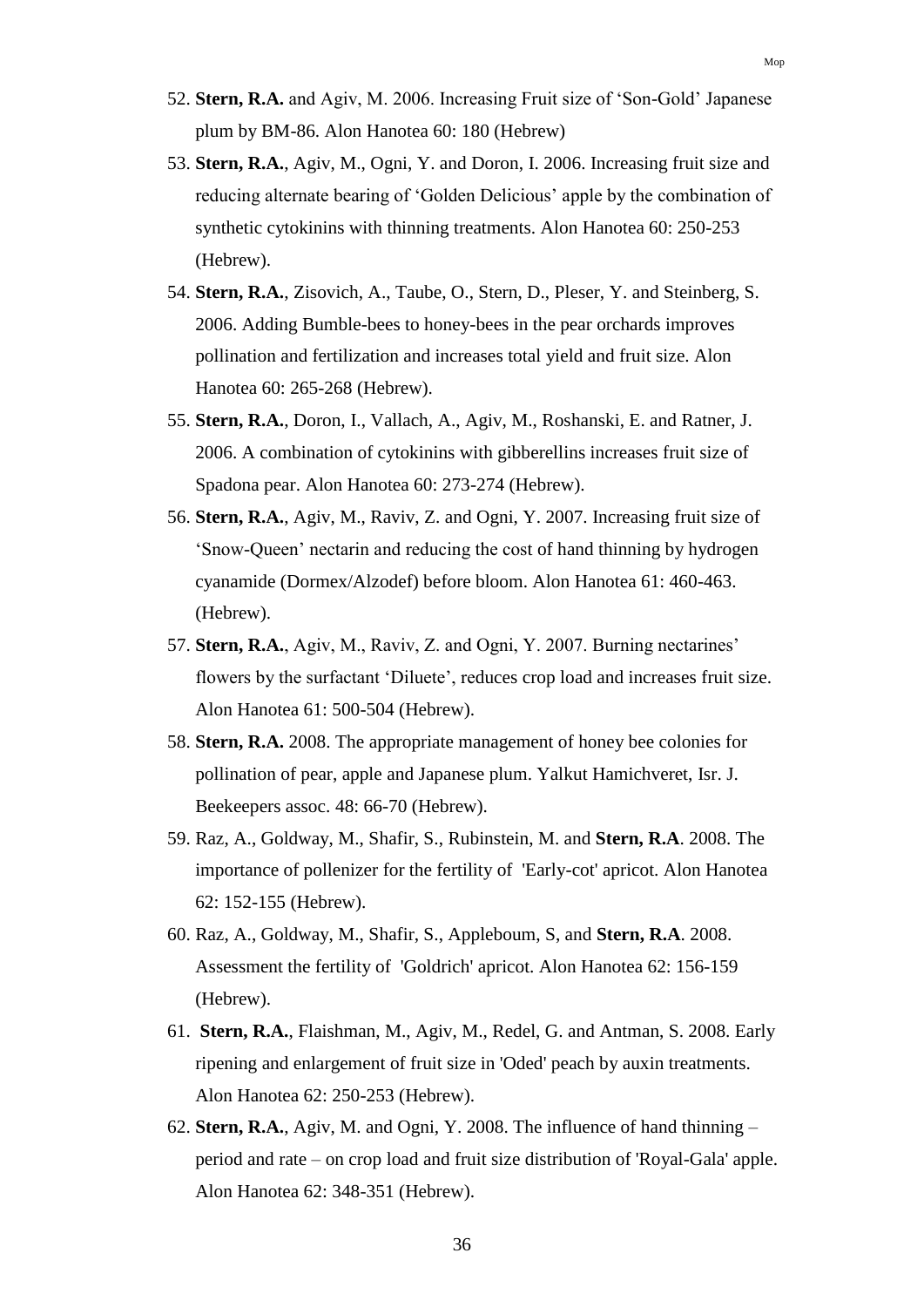52. **Stern, R.A.** and Agiv, M. 2006. Increasing Fruit size of 'Son-Gold' Japanese plum by BM-86. Alon Hanotea 60: 180 (Hebrew)
53. **Stern, R.A.**, Agiv, M., Ogni, Y. and Doron, I. 2006. Increasing fruit size and reducing alternate bearing of 'Golden Delicious' apple by the combination of synthetic cytokinins with thinning treatments. Alon Hanotea 60: 250-253 (Hebrew).
54. **Stern, R.A.**, Zisovich, A., Taube, O., Stern, D., Pleser, Y. and Steinberg, S. 2006. Adding Bumble-bees to honey-bees in the pear orchards improves pollination and fertilization and increases total yield and fruit size. Alon Hanotea 60: 265-268 (Hebrew).
55. **Stern, R.A.**, Doron, I., Vallach, A., Agiv, M., Roshanski, E. and Ratner, J. 2006. A combination of cytokinins with gibberellins increases fruit size of Spadona pear. Alon Hanotea 60: 273-274 (Hebrew).
56. **Stern, R.A.**, Agiv, M., Raviv, Z. and Ogni, Y. 2007. Increasing fruit size of 'Snow-Queen' nectarin and reducing the cost of hand thinning by hydrogen cyanamide (Dormex/Alzodef) before bloom. Alon Hanotea 61: 460-463. (Hebrew).
57. **Stern, R.A.**, Agiv, M., Raviv, Z. and Ogni, Y. 2007. Burning nectarines' flowers by the surfactant 'Diluete', reduces crop load and increases fruit size. Alon Hanotea 61: 500-504 (Hebrew).
58. **Stern, R.A.** 2008. The appropriate management of honey bee colonies for pollination of pear, apple and Japanese plum. Yalkut Hamichveret, Isr. J. Beekeepers assoc. 48: 66-70 (Hebrew).
59. Raz, A., Goldway, M., Shafir, S., Rubinstein, M. and **Stern, R.A**. 2008. The importance of pollenizer for the fertility of 'Early-cot' apricot. Alon Hanotea 62: 152-155 (Hebrew).
60. Raz, A., Goldway, M., Shafir, S., Appleboum, S, and **Stern, R.A**. 2008. Assessment the fertility of 'Goldrich' apricot. Alon Hanotea 62: 156-159 (Hebrew).
61. **Stern, R.A.**, Flaishman, M., Agiv, M., Redel, G. and Antman, S. 2008. Early ripening and enlargement of fruit size in 'Oded' peach by auxin treatments. Alon Hanotea 62: 250-253 (Hebrew).
62. **Stern, R.A.**, Agiv, M. and Ogni, Y. 2008. The influence of hand thinning – period and rate – on crop load and fruit size distribution of 'Royal-Gala' apple. Alon Hanotea 62: 348-351 (Hebrew).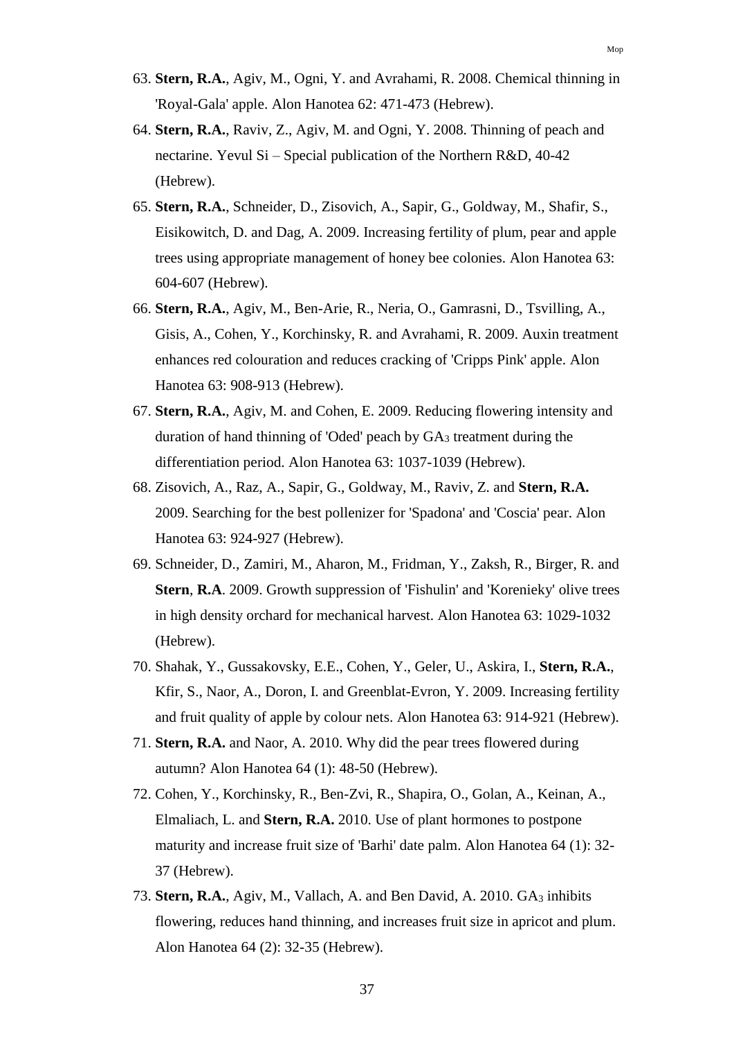63. **Stern, R.A.**, Agiv, M., Ogni, Y. and Avrahami, R. 2008. Chemical thinning in 'Royal-Gala' apple. Alon Hanotea 62: 471-473 (Hebrew).
64. **Stern, R.A.**, Raviv, Z., Agiv, M. and Ogni, Y. 2008. Thinning of peach and nectarine. Yevul Si – Special publication of the Northern R&D, 40-42 (Hebrew).
65. **Stern, R.A.**, Schneider, D., Zisovich, A., Sapir, G., Goldway, M., Shafir, S., Eisikowitch, D. and Dag, A. 2009. Increasing fertility of plum, pear and apple trees using appropriate management of honey bee colonies. Alon Hanotea 63: 604-607 (Hebrew).
66. **Stern, R.A.**, Agiv, M., Ben-Arie, R., Neria, O., Gamrasni, D., Tsvilling, A., Gisis, A., Cohen, Y., Korchinsky, R. and Avrahami, R. 2009. Auxin treatment enhances red colouration and reduces cracking of 'Cripps Pink' apple. Alon Hanotea 63: 908-913 (Hebrew).
67. **Stern, R.A.**, Agiv, M. and Cohen, E. 2009. Reducing flowering intensity and duration of hand thinning of 'Oded' peach by $GA_3$ treatment during the differentiation period. Alon Hanotea 63: 1037-1039 (Hebrew).
68. Zisovich, A., Raz, A., Sapir, G., Goldway, M., Raviv, Z. and **Stern, R.A.** 2009. Searching for the best pollenizer for 'Spadona' and 'Coscia' pear. Alon Hanotea 63: 924-927 (Hebrew).
69. Schneider, D., Zamiri, M., Aharon, M., Fridman, Y., Zaksh, R., Birger, R. and **Stern**, **R.A**. 2009. Growth suppression of 'Fishulin' and 'Korenieky' olive trees in high density orchard for mechanical harvest. Alon Hanotea 63: 1029-1032 (Hebrew).
70. Shahak, Y., Gussakovsky, E.E., Cohen, Y., Geler, U., Askira, I., **Stern, R.A.**, Kfir, S., Naor, A., Doron, I. and Greenblat-Evron, Y. 2009. Increasing fertility and fruit quality of apple by colour nets. Alon Hanotea 63: 914-921 (Hebrew).
71. **Stern, R.A.** and Naor, A. 2010. Why did the pear trees flowered during autumn? Alon Hanotea 64 (1): 48-50 (Hebrew).
72. Cohen, Y., Korchinsky, R., Ben-Zvi, R., Shapira, O., Golan, A., Keinan, A., Elmaliach, L. and **Stern, R.A.** 2010. Use of plant hormones to postpone maturity and increase fruit size of 'Barhi' date palm. Alon Hanotea 64 (1): 32-37 (Hebrew).
73. **Stern, R.A.**, Agiv, M., Vallach, A. and Ben David, A. 2010. $GA_3$ inhibits flowering, reduces hand thinning, and increases fruit size in apricot and plum. Alon Hanotea 64 (2): 32-35 (Hebrew).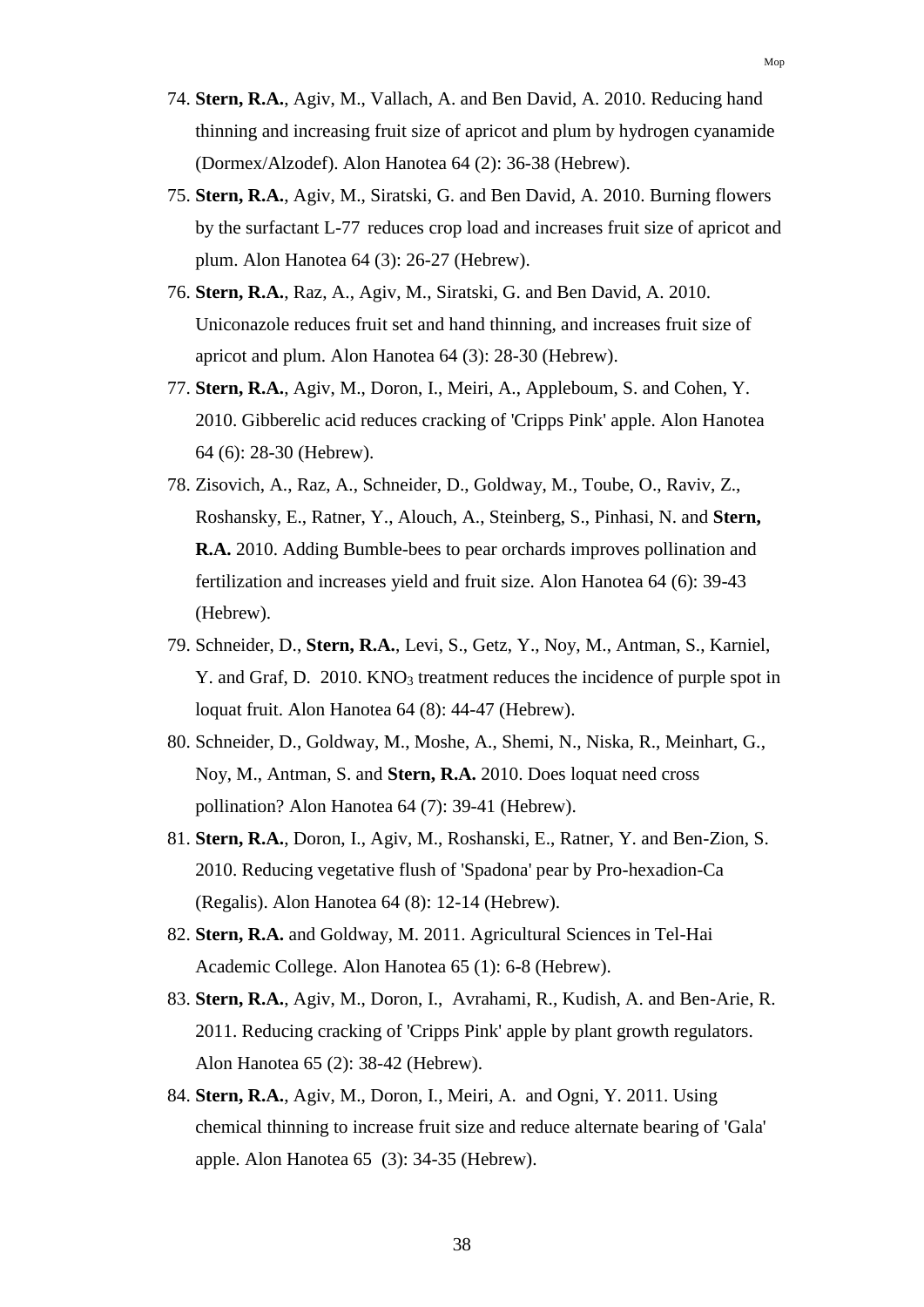74. **Stern, R.A.**, Agiv, M., Vallach, A. and Ben David, A. 2010. Reducing hand thinning and increasing fruit size of apricot and plum by hydrogen cyanamide (Dormex/Alzodef). Alon Hanotea 64 (2): 36-38 (Hebrew).
75. **Stern, R.A.**, Agiv, M., Siratski, G. and Ben David, A. 2010. Burning flowers by the surfactant L-77 reduces crop load and increases fruit size of apricot and plum. Alon Hanotea 64 (3): 26-27 (Hebrew).
76. **Stern, R.A.**, Raz, A., Agiv, M., Siratski, G. and Ben David, A. 2010. Uniconazole reduces fruit set and hand thinning, and increases fruit size of apricot and plum. Alon Hanotea 64 (3): 28-30 (Hebrew).
77. **Stern, R.A.**, Agiv, M., Doron, I., Meiri, A., Appleboum, S. and Cohen, Y. 2010. Gibberelic acid reduces cracking of 'Cripps Pink' apple. Alon Hanotea 64 (6): 28-30 (Hebrew).
78. Zisovich, A., Raz, A., Schneider, D., Goldway, M., Toube, O., Raviv, Z., Roshansky, E., Ratner, Y., Alouch, A., Steinberg, S., Pinhasi, N. and **Stern, R.A.** 2010. Adding Bumble-bees to pear orchards improves pollination and fertilization and increases yield and fruit size. Alon Hanotea 64 (6): 39-43 (Hebrew).
79. Schneider, D., **Stern, R.A.**, Levi, S., Getz, Y., Noy, M., Antman, S., Karniel, Y. and Graf, D. 2010. $KNO_3$ treatment reduces the incidence of purple spot in loquat fruit. Alon Hanotea 64 (8): 44-47 (Hebrew).
80. Schneider, D., Goldway, M., Moshe, A., Shemi, N., Niska, R., Meinhart, G., Noy, M., Antman, S. and **Stern, R.A.** 2010. Does loquat need cross pollination? Alon Hanotea 64 (7): 39-41 (Hebrew).
81. **Stern, R.A.**, Doron, I., Agiv, M., Roshanski, E., Ratner, Y. and Ben-Zion, S. 2010. Reducing vegetative flush of 'Spadona' pear by Pro-hexadion-Ca (Regalis). Alon Hanotea 64 (8): 12-14 (Hebrew).
82. **Stern, R.A.** and Goldway, M. 2011. Agricultural Sciences in Tel-Hai Academic College. Alon Hanotea 65 (1): 6-8 (Hebrew).
83. **Stern, R.A.**, Agiv, M., Doron, I., Avrahami, R., Kudish, A. and Ben-Arie, R. 2011. Reducing cracking of 'Cripps Pink' apple by plant growth regulators. Alon Hanotea 65 (2): 38-42 (Hebrew).
84. **Stern, R.A.**, Agiv, M., Doron, I., Meiri, A. and Ogni, Y. 2011. Using chemical thinning to increase fruit size and reduce alternate bearing of 'Gala' apple. Alon Hanotea 65 (3): 34-35 (Hebrew).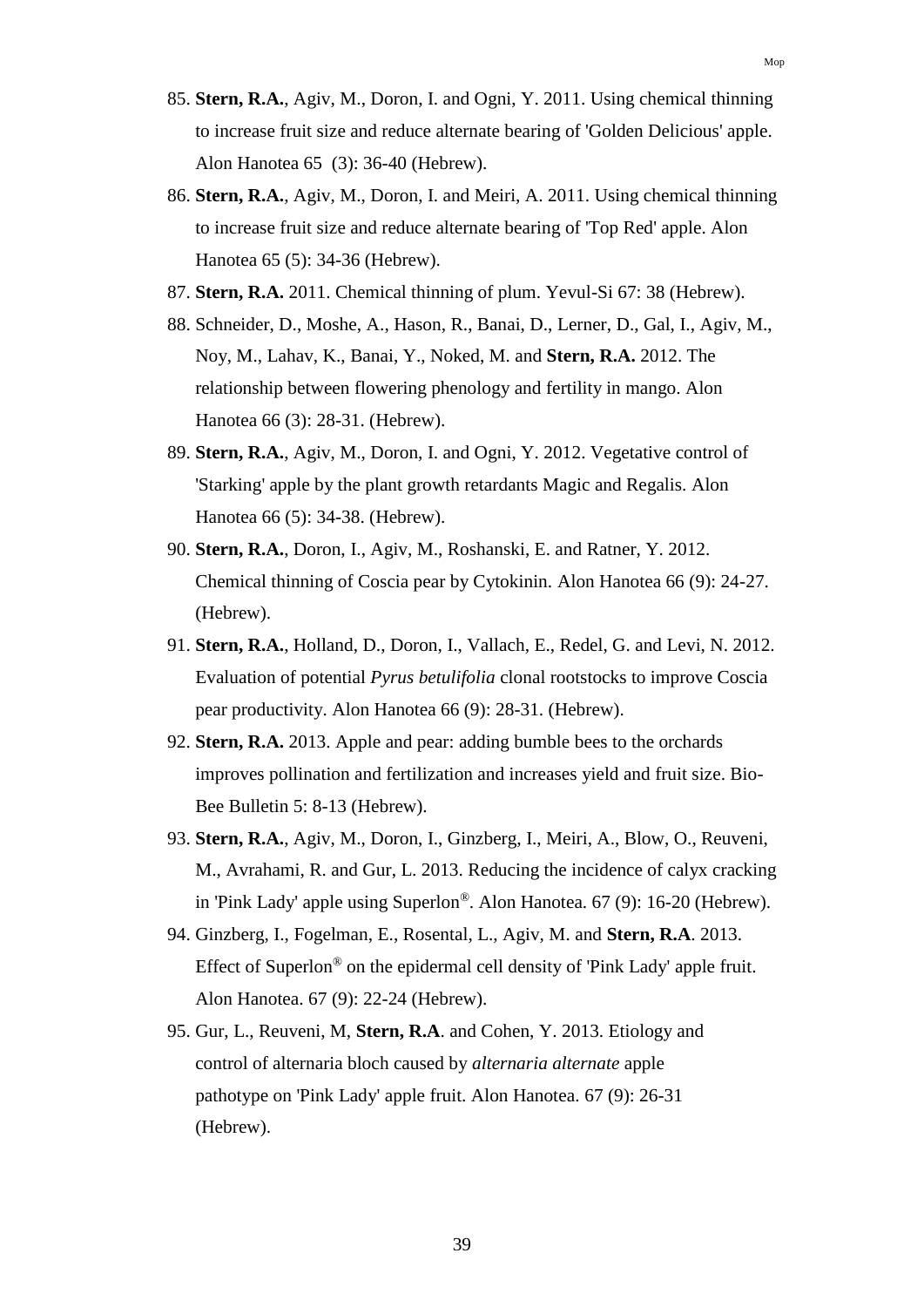85. **Stern, R.A.**, Agiv, M., Doron, I. and Ogni, Y. 2011. Using chemical thinning to increase fruit size and reduce alternate bearing of 'Golden Delicious' apple. Alon Hanotea 65 (3): 36-40 (Hebrew).
86. **Stern, R.A.**, Agiv, M., Doron, I. and Meiri, A. 2011. Using chemical thinning to increase fruit size and reduce alternate bearing of 'Top Red' apple. Alon Hanotea 65 (5): 34-36 (Hebrew).
87. **Stern, R.A.** 2011. Chemical thinning of plum. Yevul-Si 67: 38 (Hebrew).
88. Schneider, D., Moshe, A., Hason, R., Banai, D., Lerner, D., Gal, I., Agiv, M., Noy, M., Lahav, K., Banai, Y., Noked, M. and **Stern, R.A.** 2012. The relationship between flowering phenology and fertility in mango. Alon Hanotea 66 (3): 28-31. (Hebrew).
89. **Stern, R.A.**, Agiv, M., Doron, I. and Ogni, Y. 2012. Vegetative control of 'Starking' apple by the plant growth retardants Magic and Regalis. Alon Hanotea 66 (5): 34-38. (Hebrew).
90. **Stern, R.A.**, Doron, I., Agiv, M., Roshanski, E. and Ratner, Y. 2012. Chemical thinning of Coscia pear by Cytokinin. Alon Hanotea 66 (9): 24-27. (Hebrew).
91. **Stern, R.A.**, Holland, D., Doron, I., Vallach, E., Redel, G. and Levi, N. 2012. Evaluation of potential *Pyrus betulifolia* clonal rootstocks to improve Coscia pear productivity. Alon Hanotea 66 (9): 28-31. (Hebrew).
92. **Stern, R.A.** 2013. Apple and pear: adding bumble bees to the orchards improves pollination and fertilization and increases yield and fruit size. Bio-Bee Bulletin 5: 8-13 (Hebrew).
93. **Stern, R.A.**, Agiv, M., Doron, I., Ginzberg, I., Meiri, A., Blow, O., Reuveni, M., Avrahami, R. and Gur, L. 2013. Reducing the incidence of calyx cracking in 'Pink Lady' apple using Superlon®. Alon Hanotea. 67 (9): 16-20 (Hebrew).
94. Ginzberg, I., Fogelman, E., Rosental, L., Agiv, M. and **Stern, R.A**. 2013. Effect of Superlon® on the epidermal cell density of 'Pink Lady' apple fruit. Alon Hanotea. 67 (9): 22-24 (Hebrew).
95. Gur, L., Reuveni, M, **Stern, R.A**. and Cohen, Y. 2013. Etiology and control of alternaria bloch caused by *alternaria alternate* apple pathotype on 'Pink Lady' apple fruit. Alon Hanotea. 67 (9): 26-31 (Hebrew).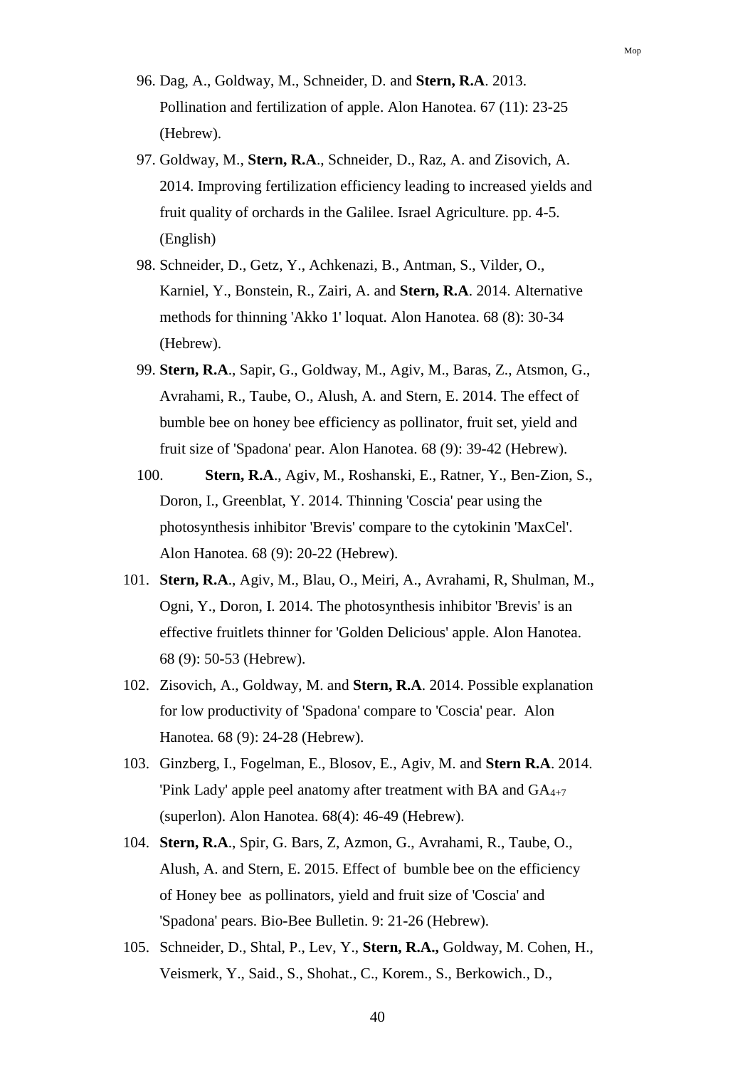96. Dag, A., Goldway, M., Schneider, D. and **Stern, R.A**. 2013. Pollination and fertilization of apple. Alon Hanotea. 67 (11): 23-25 (Hebrew).
97. Goldway, M., **Stern, R.A**., Schneider, D., Raz, A. and Zisovich, A. 2014. Improving fertilization efficiency leading to increased yields and fruit quality of orchards in the Galilee. Israel Agriculture. pp. 4-5. (English)
98. Schneider, D., Getz, Y., Achkenazi, B., Antman, S., Vilder, O., Karniel, Y., Bonstein, R., Zairi, A. and **Stern, R.A**. 2014. Alternative methods for thinning 'Akko 1' loquat. Alon Hanotea. 68 (8): 30-34 (Hebrew).
99. **Stern, R.A**., Sapir, G., Goldway, M., Agiv, M., Baras, Z., Atsmon, G., Avrahami, R., Taube, O., Alush, A. and Stern, E. 2014. The effect of bumble bee on honey bee efficiency as pollinator, fruit set, yield and fruit size of 'Spadona' pear. Alon Hanotea. 68 (9): 39-42 (Hebrew).
100. **Stern, R.A**., Agiv, M., Roshanski, E., Ratner, Y., Ben-Zion, S., Doron, I., Greenblat, Y. 2014. Thinning 'Coscia' pear using the photosynthesis inhibitor 'Brevis' compare to the cytokinin 'MaxCel'. Alon Hanotea. 68 (9): 20-22 (Hebrew).
101. **Stern, R.A**., Agiv, M., Blau, O., Meiri, A., Avrahami, R, Shulman, M., Ogni, Y., Doron, I. 2014. The photosynthesis inhibitor 'Brevis' is an effective fruitlets thinner for 'Golden Delicious' apple. Alon Hanotea. 68 (9): 50-53 (Hebrew).
102. Zisovich, A., Goldway, M. and **Stern, R.A**. 2014. Possible explanation for low productivity of 'Spadona' compare to 'Coscia' pear. Alon Hanotea. 68 (9): 24-28 (Hebrew).
103. Ginzberg, I., Fogelman, E., Blosov, E., Agiv, M. and **Stern R.A**. 2014. 'Pink Lady' apple peel anatomy after treatment with BA and $GA_{4+7}$ (superlon). Alon Hanotea. 68(4): 46-49 (Hebrew).
104. **Stern, R.A**., Spir, G. Bars, Z, Azmon, G., Avrahami, R., Taube, O., Alush, A. and Stern, E. 2015. Effect of bumble bee on the efficiency of Honey bee as pollinators, yield and fruit size of 'Coscia' and 'Spadona' pears. Bio-Bee Bulletin. 9: 21-26 (Hebrew).
105. Schneider, D., Shtal, P., Lev, Y., **Stern, R.A.,** Goldway, M. Cohen, H., Veismerk, Y., Said., S., Shohat., C., Korem., S., Berkowich., D.,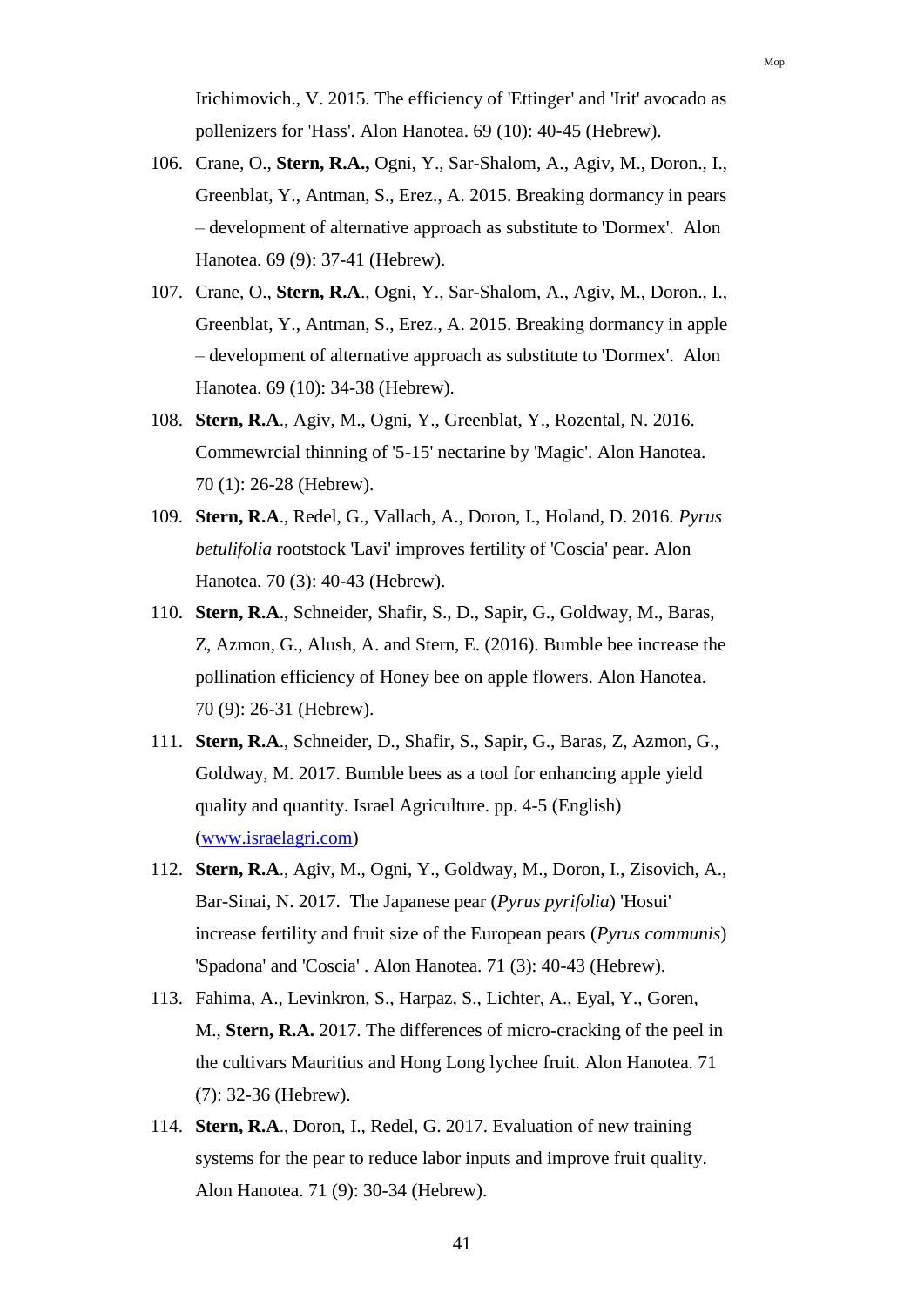Irichimovich., V. 2015. The efficiency of 'Ettinger' and 'Irit' avocado as pollenizers for 'Hass'. Alon Hanotea. 69 (10): 40-45 (Hebrew).

106. Crane, O., **Stern, R.A.,** Ogni, Y., Sar-Shalom, A., Agiv, M., Doron., I., Greenblat, Y., Antman, S., Erez., A. 2015. Breaking dormancy in pears – development of alternative approach as substitute to 'Dormex'. Alon Hanotea. 69 (9): 37-41 (Hebrew).

107. Crane, O., **Stern, R.A**., Ogni, Y., Sar-Shalom, A., Agiv, M., Doron., I., Greenblat, Y., Antman, S., Erez., A. 2015. Breaking dormancy in apple – development of alternative approach as substitute to 'Dormex'. Alon Hanotea. 69 (10): 34-38 (Hebrew).

108. **Stern, R.A**., Agiv, M., Ogni, Y., Greenblat, Y., Rozental, N. 2016. Commewrcial thinning of '5-15' nectarine by 'Magic'. Alon Hanotea. 70 (1): 26-28 (Hebrew).

109. **Stern, R.A**., Redel, G., Vallach, A., Doron, I., Holand, D. 2016. *Pyrus betulifolia* rootstock 'Lavi' improves fertility of 'Coscia' pear. Alon Hanotea. 70 (3): 40-43 (Hebrew).

110. **Stern, R.A**., Schneider, Shafir, S., D., Sapir, G., Goldway, M., Baras, Z, Azmon, G., Alush, A. and Stern, E. (2016). Bumble bee increase the pollination efficiency of Honey bee on apple flowers. Alon Hanotea. 70 (9): 26-31 (Hebrew).

111. **Stern, R.A**., Schneider, D., Shafir, S., Sapir, G., Baras, Z, Azmon, G., Goldway, M. 2017. Bumble bees as a tool for enhancing apple yield quality and quantity. Israel Agriculture. pp. 4-5 (English) (www.israelagri.com)

112. **Stern, R.A**., Agiv, M., Ogni, Y., Goldway, M., Doron, I., Zisovich, A., Bar-Sinai, N. 2017. The Japanese pear (*Pyrus pyrifolia*) 'Hosui' increase fertility and fruit size of the European pears (*Pyrus communis*) 'Spadona' and 'Coscia' . Alon Hanotea. 71 (3): 40-43 (Hebrew).

113. Fahima, A., Levinkron, S., Harpaz, S., Lichter, A., Eyal, Y., Goren, M., **Stern, R.A.** 2017. The differences of micro-cracking of the peel in the cultivars Mauritius and Hong Long lychee fruit. Alon Hanotea. 71 (7): 32-36 (Hebrew).

114. **Stern, R.A**., Doron, I., Redel, G. 2017. Evaluation of new training systems for the pear to reduce labor inputs and improve fruit quality. Alon Hanotea. 71 (9): 30-34 (Hebrew).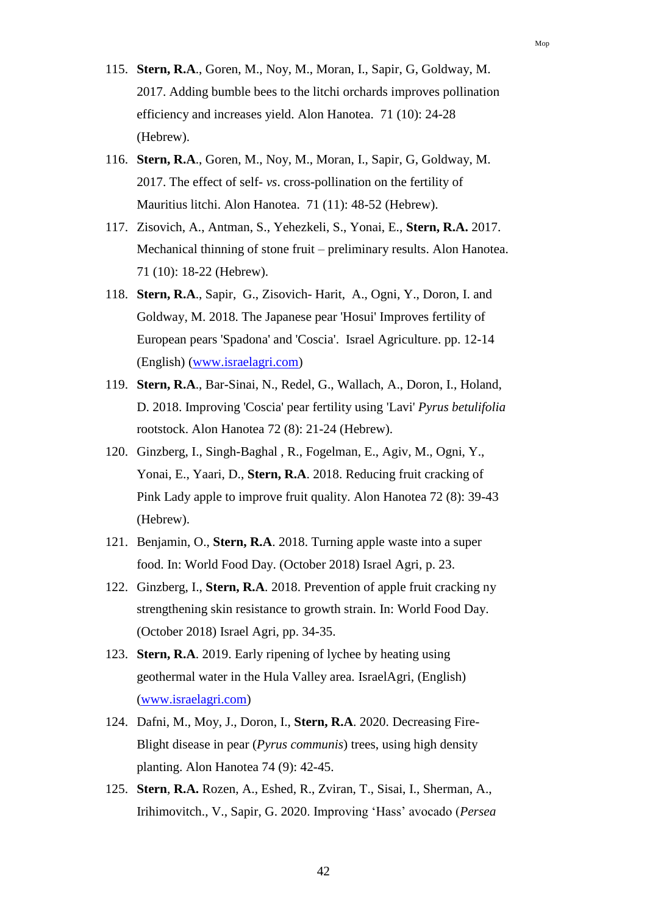115. **Stern, R.A**., Goren, M., Noy, M., Moran, I., Sapir, G, Goldway, M. 2017. Adding bumble bees to the litchi orchards improves pollination efficiency and increases yield. Alon Hanotea. 71 (10): 24-28 (Hebrew).
116. **Stern, R.A**., Goren, M., Noy, M., Moran, I., Sapir, G, Goldway, M. 2017. The effect of self- *vs*. cross-pollination on the fertility of Mauritius litchi. Alon Hanotea. 71 (11): 48-52 (Hebrew).
117. Zisovich, A., Antman, S., Yehezkeli, S., Yonai, E., **Stern, R.A.** 2017. Mechanical thinning of stone fruit – preliminary results. Alon Hanotea. 71 (10): 18-22 (Hebrew).
118. **Stern, R.A**., Sapir, G., Zisovich- Harit, A., Ogni, Y., Doron, I. and Goldway, M. 2018. The Japanese pear 'Hosui' Improves fertility of European pears 'Spadona' and 'Coscia'. Israel Agriculture. pp. 12-14 (English) ([www.israelagri.com](www.israelagri.com))
119. **Stern, R.A**., Bar-Sinai, N., Redel, G., Wallach, A., Doron, I., Holand, D. 2018. Improving 'Coscia' pear fertility using 'Lavi' *Pyrus betulifolia* rootstock. Alon Hanotea 72 (8): 21-24 (Hebrew).
120. Ginzberg, I., Singh-Baghal , R., Fogelman, E., Agiv, M., Ogni, Y., Yonai, E., Yaari, D., **Stern, R.A**. 2018. Reducing fruit cracking of Pink Lady apple to improve fruit quality. Alon Hanotea 72 (8): 39-43 (Hebrew).
121. Benjamin, O., **Stern, R.A**. 2018. Turning apple waste into a super food. In: World Food Day. (October 2018) Israel Agri, p. 23.
122. Ginzberg, I., **Stern, R.A**. 2018. Prevention of apple fruit cracking ny strengthening skin resistance to growth strain. In: World Food Day. (October 2018) Israel Agri, pp. 34-35.
123. **Stern, R.A**. 2019. Early ripening of lychee by heating using geothermal water in the Hula Valley area. IsraelAgri, (English) ([www.israelagri.com](www.israelagri.com))
124. Dafni, M., Moy, J., Doron, I., **Stern, R.A**. 2020. Decreasing Fire-Blight disease in pear (*Pyrus communis*) trees, using high density planting. Alon Hanotea 74 (9): 42-45.
125. **Stern**, **R.A.** Rozen, A., Eshed, R., Zviran, T., Sisai, I., Sherman, A., Irihimovitch., V., Sapir, G. 2020. Improving ‘Hass’ avocado (*Persea*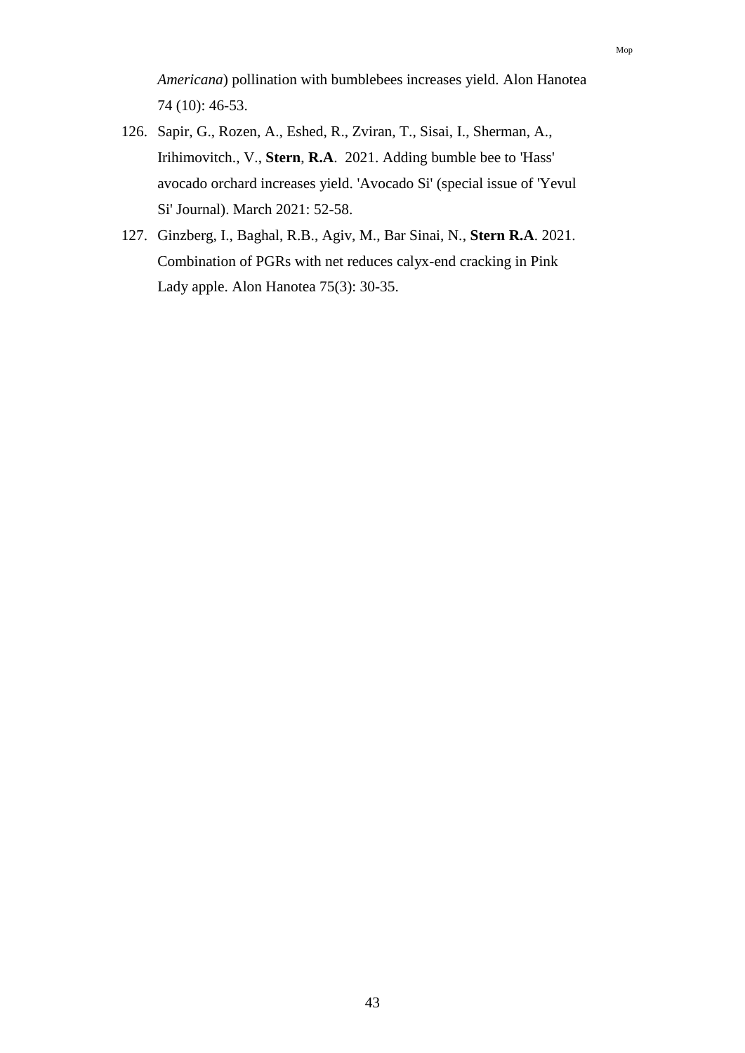*Americana*) pollination with bumblebees increases yield. Alon Hanotea 74 (10): 46-53.

126. Sapir, G., Rozen, A., Eshed, R., Zviran, T., Sisai, I., Sherman, A., Irihimovitch., V., **Stern**, **R.A**. 2021. Adding bumble bee to 'Hass' avocado orchard increases yield. 'Avocado Si' (special issue of 'Yevul Si' Journal). March 2021: 52-58.
127. Ginzberg, I., Baghal, R.B., Agiv, M., Bar Sinai, N., **Stern R.A**. 2021. Combination of PGRs with net reduces calyx-end cracking in Pink Lady apple. Alon Hanotea 75(3): 30-35.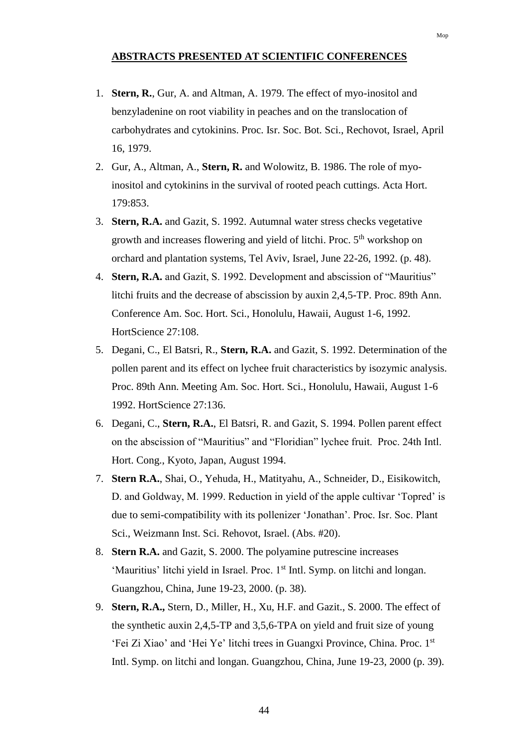## ABSTRACTS PRESENTED AT SCIENTIFIC CONFERENCES

1. **Stern, R.**, Gur, A. and Altman, A. 1979. The effect of myo-inositol and benzyladenine on root viability in peaches and on the translocation of carbohydrates and cytokinins. Proc. Isr. Soc. Bot. Sci., Rechovot, Israel, April 16, 1979.
2. Gur, A., Altman, A., **Stern, R.** and Wolowitz, B. 1986. The role of myo-inositol and cytokinins in the survival of rooted peach cuttings. Acta Hort. 179:853.
3. **Stern, R.A.** and Gazit, S. 1992. Autumnal water stress checks vegetative growth and increases flowering and yield of litchi. Proc. 5th workshop on orchard and plantation systems, Tel Aviv, Israel, June 22-26, 1992. (p. 48).
4. **Stern, R.A.** and Gazit, S. 1992. Development and abscission of "Mauritius" litchi fruits and the decrease of abscission by auxin 2,4,5-TP. Proc. 89th Ann. Conference Am. Soc. Hort. Sci., Honolulu, Hawaii, August 1-6, 1992. HortScience 27:108.
5. Degani, C., El Batsri, R., **Stern, R.A.** and Gazit, S. 1992. Determination of the pollen parent and its effect on lychee fruit characteristics by isozymic analysis. Proc. 89th Ann. Meeting Am. Soc. Hort. Sci., Honolulu, Hawaii, August 1-6 1992. HortScience 27:136.
6. Degani, C., **Stern, R.A.**, El Batsri, R. and Gazit, S. 1994. Pollen parent effect on the abscission of "Mauritius" and "Floridian" lychee fruit. Proc. 24th Intl. Hort. Cong., Kyoto, Japan, August 1994.
7. **Stern R.A.**, Shai, O., Yehuda, H., Matityahu, A., Schneider, D., Eisikowitch, D. and Goldway, M. 1999. Reduction in yield of the apple cultivar 'Topred' is due to semi-compatibility with its pollenizer 'Jonathan'. Proc. Isr. Soc. Plant Sci., Weizmann Inst. Sci. Rehovot, Israel. (Abs. #20).
8. **Stern R.A.** and Gazit, S. 2000. The polyamine putrescine increases 'Mauritius' litchi yield in Israel. Proc. 1st Intl. Symp. on litchi and longan. Guangzhou, China, June 19-23, 2000. (p. 38).
9. **Stern, R.A.,** Stern, D., Miller, H., Xu, H.F. and Gazit., S. 2000. The effect of the synthetic auxin 2,4,5-TP and 3,5,6-TPA on yield and fruit size of young 'Fei Zi Xiao' and 'Hei Ye' litchi trees in Guangxi Province, China. Proc. 1st Intl. Symp. on litchi and longan. Guangzhou, China, June 19-23, 2000 (p. 39).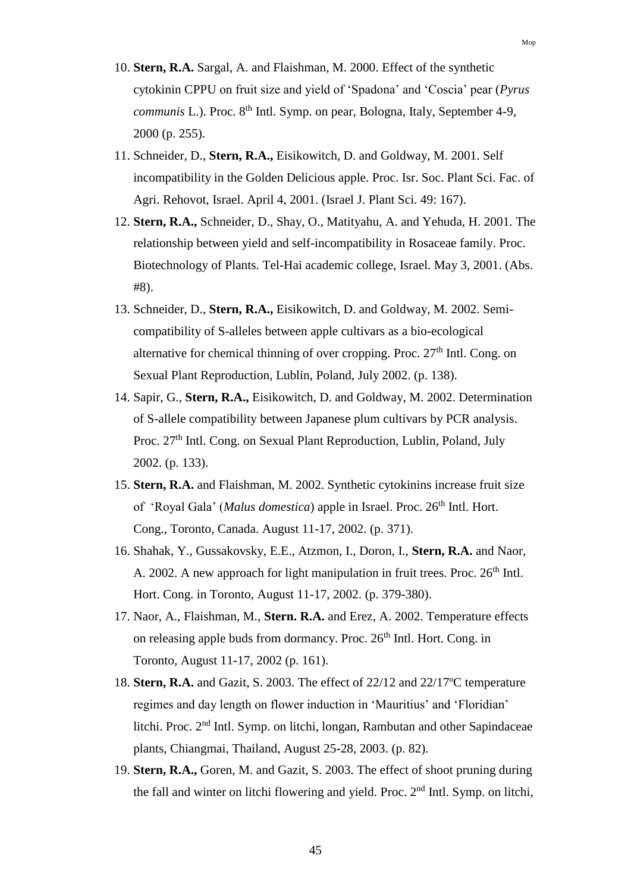10. **Stern, R.A.** Sargal, A. and Flaishman, M. 2000. Effect of the synthetic cytokinin CPPU on fruit size and yield of 'Spadona' and 'Coscia' pear (*Pyrus communis* L.). Proc. 8th Intl. Symp. on pear, Bologna, Italy, September 4-9, 2000 (p. 255).
11. Schneider, D., **Stern, R.A.,** Eisikowitch, D. and Goldway, M. 2001. Self incompatibility in the Golden Delicious apple. Proc. Isr. Soc. Plant Sci. Fac. of Agri. Rehovot, Israel. April 4, 2001. (Israel J. Plant Sci. 49: 167).
12. **Stern, R.A.,** Schneider, D., Shay, O., Matityahu, A. and Yehuda, H. 2001. The relationship between yield and self-incompatibility in Rosaceae family. Proc. Biotechnology of Plants. Tel-Hai academic college, Israel. May 3, 2001. (Abs. #8).
13. Schneider, D., **Stern, R.A.,** Eisikowitch, D. and Goldway, M. 2002. Semi-compatibility of S-alleles between apple cultivars as a bio-ecological alternative for chemical thinning of over cropping. Proc. 27th Intl. Cong. on Sexual Plant Reproduction, Lublin, Poland, July 2002. (p. 138).
14. Sapir, G., **Stern, R.A.,** Eisikowitch, D. and Goldway, M. 2002. Determination of S-allele compatibility between Japanese plum cultivars by PCR analysis. Proc. 27th Intl. Cong. on Sexual Plant Reproduction, Lublin, Poland, July 2002. (p. 133).
15. **Stern, R.A.** and Flaishman, M. 2002. Synthetic cytokinins increase fruit size of 'Royal Gala' (*Malus domestica*) apple in Israel. Proc. 26th Intl. Hort. Cong., Toronto, Canada. August 11-17, 2002. (p. 371).
16. Shahak, Y., Gussakovsky, E.E., Atzmon, I., Doron, I., **Stern, R.A.** and Naor, A. 2002. A new approach for light manipulation in fruit trees. Proc. 26th Intl. Hort. Cong. in Toronto, August 11-17, 2002. (p. 379-380).
17. Naor, A., Flaishman, M., **Stern. R.A.** and Erez, A. 2002. Temperature effects on releasing apple buds from dormancy. Proc. 26th Intl. Hort. Cong. in Toronto, August 11-17, 2002 (p. 161).
18. **Stern, R.A.** and Gazit, S. 2003. The effect of 22/12 and 22/17ºC temperature regimes and day length on flower induction in 'Mauritius' and 'Floridian' litchi. Proc. 2nd Intl. Symp. on litchi, longan, Rambutan and other Sapindaceae plants, Chiangmai, Thailand, August 25-28, 2003. (p. 82).
19. **Stern, R.A.,** Goren, M. and Gazit, S. 2003. The effect of shoot pruning during the fall and winter on litchi flowering and yield. Proc. 2nd Intl. Symp. on litchi,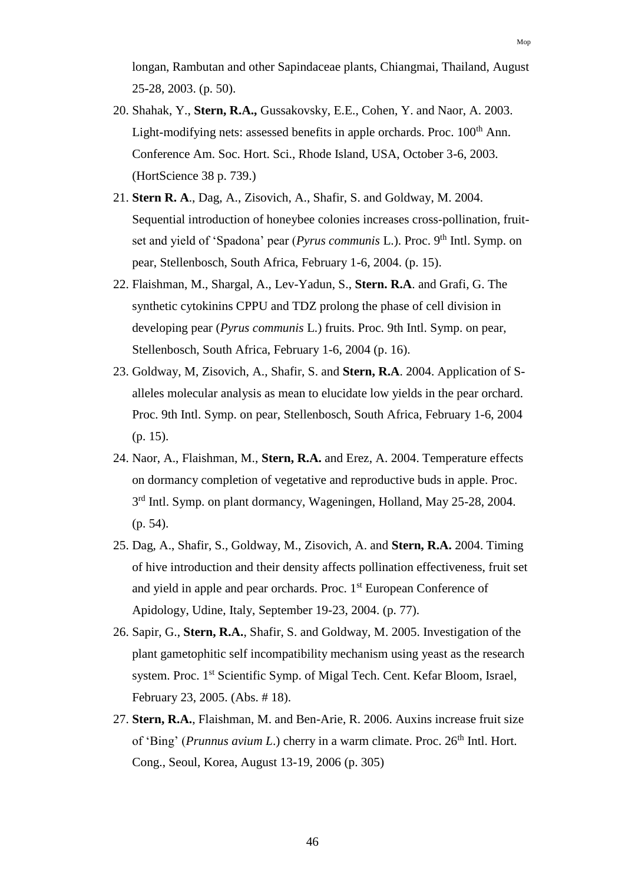longan, Rambutan and other Sapindaceae plants, Chiangmai, Thailand, August 25-28, 2003. (p. 50).

20. Shahak, Y., **Stern, R.A.,** Gussakovsky, E.E., Cohen, Y. and Naor, A. 2003. Light-modifying nets: assessed benefits in apple orchards. Proc. 100th Ann. Conference Am. Soc. Hort. Sci., Rhode Island, USA, October 3-6, 2003. (HortScience 38 p. 739.)
21. **Stern R. A**., Dag, A., Zisovich, A., Shafir, S. and Goldway, M. 2004. Sequential introduction of honeybee colonies increases cross-pollination, fruit-set and yield of 'Spadona' pear (*Pyrus communis* L.). Proc. 9th Intl. Symp. on pear, Stellenbosch, South Africa, February 1-6, 2004. (p. 15).
22. Flaishman, M., Shargal, A., Lev-Yadun, S., **Stern. R.A**. and Grafi, G. The synthetic cytokinins CPPU and TDZ prolong the phase of cell division in developing pear (*Pyrus communis* L.) fruits. Proc. 9th Intl. Symp. on pear, Stellenbosch, South Africa, February 1-6, 2004 (p. 16).
23. Goldway, M, Zisovich, A., Shafir, S. and **Stern, R.A**. 2004. Application of S-alleles molecular analysis as mean to elucidate low yields in the pear orchard. Proc. 9th Intl. Symp. on pear, Stellenbosch, South Africa, February 1-6, 2004 (p. 15).
24. Naor, A., Flaishman, M., **Stern, R.A.** and Erez, A. 2004. Temperature effects on dormancy completion of vegetative and reproductive buds in apple. Proc. 3rd Intl. Symp. on plant dormancy, Wageningen, Holland, May 25-28, 2004. (p. 54).
25. Dag, A., Shafir, S., Goldway, M., Zisovich, A. and **Stern, R.A.** 2004. Timing of hive introduction and their density affects pollination effectiveness, fruit set and yield in apple and pear orchards. Proc. 1st European Conference of Apidology, Udine, Italy, September 19-23, 2004. (p. 77).
26. Sapir, G., **Stern, R.A.**, Shafir, S. and Goldway, M. 2005. Investigation of the plant gametophitic self incompatibility mechanism using yeast as the research system. Proc. 1st Scientific Symp. of Migal Tech. Cent. Kefar Bloom, Israel, February 23, 2005. (Abs. # 18).
27. **Stern, R.A.**, Flaishman, M. and Ben-Arie, R. 2006. Auxins increase fruit size of 'Bing' (*Prunnus avium L*.) cherry in a warm climate. Proc. 26th Intl. Hort. Cong., Seoul, Korea, August 13-19, 2006 (p. 305)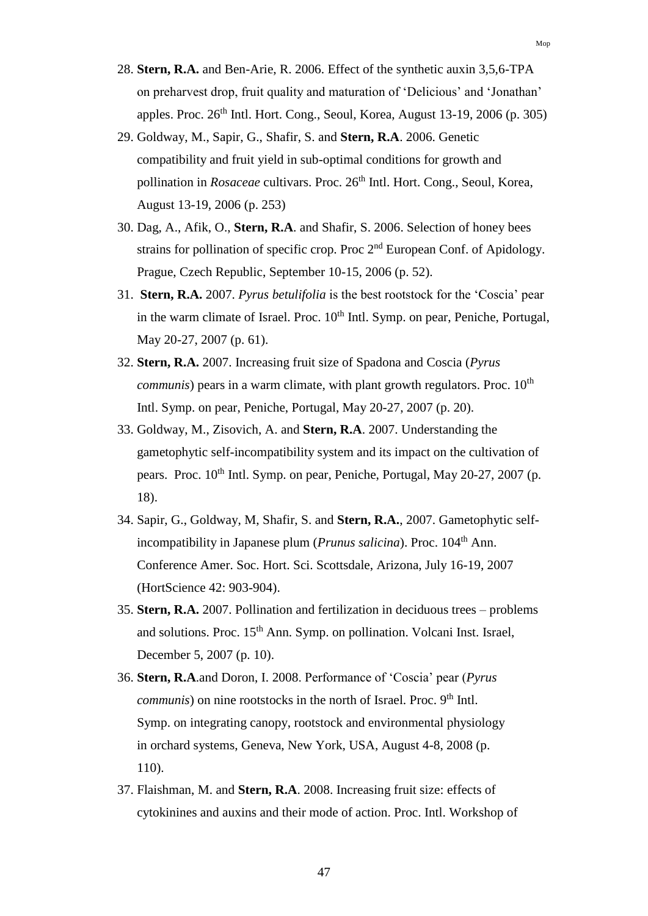28. **Stern, R.A.** and Ben-Arie, R. 2006. Effect of the synthetic auxin 3,5,6-TPA on preharvest drop, fruit quality and maturation of 'Delicious' and 'Jonathan' apples. Proc. 26th Intl. Hort. Cong., Seoul, Korea, August 13-19, 2006 (p. 305)
29. Goldway, M., Sapir, G., Shafir, S. and **Stern, R.A**. 2006. Genetic compatibility and fruit yield in sub-optimal conditions for growth and pollination in *Rosaceae* cultivars. Proc. 26th Intl. Hort. Cong., Seoul, Korea, August 13-19, 2006 (p. 253)
30. Dag, A., Afik, O., **Stern, R.A**. and Shafir, S. 2006. Selection of honey bees strains for pollination of specific crop. Proc 2nd European Conf. of Apidology. Prague, Czech Republic, September 10-15, 2006 (p. 52).
31. **Stern, R.A.** 2007. *Pyrus betulifolia* is the best rootstock for the 'Coscia' pear in the warm climate of Israel. Proc. 10th Intl. Symp. on pear, Peniche, Portugal, May 20-27, 2007 (p. 61).
32. **Stern, R.A.** 2007. Increasing fruit size of Spadona and Coscia (*Pyrus communis*) pears in a warm climate, with plant growth regulators. Proc. 10th Intl. Symp. on pear, Peniche, Portugal, May 20-27, 2007 (p. 20).
33. Goldway, M., Zisovich, A. and **Stern, R.A**. 2007. Understanding the gametophytic self-incompatibility system and its impact on the cultivation of pears. Proc. 10th Intl. Symp. on pear, Peniche, Portugal, May 20-27, 2007 (p. 18).
34. Sapir, G., Goldway, M, Shafir, S. and **Stern, R.A.**, 2007. Gametophytic self-incompatibility in Japanese plum (*Prunus salicina*). Proc. 104th Ann. Conference Amer. Soc. Hort. Sci. Scottsdale, Arizona, July 16-19, 2007 (HortScience 42: 903-904).
35. **Stern, R.A.** 2007. Pollination and fertilization in deciduous trees – problems and solutions. Proc. 15th Ann. Symp. on pollination. Volcani Inst. Israel, December 5, 2007 (p. 10).
36. **Stern, R.A**.and Doron, I. 2008. Performance of 'Coscia' pear (*Pyrus communis*) on nine rootstocks in the north of Israel. Proc. 9th Intl. Symp. on integrating canopy, rootstock and environmental physiology in orchard systems, Geneva, New York, USA, August 4-8, 2008 (p. 110).
37. Flaishman, M. and **Stern, R.A**. 2008. Increasing fruit size: effects of cytokinines and auxins and their mode of action. Proc. Intl. Workshop of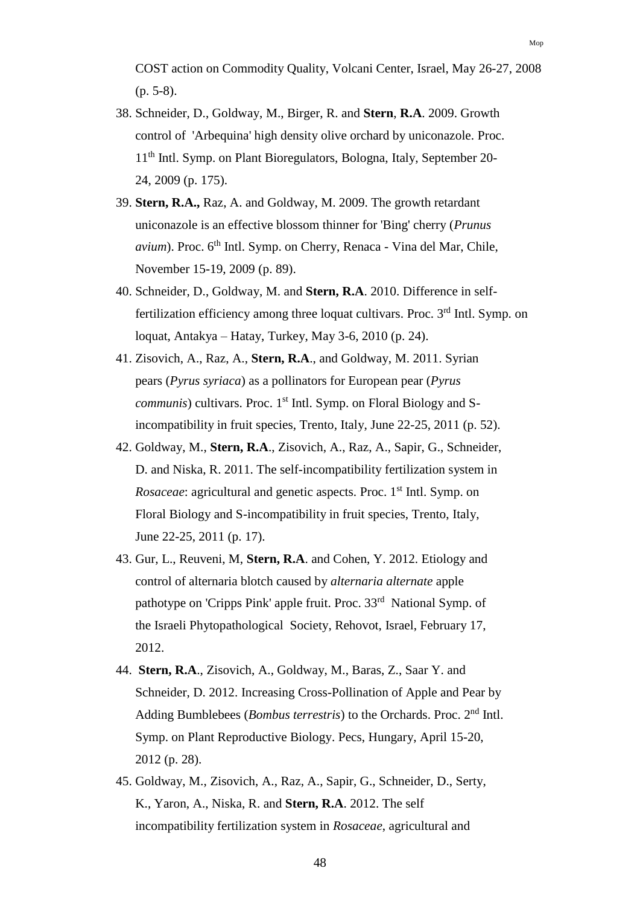COST action on Commodity Quality, Volcani Center, Israel, May 26-27, 2008 (p. 5-8).

38. Schneider, D., Goldway, M., Birger, R. and **Stern**, **R.A**. 2009. Growth control of 'Arbequina' high density olive orchard by uniconazole. Proc. 11th Intl. Symp. on Plant Bioregulators, Bologna, Italy, September 20-24, 2009 (p. 175).
39. **Stern, R.A.,** Raz, A. and Goldway, M. 2009. The growth retardant uniconazole is an effective blossom thinner for 'Bing' cherry (*Prunus avium*). Proc. 6th Intl. Symp. on Cherry, Renaca - Vina del Mar, Chile, November 15-19, 2009 (p. 89).
40. Schneider, D., Goldway, M. and **Stern, R.A**. 2010. Difference in self-fertilization efficiency among three loquat cultivars. Proc. 3rd Intl. Symp. on loquat, Antakya – Hatay, Turkey, May 3-6, 2010 (p. 24).
41. Zisovich, A., Raz, A., **Stern, R.A**., and Goldway, M. 2011. Syrian pears (*Pyrus syriaca*) as a pollinators for European pear (*Pyrus communis*) cultivars. Proc. 1st Intl. Symp. on Floral Biology and S-incompatibility in fruit species, Trento, Italy, June 22-25, 2011 (p. 52).
42. Goldway, M., **Stern, R.A**., Zisovich, A., Raz, A., Sapir, G., Schneider, D. and Niska, R. 2011. The self-incompatibility fertilization system in *Rosaceae*: agricultural and genetic aspects. Proc. 1st Intl. Symp. on Floral Biology and S-incompatibility in fruit species, Trento, Italy, June 22-25, 2011 (p. 17).
43. Gur, L., Reuveni, M, **Stern, R.A**. and Cohen, Y. 2012. Etiology and control of alternaria blotch caused by *alternaria alternate* apple pathotype on 'Cripps Pink' apple fruit. Proc. 33rd National Symp. of the Israeli Phytopathological Society, Rehovot, Israel, February 17, 2012.
44. **Stern, R.A**., Zisovich, A., Goldway, M., Baras, Z., Saar Y. and Schneider, D. 2012. Increasing Cross-Pollination of Apple and Pear by Adding Bumblebees (*Bombus terrestris*) to the Orchards. Proc. 2nd Intl. Symp. on Plant Reproductive Biology. Pecs, Hungary, April 15-20, 2012 (p. 28).
45. Goldway, M., Zisovich, A., Raz, A., Sapir, G., Schneider, D., Serty, K., Yaron, A., Niska, R. and **Stern, R.A**. 2012. The self incompatibility fertilization system in *Rosaceae*, agricultural and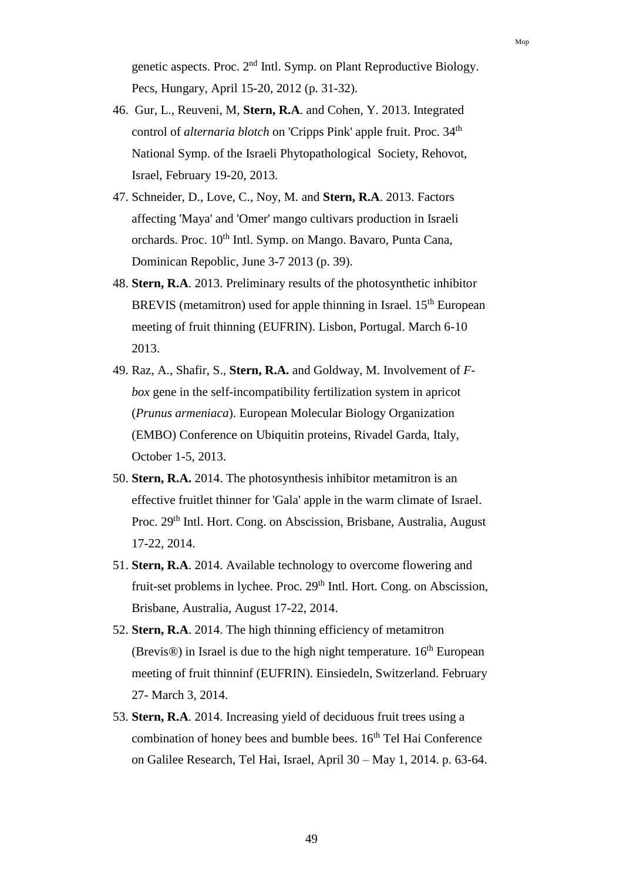genetic aspects. Proc. 2nd Intl. Symp. on Plant Reproductive Biology. Pecs, Hungary, April 15-20, 2012 (p. 31-32).

46. Gur, L., Reuveni, M, **Stern, R.A**. and Cohen, Y. 2013. Integrated control of *alternaria blotch* on 'Cripps Pink' apple fruit. Proc. 34th National Symp. of the Israeli Phytopathological Society, Rehovot, Israel, February 19-20, 2013.
47. Schneider, D., Love, C., Noy, M. and **Stern, R.A**. 2013. Factors affecting 'Maya' and 'Omer' mango cultivars production in Israeli orchards. Proc. 10th Intl. Symp. on Mango. Bavaro, Punta Cana, Dominican Repoblic, June 3-7 2013 (p. 39).
48. **Stern, R.A**. 2013. Preliminary results of the photosynthetic inhibitor BREVIS (metamitron) used for apple thinning in Israel. 15th European meeting of fruit thinning (EUFRIN). Lisbon, Portugal. March 6-10 2013.
49. Raz, A., Shafir, S., **Stern, R.A.** and Goldway, M. Involvement of *F-box* gene in the self-incompatibility fertilization system in apricot (*Prunus armeniaca*). European Molecular Biology Organization (EMBO) Conference on Ubiquitin proteins, Rivadel Garda, Italy, October 1-5, 2013.
50. **Stern, R.A.** 2014. The photosynthesis inhibitor metamitron is an effective fruitlet thinner for 'Gala' apple in the warm climate of Israel. Proc. 29th Intl. Hort. Cong. on Abscission, Brisbane, Australia, August 17-22, 2014.
51. **Stern, R.A**. 2014. Available technology to overcome flowering and fruit-set problems in lychee. Proc. 29th Intl. Hort. Cong. on Abscission, Brisbane, Australia, August 17-22, 2014.
52. **Stern, R.A**. 2014. The high thinning efficiency of metamitron (Brevis®) in Israel is due to the high night temperature. 16th European meeting of fruit thinninf (EUFRIN). Einsiedeln, Switzerland. February 27- March 3, 2014.
53. **Stern, R.A**. 2014. Increasing yield of deciduous fruit trees using a combination of honey bees and bumble bees. 16th Tel Hai Conference on Galilee Research, Tel Hai, Israel, April 30 – May 1, 2014. p. 63-64.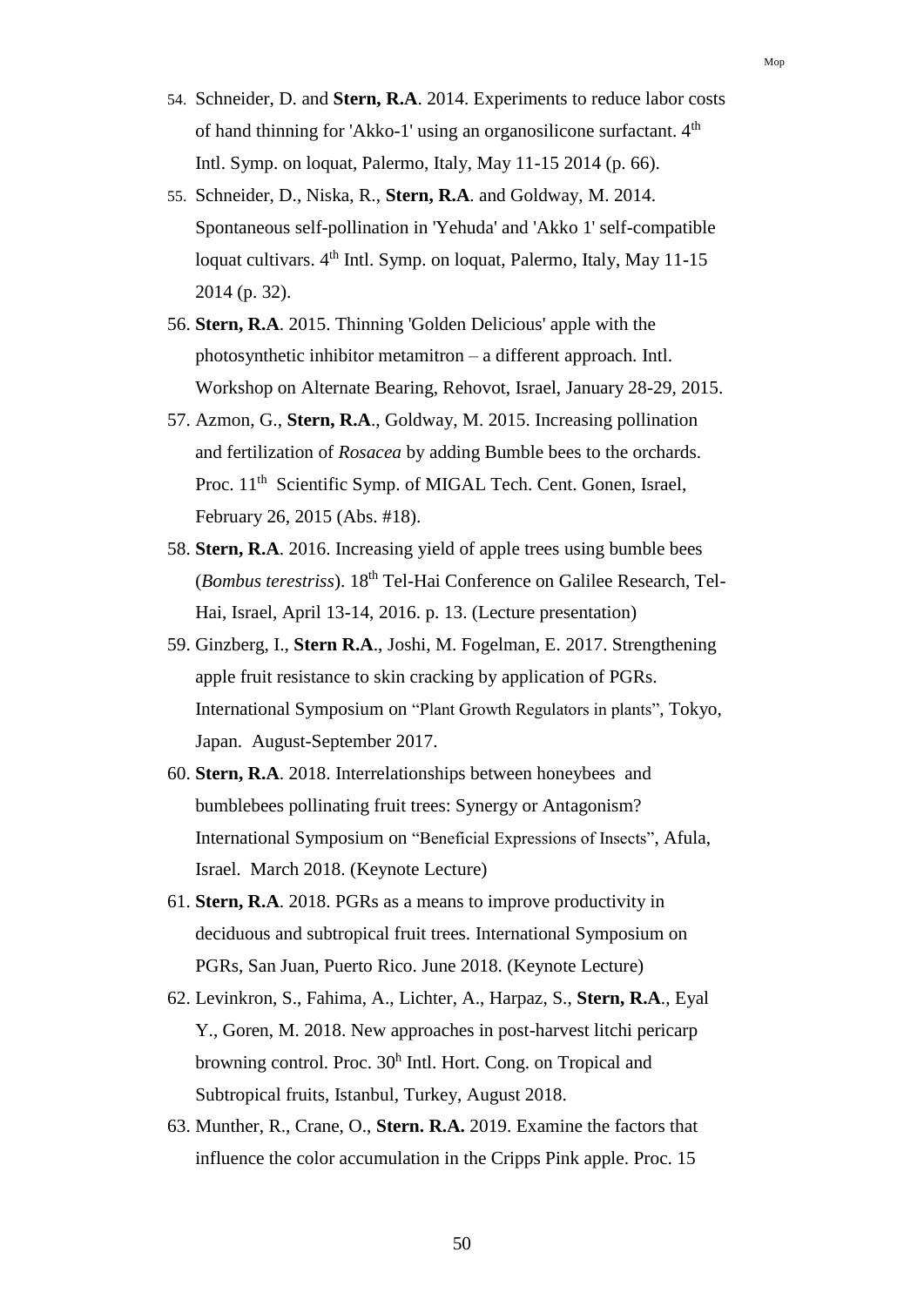54. Schneider, D. and **Stern, R.A**. 2014. Experiments to reduce labor costs of hand thinning for 'Akko-1' using an organosilicone surfactant. 4th Intl. Symp. on loquat, Palermo, Italy, May 11-15 2014 (p. 66).
55. Schneider, D., Niska, R., **Stern, R.A**. and Goldway, M. 2014. Spontaneous self-pollination in 'Yehuda' and 'Akko 1' self-compatible loquat cultivars. 4th Intl. Symp. on loquat, Palermo, Italy, May 11-15 2014 (p. 32).
56. **Stern, R.A**. 2015. Thinning 'Golden Delicious' apple with the photosynthetic inhibitor metamitron – a different approach. Intl. Workshop on Alternate Bearing, Rehovot, Israel, January 28-29, 2015.
57. Azmon, G., **Stern, R.A**., Goldway, M. 2015. Increasing pollination and fertilization of *Rosacea* by adding Bumble bees to the orchards. Proc. 11th Scientific Symp. of MIGAL Tech. Cent. Gonen, Israel, February 26, 2015 (Abs. #18).
58. **Stern, R.A**. 2016. Increasing yield of apple trees using bumble bees (*Bombus terestriss*). 18th Tel-Hai Conference on Galilee Research, Tel-Hai, Israel, April 13-14, 2016. p. 13. (Lecture presentation)
59. Ginzberg, I., **Stern R.A**., Joshi, M. Fogelman, E. 2017. Strengthening apple fruit resistance to skin cracking by application of PGRs. International Symposium on "Plant Growth Regulators in plants", Tokyo, Japan. August-September 2017.
60. **Stern, R.A**. 2018. Interrelationships between honeybees and bumblebees pollinating fruit trees: Synergy or Antagonism? International Symposium on "Beneficial Expressions of Insects", Afula, Israel. March 2018. (Keynote Lecture)
61. **Stern, R.A**. 2018. PGRs as a means to improve productivity in deciduous and subtropical fruit trees. International Symposium on PGRs, San Juan, Puerto Rico. June 2018. (Keynote Lecture)
62. Levinkron, S., Fahima, A., Lichter, A., Harpaz, S., **Stern, R.A**., Eyal Y., Goren, M. 2018. New approaches in post-harvest litchi pericarp browning control. Proc. 30h Intl. Hort. Cong. on Tropical and Subtropical fruits, Istanbul, Turkey, August 2018.
63. Munther, R., Crane, O., **Stern. R.A.** 2019. Examine the factors that influence the color accumulation in the Cripps Pink apple. Proc. 15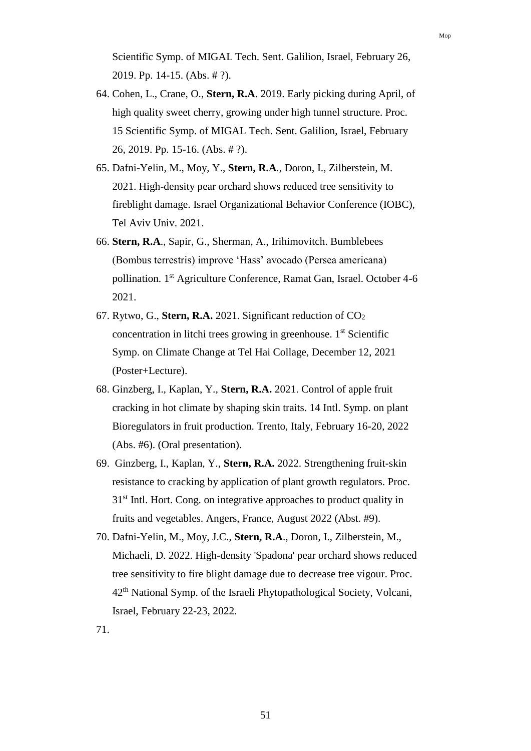Scientific Symp. of MIGAL Tech. Sent. Galilion, Israel, February 26, 2019. Pp. 14-15. (Abs. # ?).

64. Cohen, L., Crane, O., **Stern, R.A**. 2019. Early picking during April, of high quality sweet cherry, growing under high tunnel structure. Proc. 15 Scientific Symp. of MIGAL Tech. Sent. Galilion, Israel, February 26, 2019. Pp. 15-16. (Abs. # ?).
65. Dafni-Yelin, M., Moy, Y., **Stern, R.A**., Doron, I., Zilberstein, M. 2021. High-density pear orchard shows reduced tree sensitivity to fireblight damage. Israel Organizational Behavior Conference (IOBC), Tel Aviv Univ. 2021.
66. **Stern, R.A**., Sapir, G., Sherman, A., Irihimovitch. Bumblebees (Bombus terrestris) improve 'Hass' avocado (Persea americana) pollination. 1st Agriculture Conference, Ramat Gan, Israel. October 4-6 2021.
67. Rytwo, G., **Stern, R.A.** 2021. Significant reduction of $CO_2$ concentration in litchi trees growing in greenhouse. 1st Scientific Symp. on Climate Change at Tel Hai Collage, December 12, 2021 (Poster+Lecture).
68. Ginzberg, I., Kaplan, Y., **Stern, R.A.** 2021. Control of apple fruit cracking in hot climate by shaping skin traits. 14 Intl. Symp. on plant Bioregulators in fruit production. Trento, Italy, February 16-20, 2022 (Abs. #6). (Oral presentation).
69. Ginzberg, I., Kaplan, Y., **Stern, R.A.** 2022. Strengthening fruit-skin resistance to cracking by application of plant growth regulators. Proc. 31st Intl. Hort. Cong. on integrative approaches to product quality in fruits and vegetables. Angers, France, August 2022 (Abst. #9).
70. Dafni-Yelin, M., Moy, J.C., **Stern, R.A**., Doron, I., Zilberstein, M., Michaeli, D. 2022. High-density 'Spadona' pear orchard shows reduced tree sensitivity to fire blight damage due to decrease tree vigour. Proc. 42th National Symp. of the Israeli Phytopathological Society, Volcani, Israel, February 22-23, 2022.
71.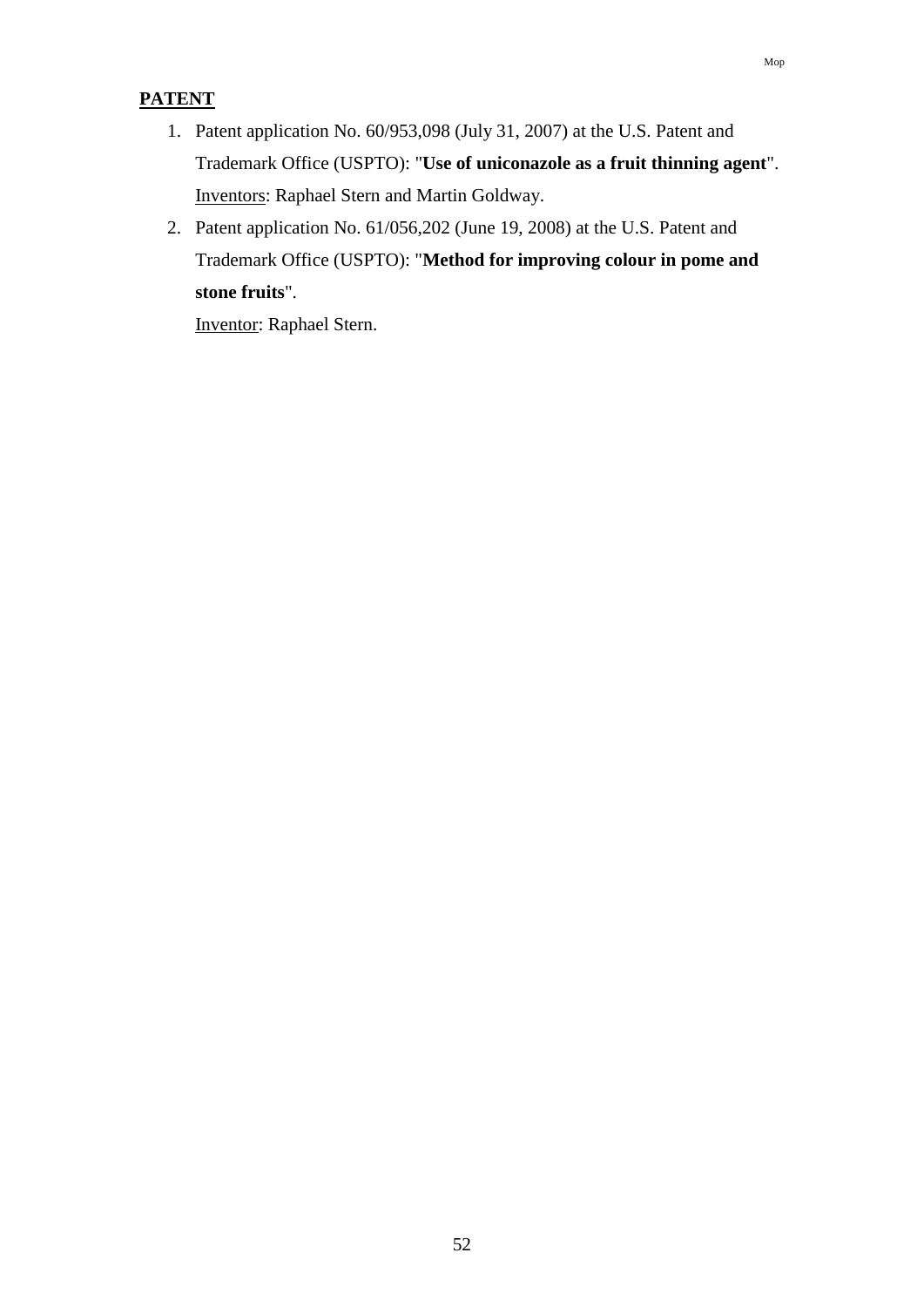## PATENT

1. Patent application No. 60/953,098 (July 31, 2007) at the U.S. Patent and Trademark Office (USPTO): "**Use of uniconazole as a fruit thinning agent**".
   Inventors: Raphael Stern and Martin Goldway.
2. Patent application No. 61/056,202 (June 19, 2008) at the U.S. Patent and Trademark Office (USPTO): "**Method for improving colour in pome and stone fruits**".
   Inventor: Raphael Stern.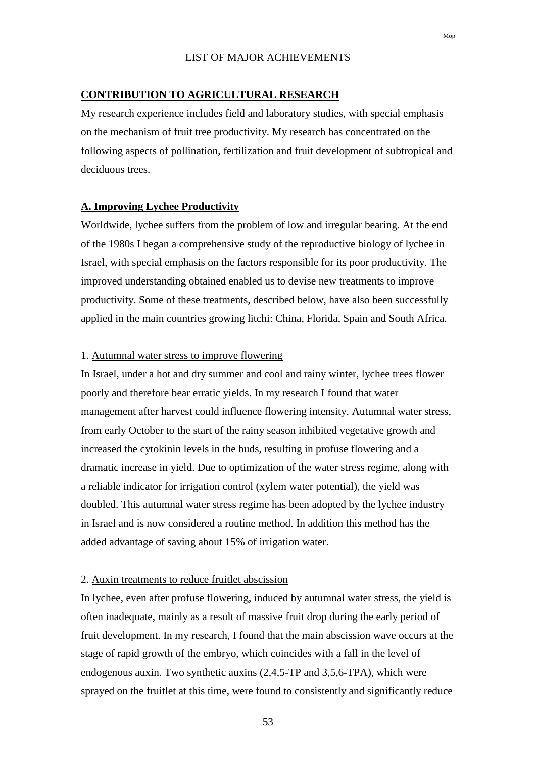LIST OF MAJOR ACHIEVEMENTS

## CONTRIBUTION TO AGRICULTURAL RESEARCH

My research experience includes field and laboratory studies, with special emphasis on the mechanism of fruit tree productivity. My research has concentrated on the following aspects of pollination, fertilization and fruit development of subtropical and deciduous trees.

### A. Improving Lychee Productivity

Worldwide, lychee suffers from the problem of low and irregular bearing. At the end of the 1980s I began a comprehensive study of the reproductive biology of lychee in Israel, with special emphasis on the factors responsible for its poor productivity. The improved understanding obtained enabled us to devise new treatments to improve productivity. Some of these treatments, described below, have also been successfully applied in the main countries growing litchi: China, Florida, Spain and South Africa.

1. Autumnal water stress to improve flowering

In Israel, under a hot and dry summer and cool and rainy winter, lychee trees flower poorly and therefore bear erratic yields. In my research I found that water management after harvest could influence flowering intensity. Autumnal water stress, from early October to the start of the rainy season inhibited vegetative growth and increased the cytokinin levels in the buds, resulting in profuse flowering and a dramatic increase in yield. Due to optimization of the water stress regime, along with a reliable indicator for irrigation control (xylem water potential), the yield was doubled. This autumnal water stress regime has been adopted by the lychee industry in Israel and is now considered a routine method. In addition this method has the added advantage of saving about 15% of irrigation water.

2. Auxin treatments to reduce fruitlet abscission

In lychee, even after profuse flowering, induced by autumnal water stress, the yield is often inadequate, mainly as a result of massive fruit drop during the early period of fruit development. In my research, I found that the main abscission wave occurs at the stage of rapid growth of the embryo, which coincides with a fall in the level of endogenous auxin. Two synthetic auxins (2,4,5-TP and 3,5,6-TPA), which were sprayed on the fruitlet at this time, were found to consistently and significantly reduce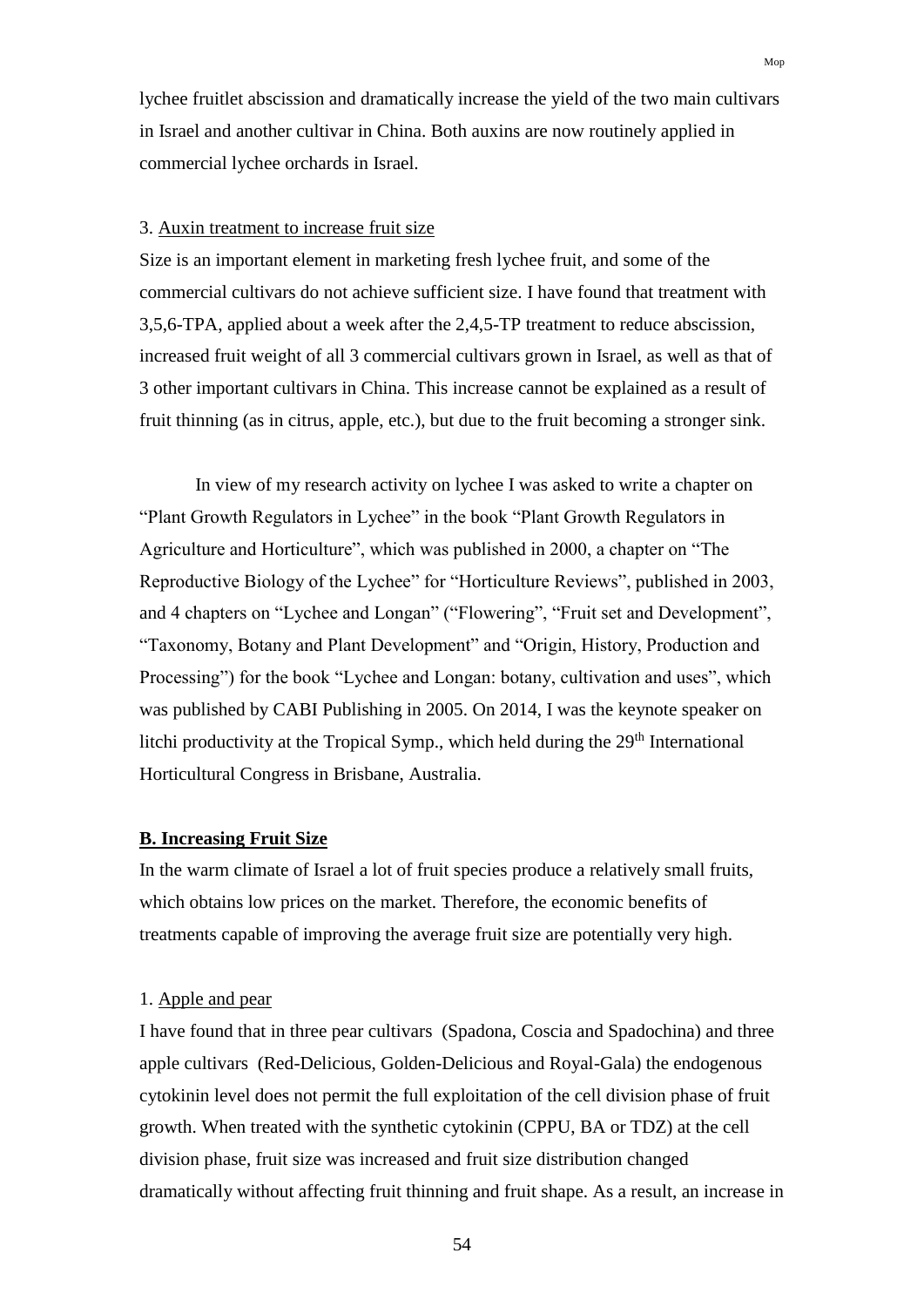lychee fruitlet abscission and dramatically increase the yield of the two main cultivars in Israel and another cultivar in China. Both auxins are now routinely applied in commercial lychee orchards in Israel.

3. Auxin treatment to increase fruit size

Size is an important element in marketing fresh lychee fruit, and some of the commercial cultivars do not achieve sufficient size. I have found that treatment with 3,5,6-TPA, applied about a week after the 2,4,5-TP treatment to reduce abscission, increased fruit weight of all 3 commercial cultivars grown in Israel, as well as that of 3 other important cultivars in China. This increase cannot be explained as a result of fruit thinning (as in citrus, apple, etc.), but due to the fruit becoming a stronger sink.

In view of my research activity on lychee I was asked to write a chapter on "Plant Growth Regulators in Lychee" in the book "Plant Growth Regulators in Agriculture and Horticulture", which was published in 2000, a chapter on "The Reproductive Biology of the Lychee" for "Horticulture Reviews", published in 2003, and 4 chapters on "Lychee and Longan" ("Flowering", "Fruit set and Development", "Taxonomy, Botany and Plant Development" and "Origin, History, Production and Processing") for the book "Lychee and Longan: botany, cultivation and uses", which was published by CABI Publishing in 2005. On 2014, I was the keynote speaker on litchi productivity at the Tropical Symp., which held during the 29th International Horticultural Congress in Brisbane, Australia.

**B. Increasing Fruit Size**

In the warm climate of Israel a lot of fruit species produce a relatively small fruits, which obtains low prices on the market. Therefore, the economic benefits of treatments capable of improving the average fruit size are potentially very high.

1. Apple and pear

I have found that in three pear cultivars (Spadona, Coscia and Spadochina) and three apple cultivars (Red-Delicious, Golden-Delicious and Royal-Gala) the endogenous cytokinin level does not permit the full exploitation of the cell division phase of fruit growth. When treated with the synthetic cytokinin (CPPU, BA or TDZ) at the cell division phase, fruit size was increased and fruit size distribution changed dramatically without affecting fruit thinning and fruit shape. As a result, an increase in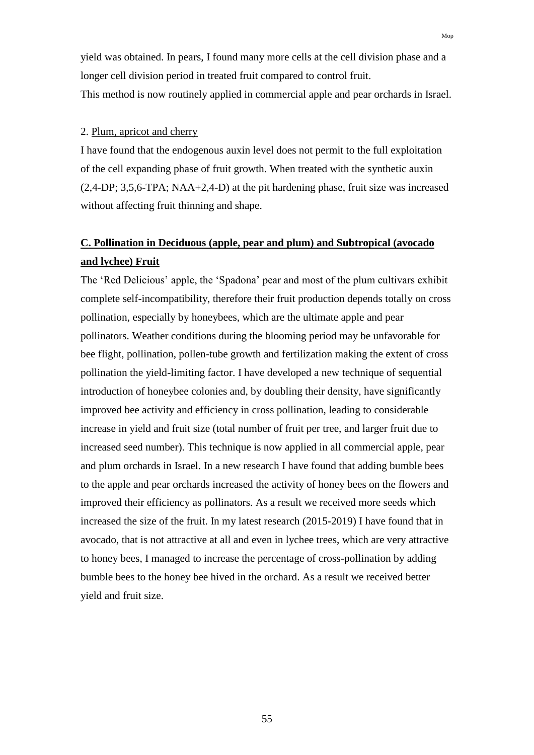yield was obtained. In pears, I found many more cells at the cell division phase and a longer cell division period in treated fruit compared to control fruit.
This method is now routinely applied in commercial apple and pear orchards in Israel.

2. Plum, apricot and cherry

I have found that the endogenous auxin level does not permit to the full exploitation of the cell expanding phase of fruit growth. When treated with the synthetic auxin (2,4-DP; 3,5,6-TPA; NAA+2,4-D) at the pit hardening phase, fruit size was increased without affecting fruit thinning and shape.

## C. Pollination in Deciduous (apple, pear and plum) and Subtropical (avocado and lychee) Fruit

The 'Red Delicious' apple, the 'Spadona' pear and most of the plum cultivars exhibit complete self-incompatibility, therefore their fruit production depends totally on cross pollination, especially by honeybees, which are the ultimate apple and pear pollinators. Weather conditions during the blooming period may be unfavorable for bee flight, pollination, pollen-tube growth and fertilization making the extent of cross pollination the yield-limiting factor. I have developed a new technique of sequential introduction of honeybee colonies and, by doubling their density, have significantly improved bee activity and efficiency in cross pollination, leading to considerable increase in yield and fruit size (total number of fruit per tree, and larger fruit due to increased seed number). This technique is now applied in all commercial apple, pear and plum orchards in Israel. In a new research I have found that adding bumble bees to the apple and pear orchards increased the activity of honey bees on the flowers and improved their efficiency as pollinators. As a result we received more seeds which increased the size of the fruit. In my latest research (2015-2019) I have found that in avocado, that is not attractive at all and even in lychee trees, which are very attractive to honey bees, I managed to increase the percentage of cross-pollination by adding bumble bees to the honey bee hived in the orchard. As a result we received better yield and fruit size.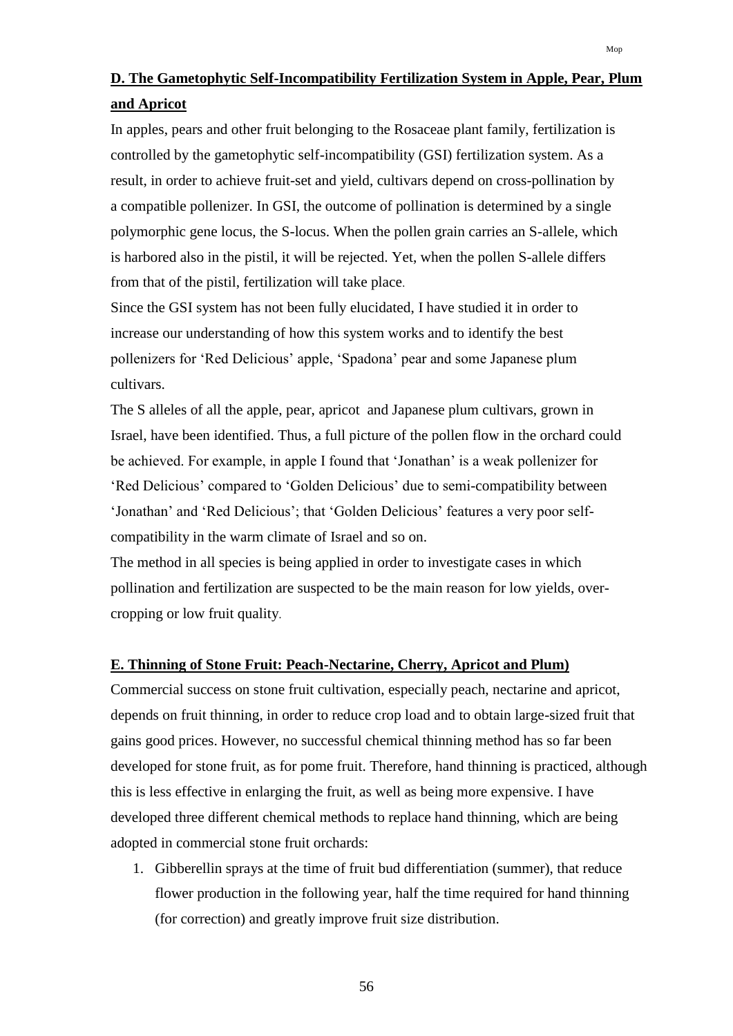## D. The Gametophytic Self-Incompatibility Fertilization System in Apple, Pear, Plum and Apricot

In apples, pears and other fruit belonging to the Rosaceae plant family, fertilization is controlled by the gametophytic self-incompatibility (GSI) fertilization system. As a result, in order to achieve fruit-set and yield, cultivars depend on cross-pollination by a compatible pollenizer. In GSI, the outcome of pollination is determined by a single polymorphic gene locus, the S-locus. When the pollen grain carries an S-allele, which is harbored also in the pistil, it will be rejected. Yet, when the pollen S-allele differs from that of the pistil, fertilization will take place.

Since the GSI system has not been fully elucidated, I have studied it in order to increase our understanding of how this system works and to identify the best pollenizers for 'Red Delicious' apple, 'Spadona' pear and some Japanese plum cultivars.

The S alleles of all the apple, pear, apricot and Japanese plum cultivars, grown in Israel, have been identified. Thus, a full picture of the pollen flow in the orchard could be achieved. For example, in apple I found that 'Jonathan' is a weak pollenizer for 'Red Delicious' compared to 'Golden Delicious' due to semi-compatibility between 'Jonathan' and 'Red Delicious'; that 'Golden Delicious' features a very poor self-compatibility in the warm climate of Israel and so on.

The method in all species is being applied in order to investigate cases in which pollination and fertilization are suspected to be the main reason for low yields, over-cropping or low fruit quality.

## E. Thinning of Stone Fruit: Peach-Nectarine, Cherry, Apricot and Plum)

Commercial success on stone fruit cultivation, especially peach, nectarine and apricot, depends on fruit thinning, in order to reduce crop load and to obtain large-sized fruit that gains good prices. However, no successful chemical thinning method has so far been developed for stone fruit, as for pome fruit. Therefore, hand thinning is practiced, although this is less effective in enlarging the fruit, as well as being more expensive. I have developed three different chemical methods to replace hand thinning, which are being adopted in commercial stone fruit orchards:

1. Gibberellin sprays at the time of fruit bud differentiation (summer), that reduce flower production in the following year, half the time required for hand thinning (for correction) and greatly improve fruit size distribution.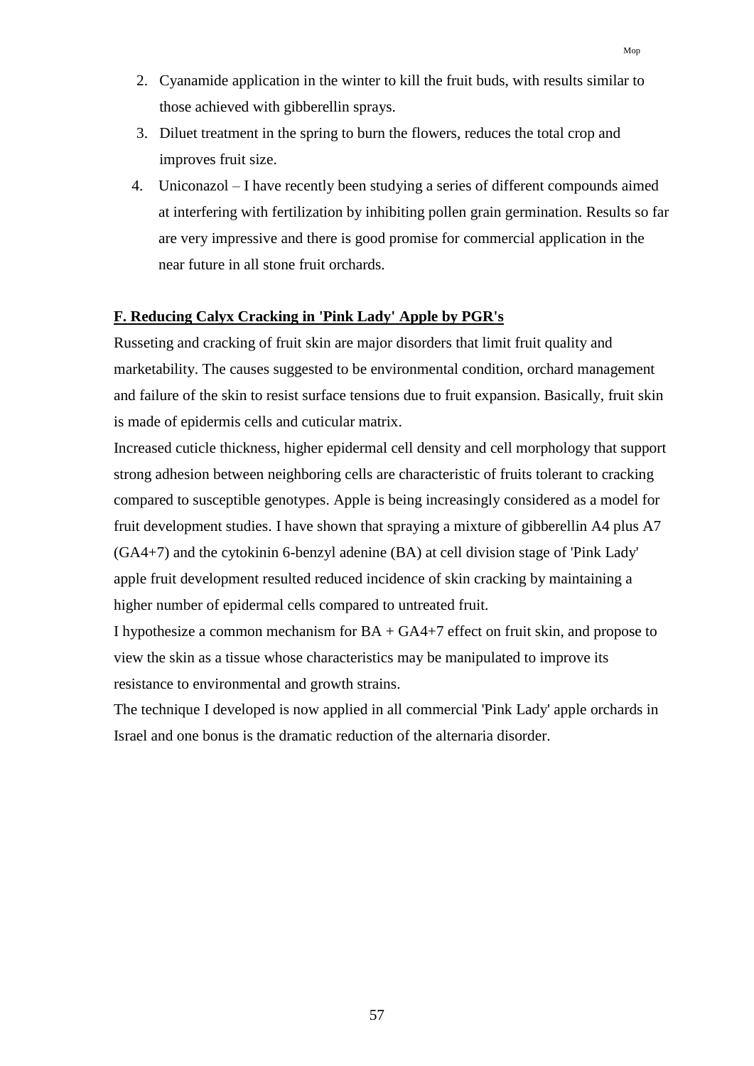2. Cyanamide application in the winter to kill the fruit buds, with results similar to those achieved with gibberellin sprays.
3. Diluet treatment in the spring to burn the flowers, reduces the total crop and improves fruit size.
4. Uniconazol – I have recently been studying a series of different compounds aimed at interfering with fertilization by inhibiting pollen grain germination. Results so far are very impressive and there is good promise for commercial application in the near future in all stone fruit orchards.

**F. Reducing Calyx Cracking in 'Pink Lady' Apple by PGR's**

Russeting and cracking of fruit skin are major disorders that limit fruit quality and marketability. The causes suggested to be environmental condition, orchard management and failure of the skin to resist surface tensions due to fruit expansion. Basically, fruit skin is made of epidermis cells and cuticular matrix.

Increased cuticle thickness, higher epidermal cell density and cell morphology that support strong adhesion between neighboring cells are characteristic of fruits tolerant to cracking compared to susceptible genotypes. Apple is being increasingly considered as a model for fruit development studies. I have shown that spraying a mixture of gibberellin A4 plus A7 (GA4+7) and the cytokinin 6-benzyl adenine (BA) at cell division stage of 'Pink Lady' apple fruit development resulted reduced incidence of skin cracking by maintaining a higher number of epidermal cells compared to untreated fruit.

I hypothesize a common mechanism for BA + GA4+7 effect on fruit skin, and propose to view the skin as a tissue whose characteristics may be manipulated to improve its resistance to environmental and growth strains.

The technique I developed is now applied in all commercial 'Pink Lady' apple orchards in Israel and one bonus is the dramatic reduction of the alternaria disorder.